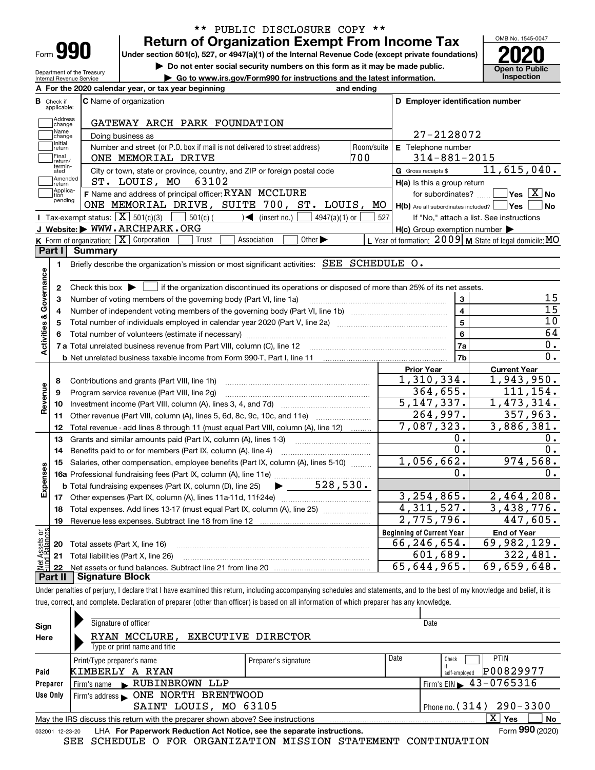** PUBLIC DISCLOSURE COPY **

# Form 990 — Return of Organization Exempt From Income Tax (2020)

Under section 501(c), 527, or 4947(a)(1) of the Internal Revenue Code (except private foundations)

▶ Do not enter social security numbers on this form as it may be made public.

▶ Go to www.irs.gov/Form990 for instructions and the latest information.

Department of the Treasury
Internal Revenue Service

OMB No. 1545-0047

**Open to Public Inspection**

**A** For the 2020 calendar year, or tax year beginning and ending

**B** Check if applicable: Address change, Name change, Initial return, Final return/terminated, Amended return, Application pending

**C** Name of organization: GATEWAY ARCH PARK FOUNDATION

Doing business as

Number and street (or P.O. box if mail is not delivered to street address): ONE MEMORIAL DRIVE — Room/suite: 700

City or town, state or province, country, and ZIP or foreign postal code: ST. LOUIS, MO 63102

**F** Name and address of principal officer: RYAN MCCLURE, ONE MEMORIAL DRIVE, SUITE 700, ST. LOUIS, MO

**D** Employer identification number: 27-2128072

**E** Telephone number: 314-881-2015

**G** Gross receipts $ 11,615,040.

**H(a)** Is this a group return for subordinates? Yes [ ] No [X]

**H(b)** Are all subordinates included? Yes [ ] No [ ] If "No," attach a list. See instructions

**H(c)** Group exemption number ▶

**I** Tax-exempt status: [X] 501(c)(3) [ ] 501(c) ( ) ◀ (insert no.) [ ] 4947(a)(1) or [ ] 527

**J** Website: ▶ WWW.ARCHPARK.ORG

**K** Form of organization: [X] Corporation [ ] Trust [ ] Association [ ] Other ▶

**L** Year of formation: 2009 **M** State of legal domicile: MO

## Part I Summary

**Activities & Governance**

1 Briefly describe the organization's mission or most significant activities: SEE SCHEDULE O.

2 Check this box ▶ [ ] if the organization discontinued its operations or disposed of more than 25% of its net assets.

| Line | Description | | Value |
|---|---|---|---|
| 3 | Number of voting members of the governing body (Part VI, line 1a) | 3 | 15 |
| 4 | Number of independent voting members of the governing body (Part VI, line 1b) | 4 | 15 |
| 5 | Total number of individuals employed in calendar year 2020 (Part V, line 2a) | 5 | 10 |
| 6 | Total number of volunteers (estimate if necessary) | 6 | 64 |
| 7a | Total unrelated business revenue from Part VIII, column (C), line 12 | 7a | 0. |
| b | Net unrelated business taxable income from Form 990-T, Part I, line 11 | 7b | 0. |

| Line | Description | Prior Year | Current Year |
|---|---|---|---|
| | **Revenue** | | |
| 8 | Contributions and grants (Part VIII, line 1h) | 1,310,334. | 1,943,950. |
| 9 | Program service revenue (Part VIII, line 2g) | 364,655. | 111,154. |
| 10 | Investment income (Part VIII, column (A), lines 3, 4, and 7d) | 5,147,337. | 1,473,314. |
| 11 | Other revenue (Part VIII, column (A), lines 5, 6d, 8c, 9c, 10c, and 11e) | 264,997. | 357,963. |
| 12 | Total revenue - add lines 8 through 11 (must equal Part VIII, column (A), line 12) | 7,087,323. | 3,886,381. |
| | **Expenses** | | |
| 13 | Grants and similar amounts paid (Part IX, column (A), lines 1-3) | 0. | 0. |
| 14 | Benefits paid to or for members (Part IX, column (A), line 4) | 0. | 0. |
| 15 | Salaries, other compensation, employee benefits (Part IX, column (A), lines 5-10) | 1,056,662. | 974,568. |
| 16a | Professional fundraising fees (Part IX, column (A), line 11e) | 0. | 0. |
| b | Total fundraising expenses (Part IX, column (D), line 25) ▶ 528,530. | | |
| 17 | Other expenses (Part IX, column (A), lines 11a-11d, 11f-24e) | 3,254,865. | 2,464,208. |
| 18 | Total expenses. Add lines 13-17 (must equal Part IX, column (A), line 25) | 4,311,527. | 3,438,776. |
| 19 | Revenue less expenses. Subtract line 18 from line 12 | 2,775,796. | 447,605. |
| | **Net Assets or Fund Balances** | **Beginning of Current Year** | **End of Year** |
| 20 | Total assets (Part X, line 16) | 66,246,654. | 69,982,129. |
| 21 | Total liabilities (Part X, line 26) | 601,689. | 322,481. |
| 22 | Net assets or fund balances. Subtract line 21 from line 20 | 65,644,965. | 69,659,648. |

## Part II Signature Block

Under penalties of perjury, I declare that I have examined this return, including accompanying schedules and statements, and to the best of my knowledge and belief, it is true, correct, and complete. Declaration of preparer (other than officer) is based on all information of which preparer has any knowledge.

**Sign Here**

Signature of officer — Date

RYAN MCCLURE, EXECUTIVE DIRECTOR
Type or print name and title

**Paid Preparer Use Only**

| Print/Type preparer's name | Preparer's signature | Date | Check if self-employed | PTIN |
|---|---|---|---|---|
| KIMBERLY A RYAN | | | [ ] | P00829977 |

Firm's name ▶ RUBINBROWN LLP — Firm's EIN ▶ 43-0765316

Firm's address ▶ ONE NORTH BRENTWOOD, SAINT LOUIS, MO 63105 — Phone no. (314) 290-3300

May the IRS discuss this return with the preparer shown above? See instructions [X] Yes [ ] No

032001 12-23-20 LHA For Paperwork Reduction Act Notice, see the separate instructions. Form 990 (2020)

SEE SCHEDULE O FOR ORGANIZATION MISSION STATEMENT CONTINUATION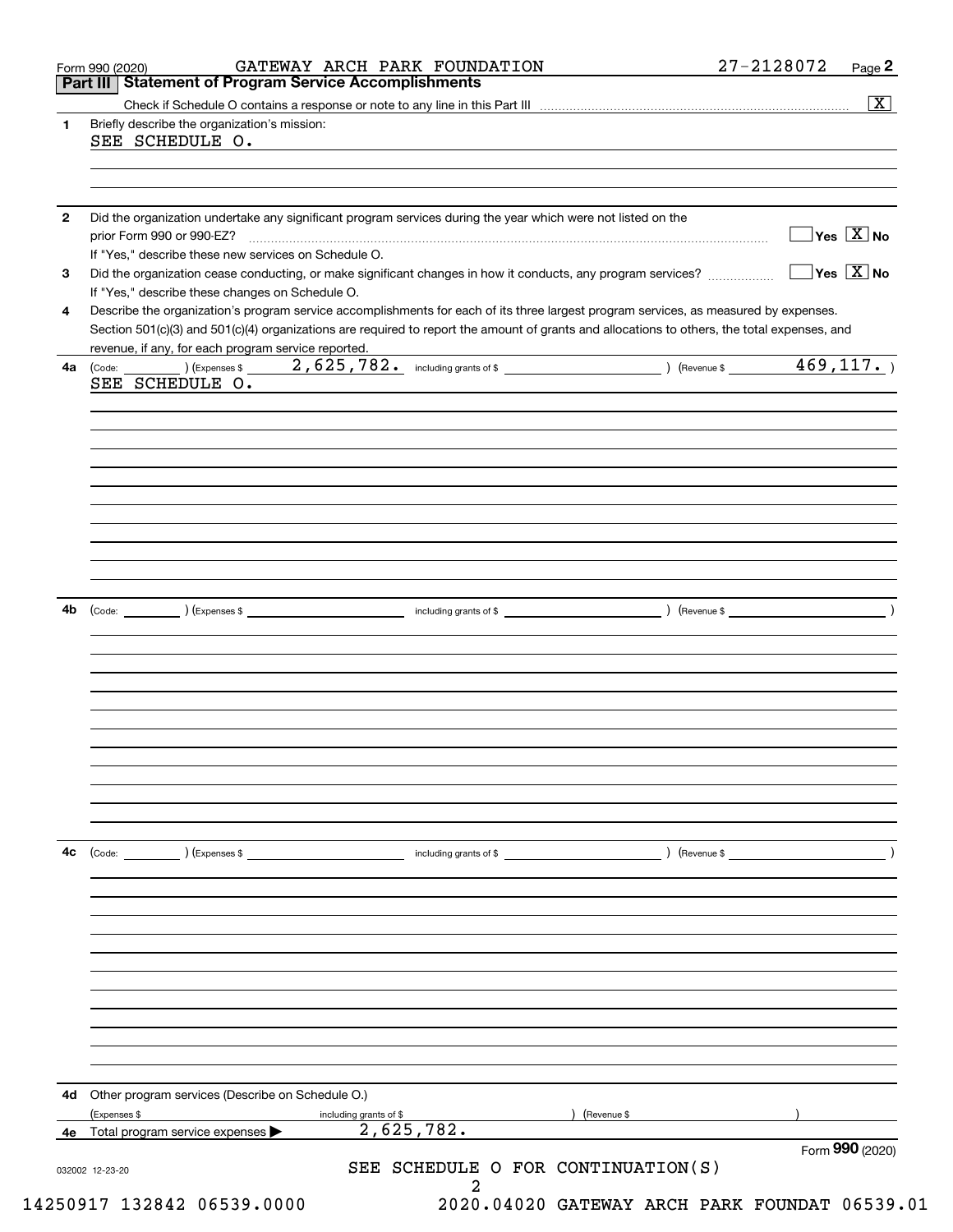Form 990 (2020) GATEWAY ARCH PARK FOUNDATION 27-2128072

## Part III Statement of Program Service Accomplishments

Check if Schedule O contains a response or note to any line in this Part III ☒

**1** Briefly describe the organization's mission:

SEE SCHEDULE O.

**2** Did the organization undertake any significant program services during the year which were not listed on the prior Form 990 or 990-EZ? ☐ Yes ☒ No

If "Yes," describe these new services on Schedule O.

**3** Did the organization cease conducting, or make significant changes in how it conducts, any program services? ☐ Yes ☒ No

If "Yes," describe these changes on Schedule O.

**4** Describe the organization's program service accomplishments for each of its three largest program services, as measured by expenses. Section 501(c)(3) and 501(c)(4) organizations are required to report the amount of grants and allocations to others, the total expenses, and revenue, if any, for each program service reported.

**4a** (Code: ) (Expenses $ 2,625,782. including grants of $ ) (Revenue $ 469,117. )

SEE SCHEDULE O.

**4b** (Code: ) (Expenses $ including grants of $ ) (Revenue $ )

**4c** (Code: ) (Expenses $ including grants of $ ) (Revenue $ )

**4d** Other program services (Describe on Schedule O.)

(Expenses $ including grants of $ ) (Revenue $ )

**4e** Total program service expenses ▶ 2,625,782.

Form **990** (2020)

032002 12-23-20

SEE SCHEDULE O FOR CONTINUATION(S)

14250917 132842 06539.0000 2020.04020 GATEWAY ARCH PARK FOUNDAT 06539.01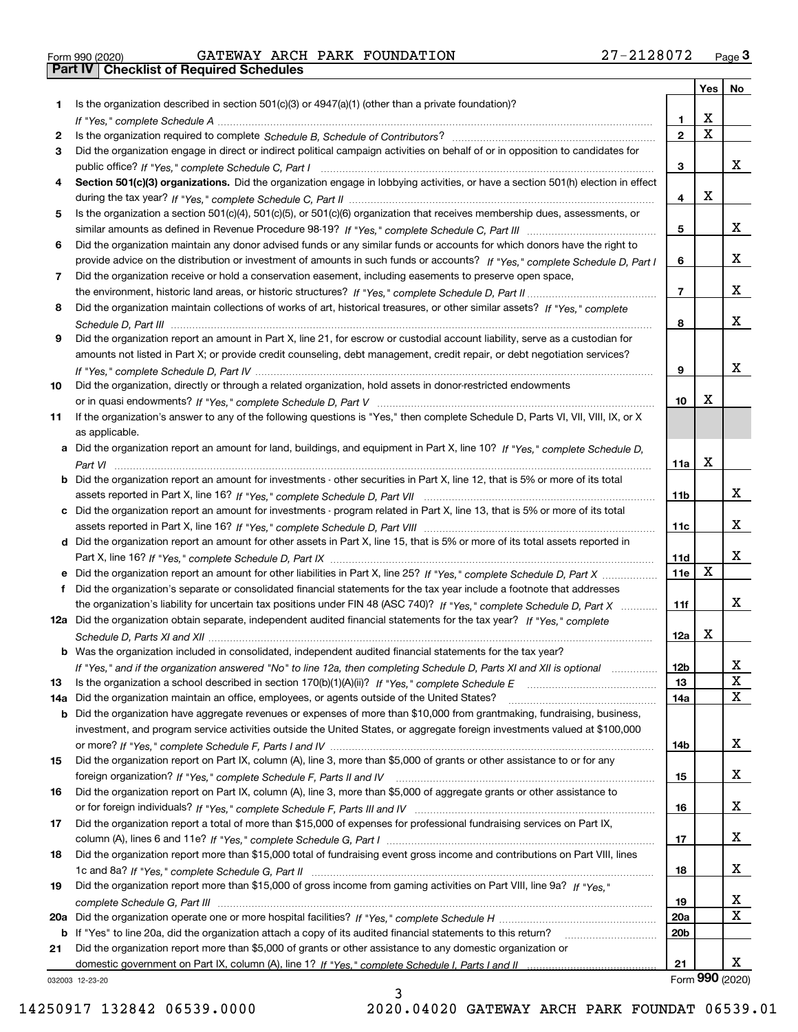Form 990 (2020) GATEWAY ARCH PARK FOUNDATION 27-2128072

## Part IV Checklist of Required Schedules

| | | | Yes | No |
|---|---|---|---|---|
| 1 | Is the organization described in section 501(c)(3) or 4947(a)(1) (other than a private foundation)? *If "Yes," complete Schedule A* | 1 | X | |
| 2 | Is the organization required to complete *Schedule B, Schedule of Contributors*? | 2 | X | |
| 3 | Did the organization engage in direct or indirect political campaign activities on behalf of or in opposition to candidates for public office? *If "Yes," complete Schedule C, Part I* | 3 | | X |
| 4 | **Section 501(c)(3) organizations.** Did the organization engage in lobbying activities, or have a section 501(h) election in effect during the tax year? *If "Yes," complete Schedule C, Part II* | 4 | X | |
| 5 | Is the organization a section 501(c)(4), 501(c)(5), or 501(c)(6) organization that receives membership dues, assessments, or similar amounts as defined in Revenue Procedure 98-19? *If "Yes," complete Schedule C, Part III* | 5 | | X |
| 6 | Did the organization maintain any donor advised funds or any similar funds or accounts for which donors have the right to provide advice on the distribution or investment of amounts in such funds or accounts? *If "Yes," complete Schedule D, Part I* | 6 | | X |
| 7 | Did the organization receive or hold a conservation easement, including easements to preserve open space, the environment, historic land areas, or historic structures? *If "Yes," complete Schedule D, Part II* | 7 | | X |
| 8 | Did the organization maintain collections of works of art, historical treasures, or other similar assets? *If "Yes," complete Schedule D, Part III* | 8 | | X |
| 9 | Did the organization report an amount in Part X, line 21, for escrow or custodial account liability, serve as a custodian for amounts not listed in Part X; or provide credit counseling, debt management, credit repair, or debt negotiation services? *If "Yes," complete Schedule D, Part IV* | 9 | | X |
| 10 | Did the organization, directly or through a related organization, hold assets in donor-restricted endowments or in quasi endowments? *If "Yes," complete Schedule D, Part V* | 10 | X | |
| 11 | If the organization's answer to any of the following questions is "Yes," then complete Schedule D, Parts VI, VII, VIII, IX, or X as applicable. | | | |
| a | Did the organization report an amount for land, buildings, and equipment in Part X, line 10? *If "Yes," complete Schedule D, Part VI* | 11a | X | |
| b | Did the organization report an amount for investments - other securities in Part X, line 12, that is 5% or more of its total assets reported in Part X, line 16? *If "Yes," complete Schedule D, Part VII* | 11b | | X |
| c | Did the organization report an amount for investments - program related in Part X, line 13, that is 5% or more of its total assets reported in Part X, line 16? *If "Yes," complete Schedule D, Part VIII* | 11c | | X |
| d | Did the organization report an amount for other assets in Part X, line 15, that is 5% or more of its total assets reported in Part X, line 16? *If "Yes," complete Schedule D, Part IX* | 11d | | X |
| e | Did the organization report an amount for other liabilities in Part X, line 25? *If "Yes," complete Schedule D, Part X* | 11e | X | |
| f | Did the organization's separate or consolidated financial statements for the tax year include a footnote that addresses the organization's liability for uncertain tax positions under FIN 48 (ASC 740)? *If "Yes," complete Schedule D, Part X* | 11f | | X |
| 12a | Did the organization obtain separate, independent audited financial statements for the tax year? *If "Yes," complete Schedule D, Parts XI and XII* | 12a | X | |
| b | Was the organization included in consolidated, independent audited financial statements for the tax year? *If "Yes," and if the organization answered "No" to line 12a, then completing Schedule D, Parts XI and XII is optional* | 12b | | X |
| 13 | Is the organization a school described in section 170(b)(1)(A)(ii)? *If "Yes," complete Schedule E* | 13 | | X |
| 14a | Did the organization maintain an office, employees, or agents outside of the United States? | 14a | | X |
| b | Did the organization have aggregate revenues or expenses of more than $10,000 from grantmaking, fundraising, business, investment, and program service activities outside the United States, or aggregate foreign investments valued at $100,000 or more? *If "Yes," complete Schedule F, Parts I and IV* | 14b | | X |
| 15 | Did the organization report on Part IX, column (A), line 3, more than $5,000 of grants or other assistance to or for any foreign organization? *If "Yes," complete Schedule F, Parts II and IV* | 15 | | X |
| 16 | Did the organization report on Part IX, column (A), line 3, more than $5,000 of aggregate grants or other assistance to or for foreign individuals? *If "Yes," complete Schedule F, Parts III and IV* | 16 | | X |
| 17 | Did the organization report a total of more than $15,000 of expenses for professional fundraising services on Part IX, column (A), lines 6 and 11e? *If "Yes," complete Schedule G, Part I* | 17 | | X |
| 18 | Did the organization report more than $15,000 total of fundraising event gross income and contributions on Part VIII, lines 1c and 8a? *If "Yes," complete Schedule G, Part II* | 18 | | X |
| 19 | Did the organization report more than $15,000 of gross income from gaming activities on Part VIII, line 9a? *If "Yes," complete Schedule G, Part III* | 19 | | X |
| 20a | Did the organization operate one or more hospital facilities? *If "Yes," complete Schedule H* | 20a | | X |
| b | If "Yes" to line 20a, did the organization attach a copy of its audited financial statements to this return? | 20b | | |
| 21 | Did the organization report more than $5,000 of grants or other assistance to any domestic organization or domestic government on Part IX, column (A), line 1? *If "Yes," complete Schedule I, Parts I and II* | 21 | | X |

032003 12-23-20 Form **990** (2020)

14250917 132842 06539.0000 2020.04020 GATEWAY ARCH PARK FOUNDAT 06539.01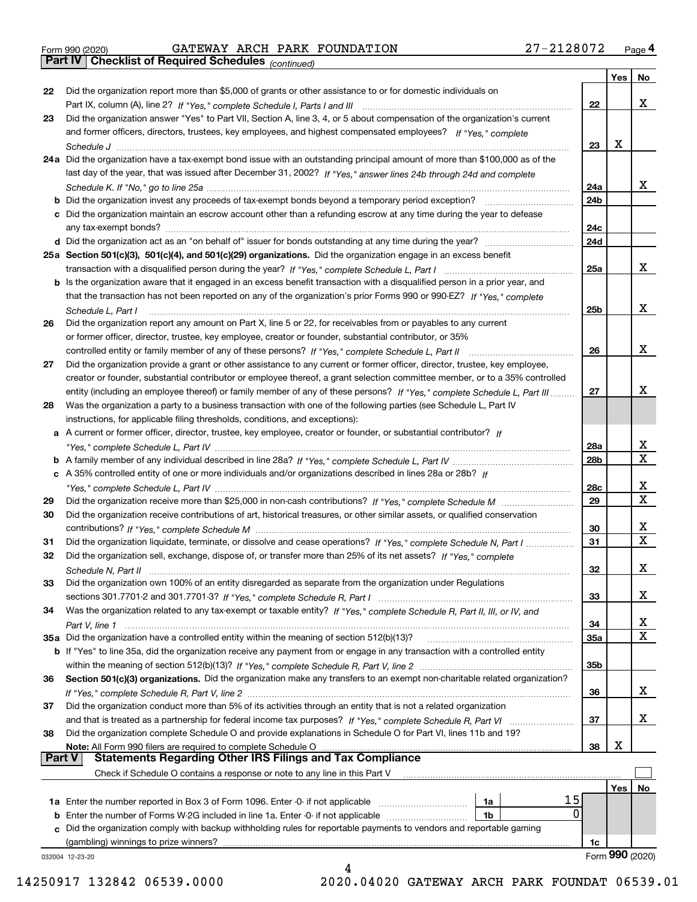Form 990 (2020) GATEWAY ARCH PARK FOUNDATION 27-2128072 Page 4

**Part IV Checklist of Required Schedules** *(continued)*

| | | | Yes | No |
|---|---|---|---|---|
| 22 | Did the organization report more than $5,000 of grants or other assistance to or for domestic individuals on Part IX, column (A), line 2? *If "Yes," complete Schedule I, Parts I and III* | 22 | | X |
| 23 | Did the organization answer "Yes" to Part VII, Section A, line 3, 4, or 5 about compensation of the organization's current and former officers, directors, trustees, key employees, and highest compensated employees? *If "Yes," complete Schedule J* | 23 | X | |
| 24a | Did the organization have a tax-exempt bond issue with an outstanding principal amount of more than $100,000 as of the last day of the year, that was issued after December 31, 2002? *If "Yes," answer lines 24b through 24d and complete Schedule K. If "No," go to line 25a* | 24a | | X |
| b | Did the organization invest any proceeds of tax-exempt bonds beyond a temporary period exception? | 24b | | |
| c | Did the organization maintain an escrow account other than a refunding escrow at any time during the year to defease any tax-exempt bonds? | 24c | | |
| d | Did the organization act as an "on behalf of" issuer for bonds outstanding at any time during the year? | 24d | | |
| 25a | **Section 501(c)(3), 501(c)(4), and 501(c)(29) organizations.** Did the organization engage in an excess benefit transaction with a disqualified person during the year? *If "Yes," complete Schedule L, Part I* | 25a | | X |
| b | Is the organization aware that it engaged in an excess benefit transaction with a disqualified person in a prior year, and that the transaction has not been reported on any of the organization's prior Forms 990 or 990-EZ? *If "Yes," complete Schedule L, Part I* | 25b | | X |
| 26 | Did the organization report any amount on Part X, line 5 or 22, for receivables from or payables to any current or former officer, director, trustee, key employee, creator or founder, substantial contributor, or 35% controlled entity or family member of any of these persons? *If "Yes," complete Schedule L, Part II* | 26 | | X |
| 27 | Did the organization provide a grant or other assistance to any current or former officer, director, trustee, key employee, creator or founder, substantial contributor or employee thereof, a grant selection committee member, or to a 35% controlled entity (including an employee thereof) or family member of any of these persons? *If "Yes," complete Schedule L, Part III* | 27 | | X |
| 28 | Was the organization a party to a business transaction with one of the following parties (see Schedule L, Part IV instructions, for applicable filing thresholds, conditions, and exceptions): | | | |
| a | A current or former officer, director, trustee, key employee, creator or founder, or substantial contributor? *If "Yes," complete Schedule L, Part IV* | 28a | | X |
| b | A family member of any individual described in line 28a? *If "Yes," complete Schedule L, Part IV* | 28b | | X |
| c | A 35% controlled entity of one or more individuals and/or organizations described in lines 28a or 28b? *If "Yes," complete Schedule L, Part IV* | 28c | | X |
| 29 | Did the organization receive more than $25,000 in non-cash contributions? *If "Yes," complete Schedule M* | 29 | | X |
| 30 | Did the organization receive contributions of art, historical treasures, or other similar assets, or qualified conservation contributions? *If "Yes," complete Schedule M* | 30 | | X |
| 31 | Did the organization liquidate, terminate, or dissolve and cease operations? *If "Yes," complete Schedule N, Part I* | 31 | | X |
| 32 | Did the organization sell, exchange, dispose of, or transfer more than 25% of its net assets? *If "Yes," complete Schedule N, Part II* | 32 | | X |
| 33 | Did the organization own 100% of an entity disregarded as separate from the organization under Regulations sections 301.7701-2 and 301.7701-3? *If "Yes," complete Schedule R, Part I* | 33 | | X |
| 34 | Was the organization related to any tax-exempt or taxable entity? *If "Yes," complete Schedule R, Part II, III, or IV, and Part V, line 1* | 34 | | X |
| 35a | Did the organization have a controlled entity within the meaning of section 512(b)(13)? | 35a | | X |
| b | If "Yes" to line 35a, did the organization receive any payment from or engage in any transaction with a controlled entity within the meaning of section 512(b)(13)? *If "Yes," complete Schedule R, Part V, line 2* | 35b | | |
| 36 | **Section 501(c)(3) organizations.** Did the organization make any transfers to an exempt non-charitable related organization? *If "Yes," complete Schedule R, Part V, line 2* | 36 | | X |
| 37 | Did the organization conduct more than 5% of its activities through an entity that is not a related organization and that is treated as a partnership for federal income tax purposes? *If "Yes," complete Schedule R, Part VI* | 37 | | X |
| 38 | Did the organization complete Schedule O and provide explanations in Schedule O for Part VI, lines 11b and 19? **Note:** All Form 990 filers are required to complete Schedule O | 38 | X | |

**Part V Statements Regarding Other IRS Filings and Tax Compliance**

Check if Schedule O contains a response or note to any line in this Part V ☐

| | | | | | Yes | No |
|---|---|---|---|---|---|---|
| 1a | Enter the number reported in Box 3 of Form 1096. Enter -0- if not applicable | 1a | 15 | | | |
| b | Enter the number of Forms W-2G included in line 1a. Enter -0- if not applicable | 1b | 0 | | | |
| c | Did the organization comply with backup withholding rules for reportable payments to vendors and reportable gaming (gambling) winnings to prize winners? | | | 1c | | |

032004 12-23-20 Form **990** (2020)

14250917 132842 06539.0000 2020.04020 GATEWAY ARCH PARK FOUNDAT 06539.01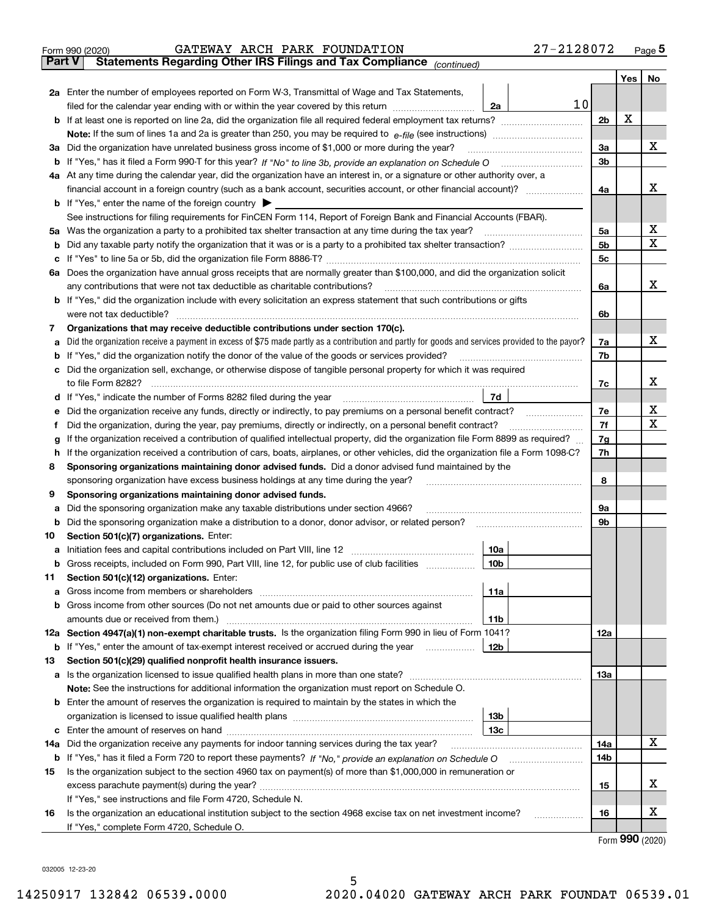Form 990 (2020) GATEWAY ARCH PARK FOUNDATION 27-2128072

## Part V Statements Regarding Other IRS Filings and Tax Compliance *(continued)*

| | | | | Yes | No |
|---|---|---|---|---|---|
| **2a** | Enter the number of employees reported on Form W-3, Transmittal of Wage and Tax Statements, filed for the calendar year ending with or within the year covered by this return | 2a | 10 | | |
| **b** | If at least one is reported on line 2a, did the organization file all required federal employment tax returns? | | 2b | X | |
| | **Note:** If the sum of lines 1a and 2a is greater than 250, you may be required to *e-file* (see instructions) | | | | |
| **3a** | Did the organization have unrelated business gross income of $1,000 or more during the year? | | 3a | | X |
| **b** | If "Yes," has it filed a Form 990-T for this year? *If "No" to line 3b, provide an explanation on Schedule O* | | 3b | | |
| **4a** | At any time during the calendar year, did the organization have an interest in, or a signature or other authority over, a financial account in a foreign country (such as a bank account, securities account, or other financial account)? | | 4a | | X |
| **b** | If "Yes," enter the name of the foreign country ▶ | | | | |
| | See instructions for filing requirements for FinCEN Form 114, Report of Foreign Bank and Financial Accounts (FBAR). | | | | |
| **5a** | Was the organization a party to a prohibited tax shelter transaction at any time during the tax year? | | 5a | | X |
| **b** | Did any taxable party notify the organization that it was or is a party to a prohibited tax shelter transaction? | | 5b | | X |
| **c** | If "Yes" to line 5a or 5b, did the organization file Form 8886-T? | | 5c | | |
| **6a** | Does the organization have annual gross receipts that are normally greater than $100,000, and did the organization solicit any contributions that were not tax deductible as charitable contributions? | | 6a | | X |
| **b** | If "Yes," did the organization include with every solicitation an express statement that such contributions or gifts were not tax deductible? | | 6b | | |
| **7** | **Organizations that may receive deductible contributions under section 170(c).** | | | | |
| **a** | Did the organization receive a payment in excess of $75 made partly as a contribution and partly for goods and services provided to the payor? | | 7a | | X |
| **b** | If "Yes," did the organization notify the donor of the value of the goods or services provided? | | 7b | | |
| **c** | Did the organization sell, exchange, or otherwise dispose of tangible personal property for which it was required to file Form 8282? | | 7c | | X |
| **d** | If "Yes," indicate the number of Forms 8282 filed during the year | 7d | | | |
| **e** | Did the organization receive any funds, directly or indirectly, to pay premiums on a personal benefit contract? | | 7e | | X |
| **f** | Did the organization, during the year, pay premiums, directly or indirectly, on a personal benefit contract? | | 7f | | X |
| **g** | If the organization received a contribution of qualified intellectual property, did the organization file Form 8899 as required? | | 7g | | |
| **h** | If the organization received a contribution of cars, boats, airplanes, or other vehicles, did the organization file a Form 1098-C? | | 7h | | |
| **8** | **Sponsoring organizations maintaining donor advised funds.** Did a donor advised fund maintained by the sponsoring organization have excess business holdings at any time during the year? | | 8 | | |
| **9** | **Sponsoring organizations maintaining donor advised funds.** | | | | |
| **a** | Did the sponsoring organization make any taxable distributions under section 4966? | | 9a | | |
| **b** | Did the sponsoring organization make a distribution to a donor, donor advisor, or related person? | | 9b | | |
| **10** | **Section 501(c)(7) organizations.** Enter: | | | | |
| **a** | Initiation fees and capital contributions included on Part VIII, line 12 | 10a | | | |
| **b** | Gross receipts, included on Form 990, Part VIII, line 12, for public use of club facilities | 10b | | | |
| **11** | **Section 501(c)(12) organizations.** Enter: | | | | |
| **a** | Gross income from members or shareholders | 11a | | | |
| **b** | Gross income from other sources (Do not net amounts due or paid to other sources against amounts due or received from them.) | 11b | | | |
| **12a** | **Section 4947(a)(1) non-exempt charitable trusts.** Is the organization filing Form 990 in lieu of Form 1041? | | 12a | | |
| **b** | If "Yes," enter the amount of tax-exempt interest received or accrued during the year | 12b | | | |
| **13** | **Section 501(c)(29) qualified nonprofit health insurance issuers.** | | | | |
| **a** | Is the organization licensed to issue qualified health plans in more than one state? | | 13a | | |
| | **Note:** See the instructions for additional information the organization must report on Schedule O. | | | | |
| **b** | Enter the amount of reserves the organization is required to maintain by the states in which the organization is licensed to issue qualified health plans | 13b | | | |
| **c** | Enter the amount of reserves on hand | 13c | | | |
| **14a** | Did the organization receive any payments for indoor tanning services during the tax year? | | 14a | | X |
| **b** | If "Yes," has it filed a Form 720 to report these payments? *If "No," provide an explanation on Schedule O* | | 14b | | |
| **15** | Is the organization subject to the section 4960 tax on payment(s) of more than $1,000,000 in remuneration or excess parachute payment(s) during the year? | | 15 | | X |
| | If "Yes," see instructions and file Form 4720, Schedule N. | | | | |
| **16** | Is the organization an educational institution subject to the section 4968 excise tax on net investment income? | | 16 | | X |
| | If "Yes," complete Form 4720, Schedule O. | | | | |

Form **990** (2020)

032005 12-23-20

14250917 132842 06539.0000 2020.04020 GATEWAY ARCH PARK FOUNDAT 06539.01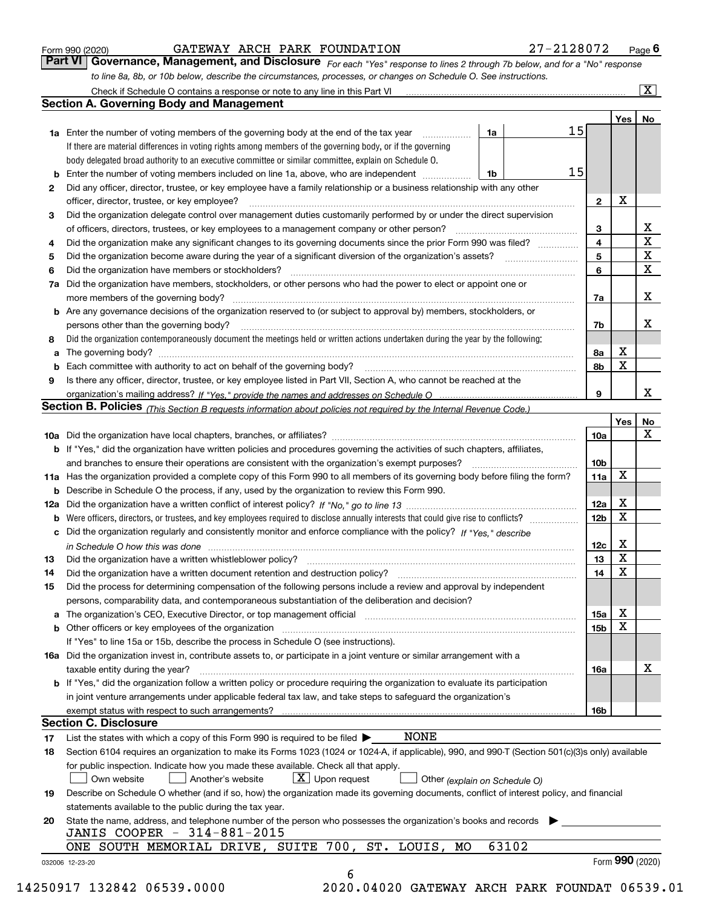Form 990 (2020) GATEWAY ARCH PARK FOUNDATION 27-2128072 Page 6

## Part VI Governance, Management, and Disclosure

*For each "Yes" response to lines 2 through 7b below, and for a "No" response to line 8a, 8b, or 10b below, describe the circumstances, processes, or changes on Schedule O. See instructions.*

Check if Schedule O contains a response or note to any line in this Part VI ..... [X]

### Section A. Governing Body and Management

| | | | | Yes | No |
|---|---|---|---|---|---|
| **1a** | Enter the number of voting members of the governing body at the end of the tax year ..... **1a** 15<br>If there are material differences in voting rights among members of the governing body, or if the governing body delegated broad authority to an executive committee or similar committee, explain on Schedule O. | | | | |
| **b** | Enter the number of voting members included on line 1a, above, who are independent ..... **1b** 15 | | | | |
| **2** | Did any officer, director, trustee, or key employee have a family relationship or a business relationship with any other officer, director, trustee, or key employee? | | **2** | X | |
| **3** | Did the organization delegate control over management duties customarily performed by or under the direct supervision of officers, directors, trustees, or key employees to a management company or other person? | | **3** | | X |
| **4** | Did the organization make any significant changes to its governing documents since the prior Form 990 was filed? | | **4** | | X |
| **5** | Did the organization become aware during the year of a significant diversion of the organization's assets? | | **5** | | X |
| **6** | Did the organization have members or stockholders? | | **6** | | X |
| **7a** | Did the organization have members, stockholders, or other persons who had the power to elect or appoint one or more members of the governing body? | | **7a** | | X |
| **b** | Are any governance decisions of the organization reserved to (or subject to approval by) members, stockholders, or persons other than the governing body? | | **7b** | | X |
| **8** | Did the organization contemporaneously document the meetings held or written actions undertaken during the year by the following: | | | | |
| **a** | The governing body? | | **8a** | X | |
| **b** | Each committee with authority to act on behalf of the governing body? | | **8b** | X | |
| **9** | Is there any officer, director, trustee, or key employee listed in Part VII, Section A, who cannot be reached at the organization's mailing address? *If "Yes," provide the names and addresses on Schedule O* | | **9** | | X |

### Section B. Policies *(This Section B requests information about policies not required by the Internal Revenue Code.)*

| | | | Yes | No |
|---|---|---|---|---|
| **10a** | Did the organization have local chapters, branches, or affiliates? | **10a** | | X |
| **b** | If "Yes," did the organization have written policies and procedures governing the activities of such chapters, affiliates, and branches to ensure their operations are consistent with the organization's exempt purposes? | **10b** | | |
| **11a** | Has the organization provided a complete copy of this Form 990 to all members of its governing body before filing the form? | **11a** | X | |
| **b** | Describe in Schedule O the process, if any, used by the organization to review this Form 990. | | | |
| **12a** | Did the organization have a written conflict of interest policy? *If "No," go to line 13* | **12a** | X | |
| **b** | Were officers, directors, or trustees, and key employees required to disclose annually interests that could give rise to conflicts? | **12b** | X | |
| **c** | Did the organization regularly and consistently monitor and enforce compliance with the policy? *If "Yes," describe in Schedule O how this was done* | **12c** | X | |
| **13** | Did the organization have a written whistleblower policy? | **13** | X | |
| **14** | Did the organization have a written document retention and destruction policy? | **14** | X | |
| **15** | Did the process for determining compensation of the following persons include a review and approval by independent persons, comparability data, and contemporaneous substantiation of the deliberation and decision? | | | |
| **a** | The organization's CEO, Executive Director, or top management official | **15a** | X | |
| **b** | Other officers or key employees of the organization<br>If "Yes" to line 15a or 15b, describe the process in Schedule O (see instructions). | **15b** | X | |
| **16a** | Did the organization invest in, contribute assets to, or participate in a joint venture or similar arrangement with a taxable entity during the year? | **16a** | | X |
| **b** | If "Yes," did the organization follow a written policy or procedure requiring the organization to evaluate its participation in joint venture arrangements under applicable federal tax law, and take steps to safeguard the organization's exempt status with respect to such arrangements? | **16b** | | |

### Section C. Disclosure

**17** List the states with which a copy of this Form 990 is required to be filed ▶ NONE

**18** Section 6104 requires an organization to make its Forms 1023 (1024 or 1024-A, if applicable), 990, and 990-T (Section 501(c)(3)s only) available for public inspection. Indicate how you made these available. Check all that apply.

[ ] Own website [ ] Another's website [X] Upon request [ ] Other *(explain on Schedule O)*

**19** Describe on Schedule O whether (and if so, how) the organization made its governing documents, conflict of interest policy, and financial statements available to the public during the tax year.

**20** State the name, address, and telephone number of the person who possesses the organization's books and records ▶

JANIS COOPER - 314-881-2015
ONE SOUTH MEMORIAL DRIVE, SUITE 700, ST. LOUIS, MO 63102

032006 12-23-20 Form **990** (2020)

14250917 132842 06539.0000 2020.04020 GATEWAY ARCH PARK FOUNDAT 06539.01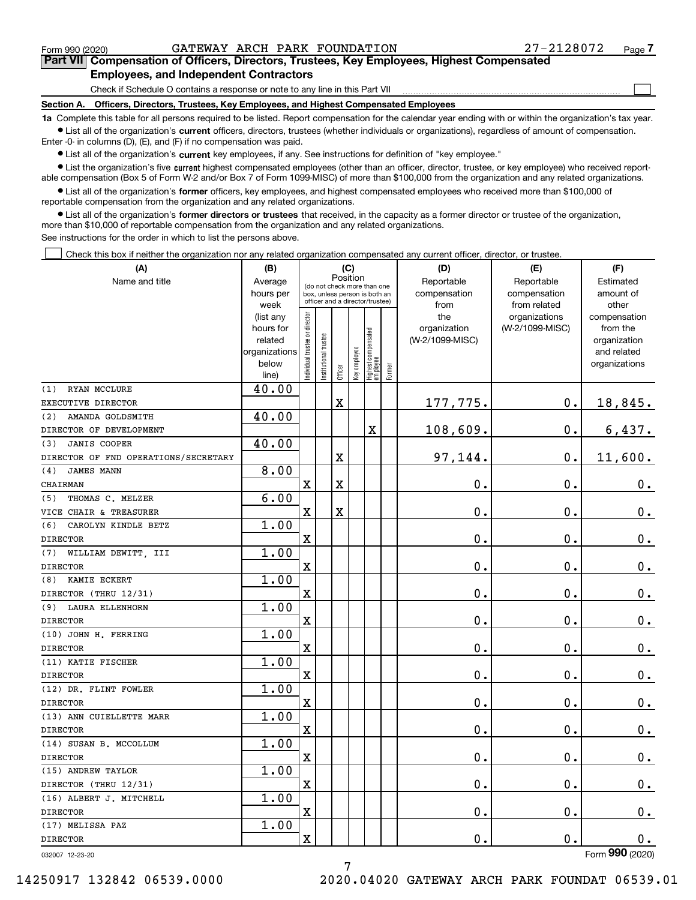Form 990 (2020) GATEWAY ARCH PARK FOUNDATION 27-2128072 Page 7

## Part VII Compensation of Officers, Directors, Trustees, Key Employees, Highest Compensated Employees, and Independent Contractors

Check if Schedule O contains a response or note to any line in this Part VII ☐

### Section A. Officers, Directors, Trustees, Key Employees, and Highest Compensated Employees

**1a** Complete this table for all persons required to be listed. Report compensation for the calendar year ending with or within the organization's tax year.

- List all of the organization's **current** officers, directors, trustees (whether individuals or organizations), regardless of amount of compensation. Enter -0- in columns (D), (E), and (F) if no compensation was paid.
- List all of the organization's **current** key employees, if any. See instructions for definition of "key employee."
- List the organization's five **current** highest compensated employees (other than an officer, director, trustee, or key employee) who received reportable compensation (Box 5 of Form W-2 and/or Box 7 of Form 1099-MISC) of more than $100,000 from the organization and any related organizations.
- List all of the organization's **former** officers, key employees, and highest compensated employees who received more than $100,000 of reportable compensation from the organization and any related organizations.
- List all of the organization's **former directors or trustees** that received, in the capacity as a former director or trustee of the organization, more than $10,000 of reportable compensation from the organization and any related organizations.

See instructions for the order in which to list the persons above.

☐ Check this box if neither the organization nor any related organization compensated any current officer, director, or trustee.

| (A) Name and title | (B) Average hours per week (list any hours for related organizations below line) | (C) Position: Individual trustee or director | Institutional trustee | Officer | Key employee | Highest compensated employee | Former | (D) Reportable compensation from the organization (W-2/1099-MISC) | (E) Reportable compensation from related organizations (W-2/1099-MISC) | (F) Estimated amount of other compensation from the organization and related organizations |
|---|---|---|---|---|---|---|---|---|---|---|
| (1) RYAN MCCLURE<br>EXECUTIVE DIRECTOR | 40.00 | | | X | | | | 177,775. | 0. | 18,845. |
| (2) AMANDA GOLDSMITH<br>DIRECTOR OF DEVELOPMENT | 40.00 | | | | | X | | 108,609. | 0. | 6,437. |
| (3) JANIS COOPER<br>DIRECTOR OF FND OPERATIONS/SECRETARY | 40.00 | | | X | | | | 97,144. | 0. | 11,600. |
| (4) JAMES MANN<br>CHAIRMAN | 8.00 | X | | X | | | | 0. | 0. | 0. |
| (5) THOMAS C. MELZER<br>VICE CHAIR & TREASURER | 6.00 | X | | X | | | | 0. | 0. | 0. |
| (6) CAROLYN KINDLE BETZ<br>DIRECTOR | 1.00 | X | | | | | | 0. | 0. | 0. |
| (7) WILLIAM DEWITT, III<br>DIRECTOR | 1.00 | X | | | | | | 0. | 0. | 0. |
| (8) KAMIE ECKERT<br>DIRECTOR (THRU 12/31) | 1.00 | X | | | | | | 0. | 0. | 0. |
| (9) LAURA ELLENHORN<br>DIRECTOR | 1.00 | X | | | | | | 0. | 0. | 0. |
| (10) JOHN H. FERRING<br>DIRECTOR | 1.00 | X | | | | | | 0. | 0. | 0. |
| (11) KATIE FISCHER<br>DIRECTOR | 1.00 | X | | | | | | 0. | 0. | 0. |
| (12) DR. FLINT FOWLER<br>DIRECTOR | 1.00 | X | | | | | | 0. | 0. | 0. |
| (13) ANN CUIELLETTE MARR<br>DIRECTOR | 1.00 | X | | | | | | 0. | 0. | 0. |
| (14) SUSAN B. MCCOLLUM<br>DIRECTOR | 1.00 | X | | | | | | 0. | 0. | 0. |
| (15) ANDREW TAYLOR<br>DIRECTOR (THRU 12/31) | 1.00 | X | | | | | | 0. | 0. | 0. |
| (16) ALBERT J. MITCHELL<br>DIRECTOR | 1.00 | X | | | | | | 0. | 0. | 0. |
| (17) MELISSA PAZ<br>DIRECTOR | 1.00 | X | | | | | | 0. | 0. | 0. |

032007 12-23-20 Form 990 (2020)

14250917 132842 06539.0000 2020.04020 GATEWAY ARCH PARK FOUNDAT 06539.01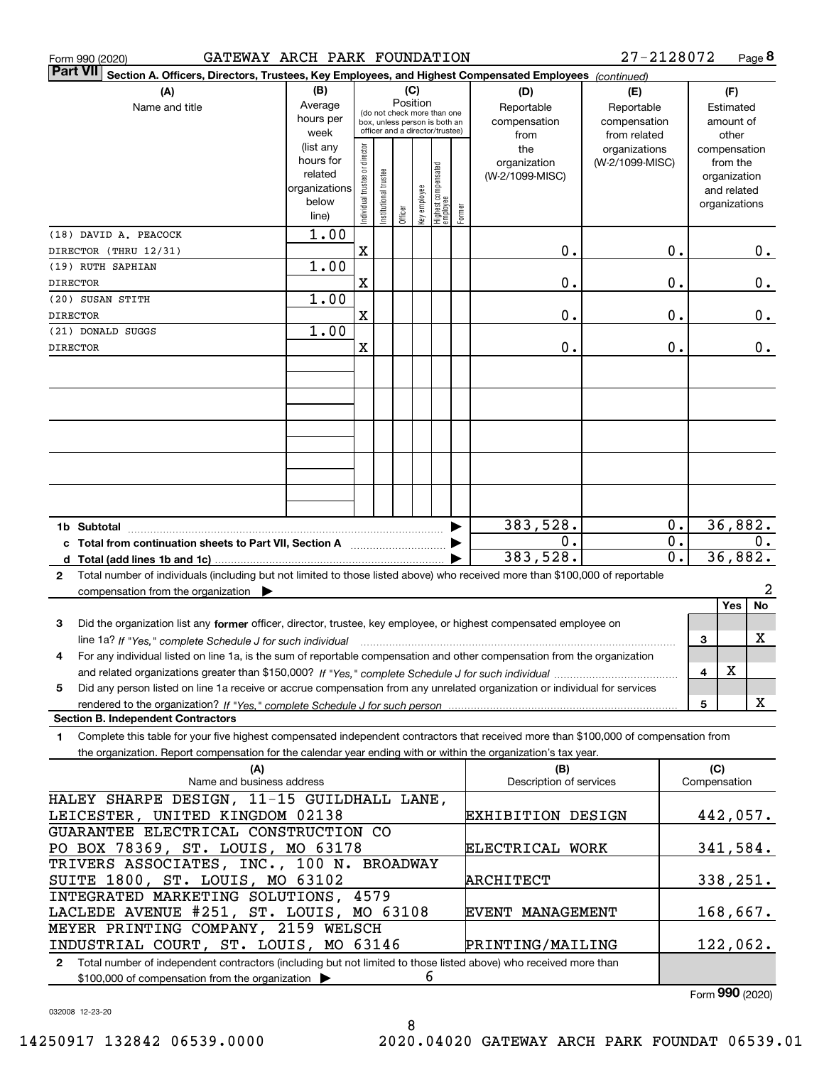Form 990 (2020) GATEWAY ARCH PARK FOUNDATION 27-2128072 Page 8

**Part VII** Section A. Officers, Directors, Trustees, Key Employees, and Highest Compensated Employees *(continued)*

| (A) Name and title | (B) Average hours per week (list any hours for related organizations below line) | (C) Position: Individual trustee or director | Institutional trustee | Officer | Key employee | Highest compensated employee | Former | (D) Reportable compensation from the organization (W-2/1099-MISC) | (E) Reportable compensation from related organizations (W-2/1099-MISC) | (F) Estimated amount of other compensation from the organization and related organizations |
|---|---|---|---|---|---|---|---|---|---|---|
| (18) DAVID A. PEACOCK DIRECTOR (THRU 12/31) | 1.00 | X | | | | | | 0. | 0. | 0. |
| (19) RUTH SAPHIAN DIRECTOR | 1.00 | X | | | | | | 0. | 0. | 0. |
| (20) SUSAN STITH DIRECTOR | 1.00 | X | | | | | | 0. | 0. | 0. |
| (21) DONALD SUGGS DIRECTOR | 1.00 | X | | | | | | 0. | 0. | 0. |
| **1b Subtotal** | | | | | | | | 383,528. | 0. | 36,882. |
| **c Total from continuation sheets to Part VII, Section A** | | | | | | | | 0. | 0. | 0. |
| **d Total (add lines 1b and 1c)** | | | | | | | | 383,528. | 0. | 36,882. |

**2** Total number of individuals (including but not limited to those listed above) who received more than $100,000 of reportable compensation from the organization ▶ 2

| | | Yes | No |
|---|---|---|---|
| **3** Did the organization list any **former** officer, director, trustee, key employee, or highest compensated employee on line 1a? *If "Yes," complete Schedule J for such individual* | 3 | | X |
| **4** For any individual listed on line 1a, is the sum of reportable compensation and other compensation from the organization and related organizations greater than $150,000? *If "Yes," complete Schedule J for such individual* | 4 | X | |
| **5** Did any person listed on line 1a receive or accrue compensation from any unrelated organization or individual for services rendered to the organization? *If "Yes," complete Schedule J for such person* | 5 | | X |

**Section B. Independent Contractors**

**1** Complete this table for your five highest compensated independent contractors that received more than $100,000 of compensation from the organization. Report compensation for the calendar year ending with or within the organization's tax year.

| (A) Name and business address | (B) Description of services | (C) Compensation |
|---|---|---|
| HALEY SHARPE DESIGN, 11-15 GUILDHALL LANE, LEICESTER, UNITED KINGDOM 02138 | EXHIBITION DESIGN | 442,057. |
| GUARANTEE ELECTRICAL CONSTRUCTION CO PO BOX 78369, ST. LOUIS, MO 63178 | ELECTRICAL WORK | 341,584. |
| TRIVERS ASSOCIATES, INC., 100 N. BROADWAY SUITE 1800, ST. LOUIS, MO 63102 | ARCHITECT | 338,251. |
| INTEGRATED MARKETING SOLUTIONS, 4579 LACLEDE AVENUE #251, ST. LOUIS, MO 63108 | EVENT MANAGEMENT | 168,667. |
| MEYER PRINTING COMPANY, 2159 WELSCH INDUSTRIAL COURT, ST. LOUIS, MO 63146 | PRINTING/MAILING | 122,062. |

**2** Total number of independent contractors (including but not limited to those listed above) who received more than $100,000 of compensation from the organization ▶ 6

Form **990** (2020)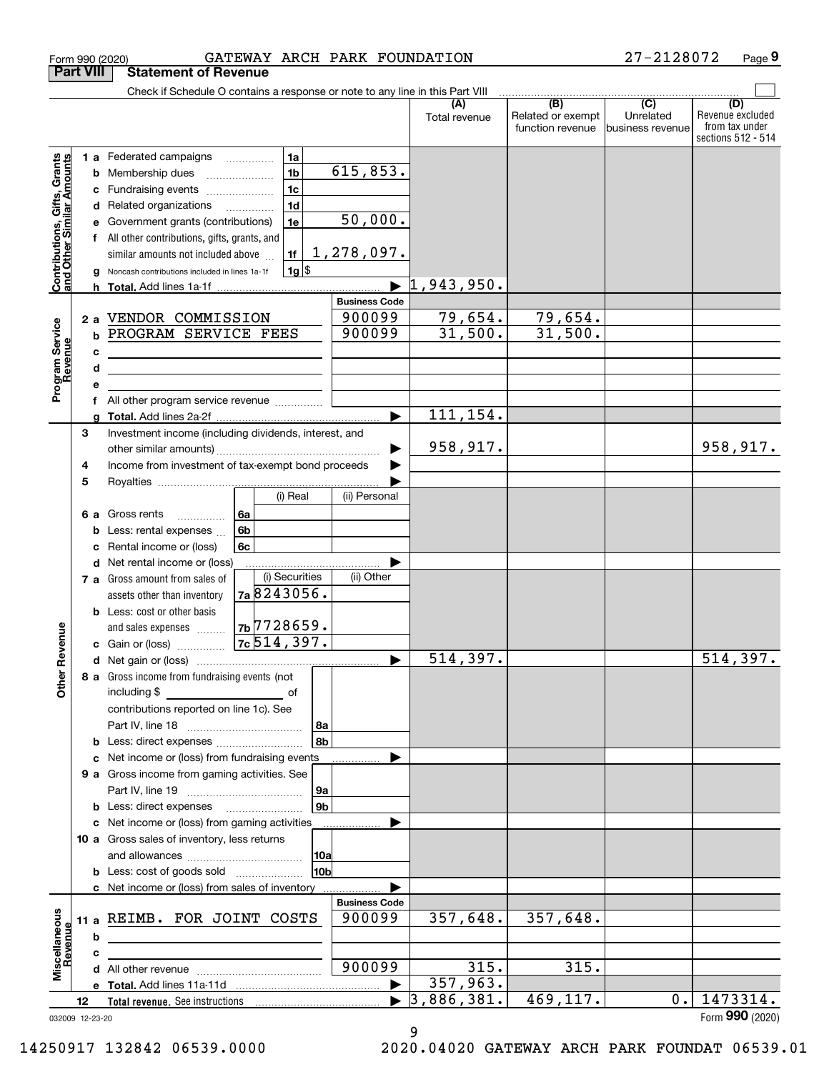Form 990 (2020) GATEWAY ARCH PARK FOUNDATION 27-2128072

## Part VIII Statement of Revenue

Check if Schedule O contains a response or note to any line in this Part VIII

| | | | | (A) Total revenue | (B) Related or exempt function revenue | (C) Unrelated business revenue | (D) Revenue excluded from tax under sections 512 - 514 |
|---|---|---|---|---|---|---|---|
| **Contributions, Gifts, Grants and Other Similar Amounts** | 1a Federated campaigns | 1a | | | | | |
| | b Membership dues | 1b | 615,853. | | | | |
| | c Fundraising events | 1c | | | | | |
| | d Related organizations | 1d | | | | | |
| | e Government grants (contributions) | 1e | 50,000. | | | | |
| | f All other contributions, gifts, grants, and similar amounts not included above | 1f | 1,278,097. | | | | |
| | g Noncash contributions included in lines 1a-1f | 1g | $ | | | | |
| | h Total. Add lines 1a-1f | | | 1,943,950. | | | |
| | | | **Business Code** | | | | |
| **Program Service Revenue** | 2a VENDOR COMMISSION | | 900099 | 79,654. | 79,654. | | |
| | b PROGRAM SERVICE FEES | | 900099 | 31,500. | 31,500. | | |
| | c | | | | | | |
| | d | | | | | | |
| | e | | | | | | |
| | f All other program service revenue | | | | | | |
| | g Total. Add lines 2a-2f | | | 111,154. | | | |
| **Other Revenue** | 3 Investment income (including dividends, interest, and other similar amounts) | | | 958,917. | | | 958,917. |
| | 4 Income from investment of tax-exempt bond proceeds | | | | | | |
| | 5 Royalties | | | | | | |
| | | | (i) Real / (ii) Personal | | | | |
| | 6a Gross rents | 6a | | | | | |
| | b Less: rental expenses | 6b | | | | | |
| | c Rental income or (loss) | 6c | | | | | |
| | d Net rental income or (loss) | | | | | | |
| | 7a Gross amount from sales of assets other than inventory | 7a | (i) Securities: 8243056. (ii) Other: | | | | |
| | b Less: cost or other basis and sales expenses | 7b | (i) Securities: 7728659. | | | | |
| | c Gain or (loss) | 7c | (i) Securities: 514,397. | | | | |
| | d Net gain or (loss) | | | 514,397. | | | 514,397. |
| | 8a Gross income from fundraising events (not including $ of contributions reported on line 1c). See Part IV, line 18 | 8a | | | | | |
| | b Less: direct expenses | 8b | | | | | |
| | c Net income or (loss) from fundraising events | | | | | | |
| | 9a Gross income from gaming activities. See Part IV, line 19 | 9a | | | | | |
| | b Less: direct expenses | 9b | | | | | |
| | c Net income or (loss) from gaming activities | | | | | | |
| | 10a Gross sales of inventory, less returns and allowances | 10a | | | | | |
| | b Less: cost of goods sold | 10b | | | | | |
| | c Net income or (loss) from sales of inventory | | | | | | |
| | | | **Business Code** | | | | |
| **Miscellaneous Revenue** | 11a REIMB. FOR JOINT COSTS | | 900099 | 357,648. | 357,648. | | |
| | b | | | | | | |
| | c | | | | | | |
| | d All other revenue | | 900099 | 315. | 315. | | |
| | e Total. Add lines 11a-11d | | | 357,963. | | | |
| | 12 Total revenue. See instructions | | | 3,886,381. | 469,117. | 0. | 1473314. |

032009 12-23-20

Form **990** (2020)

14250917 132842 06539.0000 2020.04020 GATEWAY ARCH PARK FOUNDAT 06539.01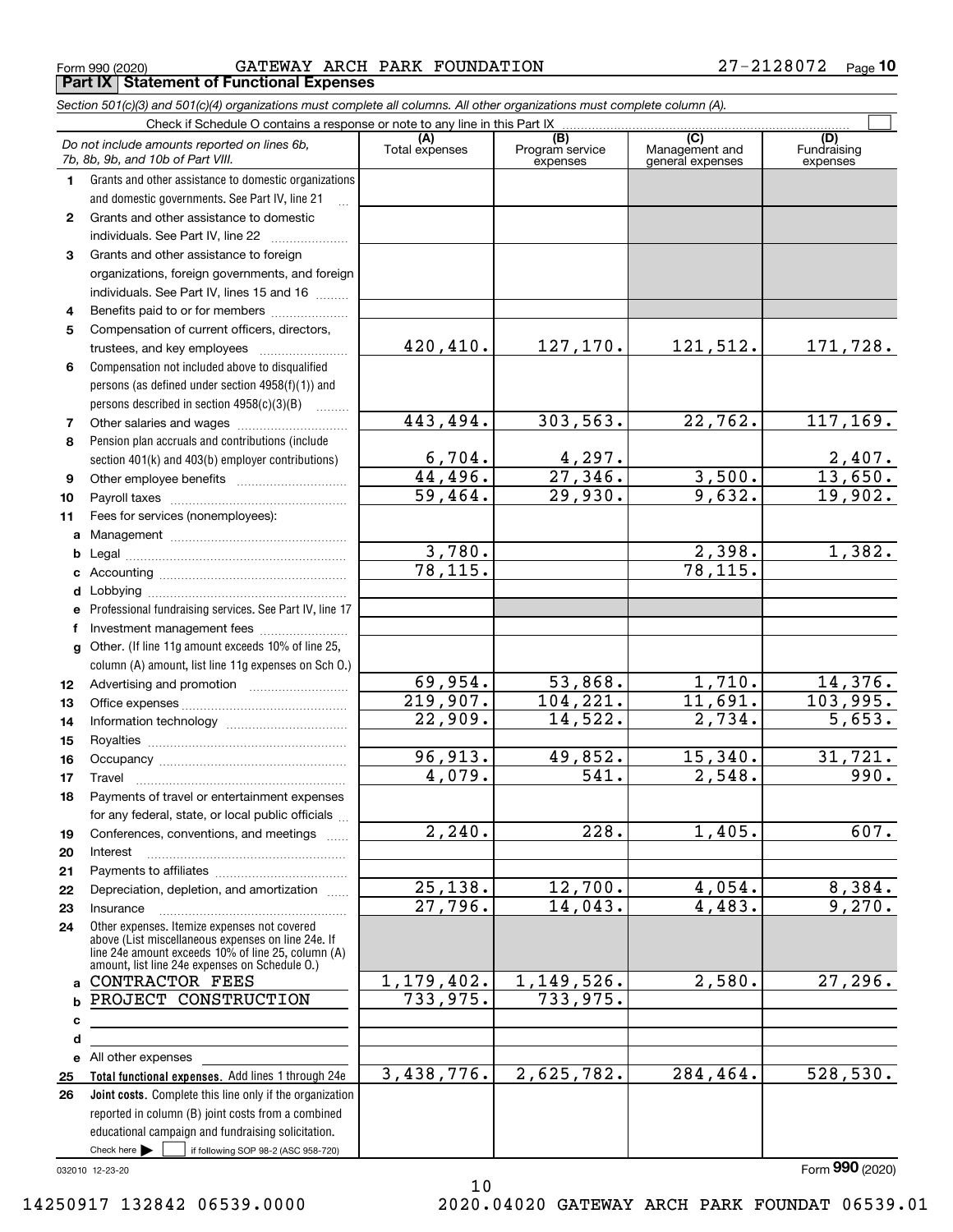Form 990 (2020) GATEWAY ARCH PARK FOUNDATION 27-2128072 Page 10

**Part IX Statement of Functional Expenses**

*Section 501(c)(3) and 501(c)(4) organizations must complete all columns. All other organizations must complete column (A).*

Check if Schedule O contains a response or note to any line in this Part IX

| | *Do not include amounts reported on lines 6b, 7b, 8b, 9b, and 10b of Part VIII.* | (A) Total expenses | (B) Program service expenses | (C) Management and general expenses | (D) Fundraising expenses |
|---|---|---|---|---|---|
| 1 | Grants and other assistance to domestic organizations and domestic governments. See Part IV, line 21 | | | | |
| 2 | Grants and other assistance to domestic individuals. See Part IV, line 22 | | | | |
| 3 | Grants and other assistance to foreign organizations, foreign governments, and foreign individuals. See Part IV, lines 15 and 16 | | | | |
| 4 | Benefits paid to or for members | | | | |
| 5 | Compensation of current officers, directors, trustees, and key employees | 420,410. | 127,170. | 121,512. | 171,728. |
| 6 | Compensation not included above to disqualified persons (as defined under section 4958(f)(1)) and persons described in section 4958(c)(3)(B) | | | | |
| 7 | Other salaries and wages | 443,494. | 303,563. | 22,762. | 117,169. |
| 8 | Pension plan accruals and contributions (include section 401(k) and 403(b) employer contributions) | 6,704. | 4,297. | | 2,407. |
| 9 | Other employee benefits | 44,496. | 27,346. | 3,500. | 13,650. |
| 10 | Payroll taxes | 59,464. | 29,930. | 9,632. | 19,902. |
| 11 | Fees for services (nonemployees): | | | | |
| a | Management | | | | |
| b | Legal | 3,780. | | 2,398. | 1,382. |
| c | Accounting | 78,115. | | 78,115. | |
| d | Lobbying | | | | |
| e | Professional fundraising services. See Part IV, line 17 | | | | |
| f | Investment management fees | | | | |
| g | Other. (If line 11g amount exceeds 10% of line 25, column (A) amount, list line 11g expenses on Sch O.) | | | | |
| 12 | Advertising and promotion | 69,954. | 53,868. | 1,710. | 14,376. |
| 13 | Office expenses | 219,907. | 104,221. | 11,691. | 103,995. |
| 14 | Information technology | 22,909. | 14,522. | 2,734. | 5,653. |
| 15 | Royalties | | | | |
| 16 | Occupancy | 96,913. | 49,852. | 15,340. | 31,721. |
| 17 | Travel | 4,079. | 541. | 2,548. | 990. |
| 18 | Payments of travel or entertainment expenses for any federal, state, or local public officials | | | | |
| 19 | Conferences, conventions, and meetings | 2,240. | 228. | 1,405. | 607. |
| 20 | Interest | | | | |
| 21 | Payments to affiliates | | | | |
| 22 | Depreciation, depletion, and amortization | 25,138. | 12,700. | 4,054. | 8,384. |
| 23 | Insurance | 27,796. | 14,043. | 4,483. | 9,270. |
| 24 | Other expenses. Itemize expenses not covered above (List miscellaneous expenses on line 24e. If line 24e amount exceeds 10% of line 25, column (A) amount, list line 24e expenses on Schedule O.) | | | | |
| a | CONTRACTOR FEES | 1,179,402. | 1,149,526. | 2,580. | 27,296. |
| b | PROJECT CONSTRUCTION | 733,975. | 733,975. | | |
| c | | | | | |
| d | | | | | |
| e | All other expenses | | | | |
| 25 | **Total functional expenses.** Add lines 1 through 24e | 3,438,776. | 2,625,782. | 284,464. | 528,530. |
| 26 | **Joint costs.** Complete this line only if the organization reported in column (B) joint costs from a combined educational campaign and fundraising solicitation. Check here ☐ if following SOP 98-2 (ASC 958-720) | | | | |

032010 12-23-20

Form **990** (2020)

14250917 132842 06539.0000 2020.04020 GATEWAY ARCH PARK FOUNDAT 06539.01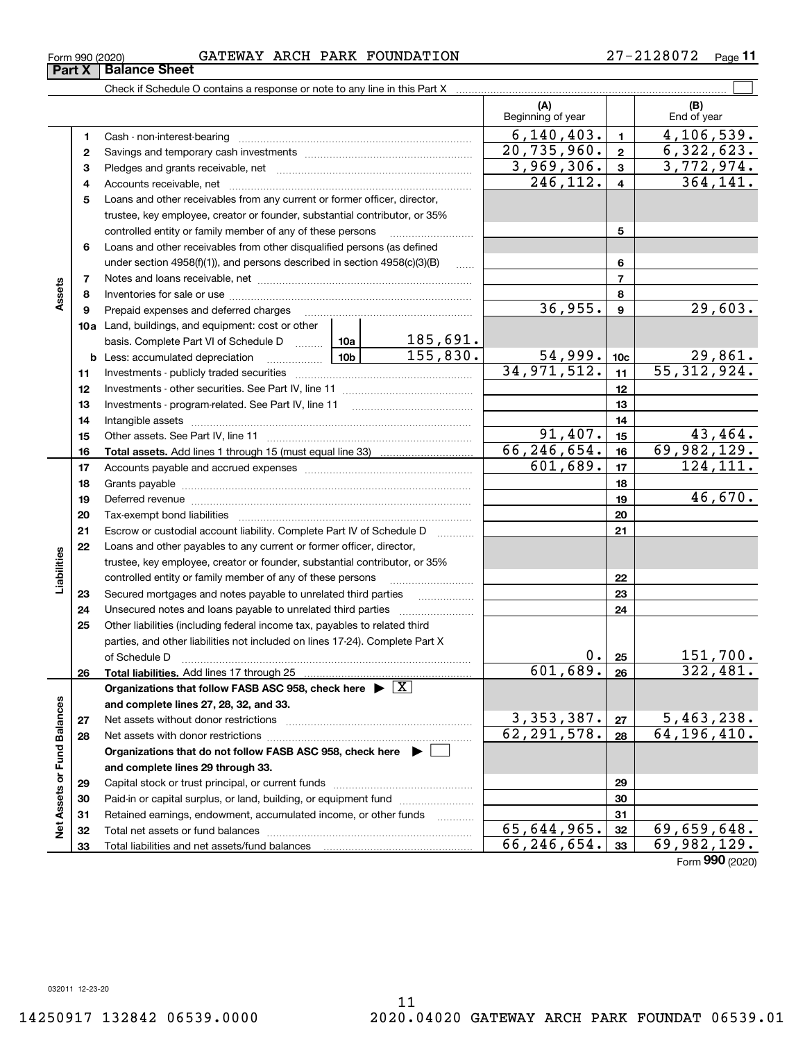Form 990 (2020) GATEWAY ARCH PARK FOUNDATION 27-2128072

## Part X Balance Sheet

Check if Schedule O contains a response or note to any line in this Part X

| | | | | (A) Beginning of year | | (B) End of year |
|---|---|---|---|---|---|---|
| **Assets** | 1 | Cash - non-interest-bearing | | 6,140,403. | 1 | 4,106,539. |
| | 2 | Savings and temporary cash investments | | 20,735,960. | 2 | 6,322,623. |
| | 3 | Pledges and grants receivable, net | | 3,969,306. | 3 | 3,772,974. |
| | 4 | Accounts receivable, net | | 246,112. | 4 | 364,141. |
| | 5 | Loans and other receivables from any current or former officer, director, trustee, key employee, creator or founder, substantial contributor, or 35% controlled entity or family member of any of these persons | | | 5 | |
| | 6 | Loans and other receivables from other disqualified persons (as defined under section 4958(f)(1)), and persons described in section 4958(c)(3)(B) | | | 6 | |
| | 7 | Notes and loans receivable, net | | | 7 | |
| | 8 | Inventories for sale or use | | | 8 | |
| | 9 | Prepaid expenses and deferred charges | | 36,955. | 9 | 29,603. |
| | 10a | Land, buildings, and equipment: cost or other basis. Complete Part VI of Schedule D | 10a 185,691. | | | |
| | b | Less: accumulated depreciation | 10b 155,830. | 54,999. | 10c | 29,861. |
| | 11 | Investments - publicly traded securities | | 34,971,512. | 11 | 55,312,924. |
| | 12 | Investments - other securities. See Part IV, line 11 | | | 12 | |
| | 13 | Investments - program-related. See Part IV, line 11 | | | 13 | |
| | 14 | Intangible assets | | | 14 | |
| | 15 | Other assets. See Part IV, line 11 | | 91,407. | 15 | 43,464. |
| | 16 | **Total assets.** Add lines 1 through 15 (must equal line 33) | | 66,246,654. | 16 | 69,982,129. |
| **Liabilities** | 17 | Accounts payable and accrued expenses | | 601,689. | 17 | 124,111. |
| | 18 | Grants payable | | | 18 | |
| | 19 | Deferred revenue | | | 19 | 46,670. |
| | 20 | Tax-exempt bond liabilities | | | 20 | |
| | 21 | Escrow or custodial account liability. Complete Part IV of Schedule D | | | 21 | |
| | 22 | Loans and other payables to any current or former officer, director, trustee, key employee, creator or founder, substantial contributor, or 35% controlled entity or family member of any of these persons | | | 22 | |
| | 23 | Secured mortgages and notes payable to unrelated third parties | | | 23 | |
| | 24 | Unsecured notes and loans payable to unrelated third parties | | | 24 | |
| | 25 | Other liabilities (including federal income tax, payables to related third parties, and other liabilities not included on lines 17-24). Complete Part X of Schedule D | | 0. | 25 | 151,700. |
| | 26 | **Total liabilities.** Add lines 17 through 25 | | 601,689. | 26 | 322,481. |
| **Net Assets or Fund Balances** | | **Organizations that follow FASB ASC 958, check here ▶ [X] and complete lines 27, 28, 32, and 33.** | | | | |
| | 27 | Net assets without donor restrictions | | 3,353,387. | 27 | 5,463,238. |
| | 28 | Net assets with donor restrictions | | 62,291,578. | 28 | 64,196,410. |
| | | **Organizations that do not follow FASB ASC 958, check here ▶ [ ] and complete lines 29 through 33.** | | | | |
| | 29 | Capital stock or trust principal, or current funds | | | 29 | |
| | 30 | Paid-in or capital surplus, or land, building, or equipment fund | | | 30 | |
| | 31 | Retained earnings, endowment, accumulated income, or other funds | | | 31 | |
| | 32 | Total net assets or fund balances | | 65,644,965. | 32 | 69,659,648. |
| | 33 | Total liabilities and net assets/fund balances | | 66,246,654. | 33 | 69,982,129. |

Form **990** (2020)

032011 12-23-20

14250917 132842 06539.0000 2020.04020 GATEWAY ARCH PARK FOUNDAT 06539.01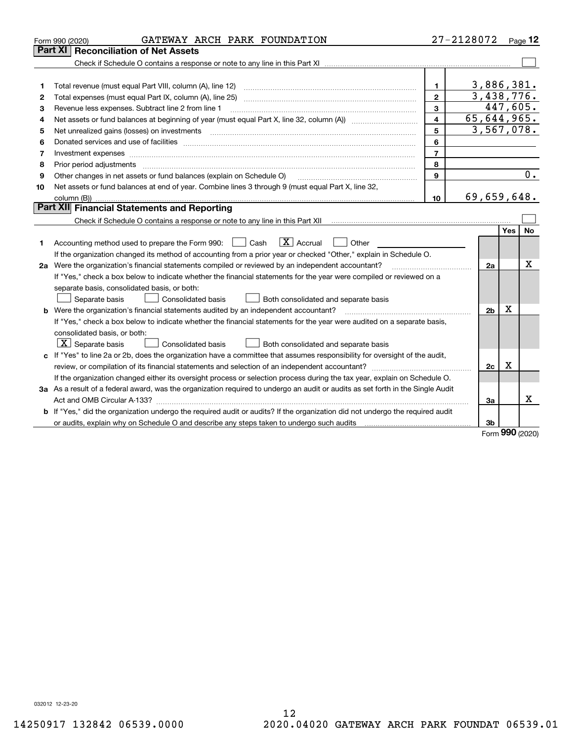Form 990 (2020) GATEWAY ARCH PARK FOUNDATION 27-2128072 Page **12**

## Part XI Reconciliation of Net Assets

Check if Schedule O contains a response or note to any line in this Part XI ☐

| | | | |
|---|---|---|---|
| 1 | Total revenue (must equal Part VIII, column (A), line 12) | 1 | 3,886,381. |
| 2 | Total expenses (must equal Part IX, column (A), line 25) | 2 | 3,438,776. |
| 3 | Revenue less expenses. Subtract line 2 from line 1 | 3 | 447,605. |
| 4 | Net assets or fund balances at beginning of year (must equal Part X, line 32, column (A)) | 4 | 65,644,965. |
| 5 | Net unrealized gains (losses) on investments | 5 | 3,567,078. |
| 6 | Donated services and use of facilities | 6 | |
| 7 | Investment expenses | 7 | |
| 8 | Prior period adjustments | 8 | |
| 9 | Other changes in net assets or fund balances (explain on Schedule O) | 9 | 0. |
| 10 | Net assets or fund balances at end of year. Combine lines 3 through 9 (must equal Part X, line 32, column (B)) | 10 | 69,659,648. |

## Part XII Financial Statements and Reporting

Check if Schedule O contains a response or note to any line in this Part XII ☐

| | | | Yes | No |
|---|---|---|---|---|
| 1 | Accounting method used to prepare the Form 990: ☐ Cash ☒ Accrual ☐ Other<br>If the organization changed its method of accounting from a prior year or checked "Other," explain in Schedule O. | | | |
| 2a | Were the organization's financial statements compiled or reviewed by an independent accountant?<br>If "Yes," check a box below to indicate whether the financial statements for the year were compiled or reviewed on a separate basis, consolidated basis, or both:<br>☐ Separate basis ☐ Consolidated basis ☐ Both consolidated and separate basis | 2a | | X |
| b | Were the organization's financial statements audited by an independent accountant?<br>If "Yes," check a box below to indicate whether the financial statements for the year were audited on a separate basis, consolidated basis, or both:<br>☒ Separate basis ☐ Consolidated basis ☐ Both consolidated and separate basis | 2b | X | |
| c | If "Yes" to line 2a or 2b, does the organization have a committee that assumes responsibility for oversight of the audit, review, or compilation of its financial statements and selection of an independent accountant?<br>If the organization changed either its oversight process or selection process during the tax year, explain on Schedule O. | 2c | X | |
| 3a | As a result of a federal award, was the organization required to undergo an audit or audits as set forth in the Single Audit Act and OMB Circular A-133? | 3a | | X |
| b | If "Yes," did the organization undergo the required audit or audits? If the organization did not undergo the required audit or audits, explain why on Schedule O and describe any steps taken to undergo such audits | 3b | | |

Form **990** (2020)

032012 12-23-20

14250917 132842 06539.0000 2020.04020 GATEWAY ARCH PARK FOUNDAT 06539.01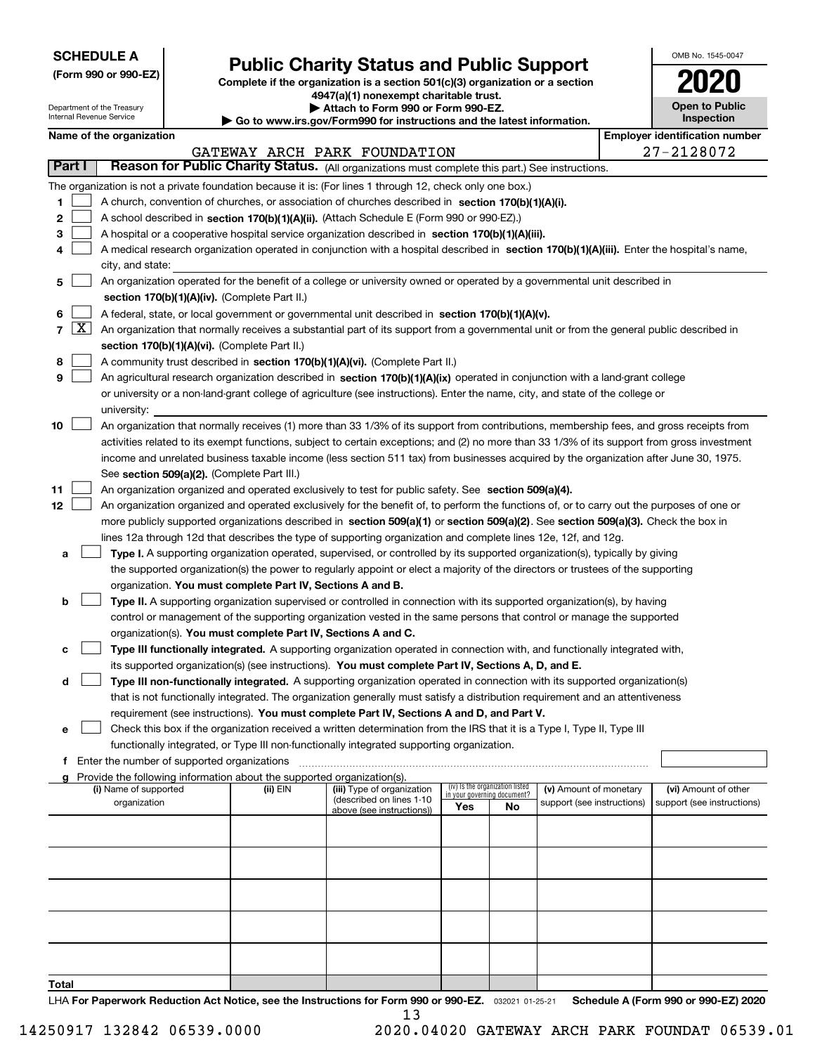**SCHEDULE A**
**(Form 990 or 990-EZ)**

Department of the Treasury
Internal Revenue Service

# Public Charity Status and Public Support

**Complete if the organization is a section 501(c)(3) organization or a section 4947(a)(1) nonexempt charitable trust.**
**▶ Attach to Form 990 or Form 990-EZ.**
**▶ Go to www.irs.gov/Form990 for instructions and the latest information.**

OMB No. 1545-0047
**2020**
**Open to Public Inspection**

**Name of the organization:** GATEWAY ARCH PARK FOUNDATION
**Employer identification number:** 27-2128072

## Part I Reason for Public Charity Status. (All organizations must complete this part.) See instructions.

The organization is not a private foundation because it is: (For lines 1 through 12, check only one box.)

1. ☐ A church, convention of churches, or association of churches described in **section 170(b)(1)(A)(i).**
2. ☐ A school described in **section 170(b)(1)(A)(ii).** (Attach Schedule E (Form 990 or 990-EZ).)
3. ☐ A hospital or a cooperative hospital service organization described in **section 170(b)(1)(A)(iii).**
4. ☐ A medical research organization operated in conjunction with a hospital described in **section 170(b)(1)(A)(iii).** Enter the hospital's name, city, and state:
5. ☐ An organization operated for the benefit of a college or university owned or operated by a governmental unit described in **section 170(b)(1)(A)(iv).** (Complete Part II.)
6. ☐ A federal, state, or local government or governmental unit described in **section 170(b)(1)(A)(v).**
7. ☒ An organization that normally receives a substantial part of its support from a governmental unit or from the general public described in **section 170(b)(1)(A)(vi).** (Complete Part II.)
8. ☐ A community trust described in **section 170(b)(1)(A)(vi).** (Complete Part II.)
9. ☐ An agricultural research organization described in **section 170(b)(1)(A)(ix)** operated in conjunction with a land-grant college or university or a non-land-grant college of agriculture (see instructions). Enter the name, city, and state of the college or university:
10. ☐ An organization that normally receives (1) more than 33 1/3% of its support from contributions, membership fees, and gross receipts from activities related to its exempt functions, subject to certain exceptions; and (2) no more than 33 1/3% of its support from gross investment income and unrelated business taxable income (less section 511 tax) from businesses acquired by the organization after June 30, 1975. See **section 509(a)(2).** (Complete Part III.)
11. ☐ An organization organized and operated exclusively to test for public safety. See **section 509(a)(4).**
12. ☐ An organization organized and operated exclusively for the benefit of, to perform the functions of, or to carry out the purposes of one or more publicly supported organizations described in **section 509(a)(1)** or **section 509(a)(2).** See **section 509(a)(3).** Check the box in lines 12a through 12d that describes the type of supporting organization and complete lines 12e, 12f, and 12g.
   - **a** ☐ **Type I.** A supporting organization operated, supervised, or controlled by its supported organization(s), typically by giving the supported organization(s) the power to regularly appoint or elect a majority of the directors or trustees of the supporting organization. **You must complete Part IV, Sections A and B.**
   - **b** ☐ **Type II.** A supporting organization supervised or controlled in connection with its supported organization(s), by having control or management of the supporting organization vested in the same persons that control or manage the supported organization(s). **You must complete Part IV, Sections A and C.**
   - **c** ☐ **Type III functionally integrated.** A supporting organization operated in connection with, and functionally integrated with, its supported organization(s) (see instructions). **You must complete Part IV, Sections A, D, and E.**
   - **d** ☐ **Type III non-functionally integrated.** A supporting organization operated in connection with its supported organization(s) that is not functionally integrated. The organization generally must satisfy a distribution requirement and an attentiveness requirement (see instructions). **You must complete Part IV, Sections A and D, and Part V.**
   - **e** ☐ Check this box if the organization received a written determination from the IRS that it is a Type I, Type II, Type III functionally integrated, or Type III non-functionally integrated supporting organization.
   - **f** Enter the number of supported organizations
   - **g** Provide the following information about the supported organization(s).

| (i) Name of supported organization | (ii) EIN | (iii) Type of organization (described on lines 1-10 above (see instructions)) | (iv) Is the organization listed in your governing document? Yes | No | (v) Amount of monetary support (see instructions) | (vi) Amount of other support (see instructions) |
|---|---|---|---|---|---|---|
| | | | | | | |
| | | | | | | |
| | | | | | | |
| | | | | | | |
| | | | | | | |
| **Total** | | | | | | |

LHA **For Paperwork Reduction Act Notice, see the Instructions for Form 990 or 990-EZ.** 032021 01-25-21 **Schedule A (Form 990 or 990-EZ) 2020**

14250917 132842 06539.0000 2020.04020 GATEWAY ARCH PARK FOUNDAT 06539.01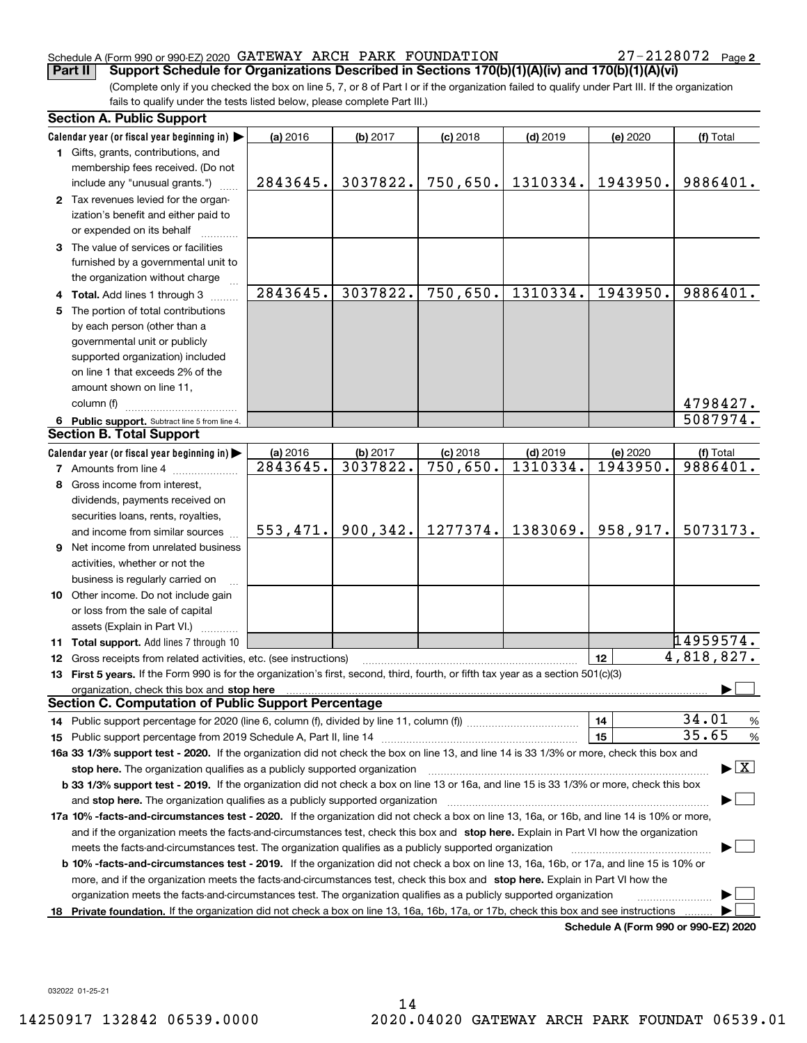Schedule A (Form 990 or 990-EZ) 2020 GATEWAY ARCH PARK FOUNDATION 27-2128072 Page 2

**Part II Support Schedule for Organizations Described in Sections 170(b)(1)(A)(iv) and 170(b)(1)(A)(vi)**

(Complete only if you checked the box on line 5, 7, or 8 of Part I or if the organization failed to qualify under Part III. If the organization fails to qualify under the tests listed below, please complete Part III.)

**Section A. Public Support**

| Calendar year (or fiscal year beginning in) ▶ | (a) 2016 | (b) 2017 | (c) 2018 | (d) 2019 | (e) 2020 | (f) Total |
|---|---|---|---|---|---|---|
| 1 Gifts, grants, contributions, and membership fees received. (Do not include any "unusual grants.") | 2843645. | 3037822. | 750,650. | 1310334. | 1943950. | 9886401. |
| 2 Tax revenues levied for the organization's benefit and either paid to or expended on its behalf | | | | | | |
| 3 The value of services or facilities furnished by a governmental unit to the organization without charge | | | | | | |
| 4 **Total.** Add lines 1 through 3 | 2843645. | 3037822. | 750,650. | 1310334. | 1943950. | 9886401. |
| 5 The portion of total contributions by each person (other than a governmental unit or publicly supported organization) included on line 1 that exceeds 2% of the amount shown on line 11, column (f) | | | | | | 4798427. |
| 6 **Public support.** Subtract line 5 from line 4. | | | | | | 5087974. |

**Section B. Total Support**

| Calendar year (or fiscal year beginning in) ▶ | (a) 2016 | (b) 2017 | (c) 2018 | (d) 2019 | (e) 2020 | (f) Total |
|---|---|---|---|---|---|---|
| 7 Amounts from line 4 | 2843645. | 3037822. | 750,650. | 1310334. | 1943950. | 9886401. |
| 8 Gross income from interest, dividends, payments received on securities loans, rents, royalties, and income from similar sources | 553,471. | 900,342. | 1277374. | 1383069. | 958,917. | 5073173. |
| 9 Net income from unrelated business activities, whether or not the business is regularly carried on | | | | | | |
| 10 Other income. Do not include gain or loss from the sale of capital assets (Explain in Part VI.) | | | | | | |
| 11 **Total support.** Add lines 7 through 10 | | | | | | 14959574. |

12 Gross receipts from related activities, etc. (see instructions) | 12 | 4,818,827.

13 **First 5 years.** If the Form 990 is for the organization's first, second, third, fourth, or fifth tax year as a section 501(c)(3) organization, check this box and **stop here** ▶ ☐

**Section C. Computation of Public Support Percentage**

14 Public support percentage for 2020 (line 6, column (f), divided by line 11, column (f)) | 14 | 34.01 %

15 Public support percentage from 2019 Schedule A, Part II, line 14 | 15 | 35.65 %

**16a 33 1/3% support test - 2020.** If the organization did not check the box on line 13, and line 14 is 33 1/3% or more, check this box and **stop here.** The organization qualifies as a publicly supported organization ▶ ☒

**b 33 1/3% support test - 2019.** If the organization did not check a box on line 13 or 16a, and line 15 is 33 1/3% or more, check this box and **stop here.** The organization qualifies as a publicly supported organization ▶ ☐

**17a 10% -facts-and-circumstances test - 2020.** If the organization did not check a box on line 13, 16a, or 16b, and line 14 is 10% or more, and if the organization meets the facts-and-circumstances test, check this box and **stop here.** Explain in Part VI how the organization meets the facts-and-circumstances test. The organization qualifies as a publicly supported organization ▶ ☐

**b 10% -facts-and-circumstances test - 2019.** If the organization did not check a box on line 13, 16a, 16b, or 17a, and line 15 is 10% or more, and if the organization meets the facts-and-circumstances test, check this box and **stop here.** Explain in Part VI how the organization meets the facts-and-circumstances test. The organization qualifies as a publicly supported organization ▶ ☐

**18 Private foundation.** If the organization did not check a box on line 13, 16a, 16b, 17a, or 17b, check this box and see instructions ▶ ☐

**Schedule A (Form 990 or 990-EZ) 2020**

032022 01-25-21

14250917 132842 06539.0000 2020.04020 GATEWAY ARCH PARK FOUNDAT 06539.01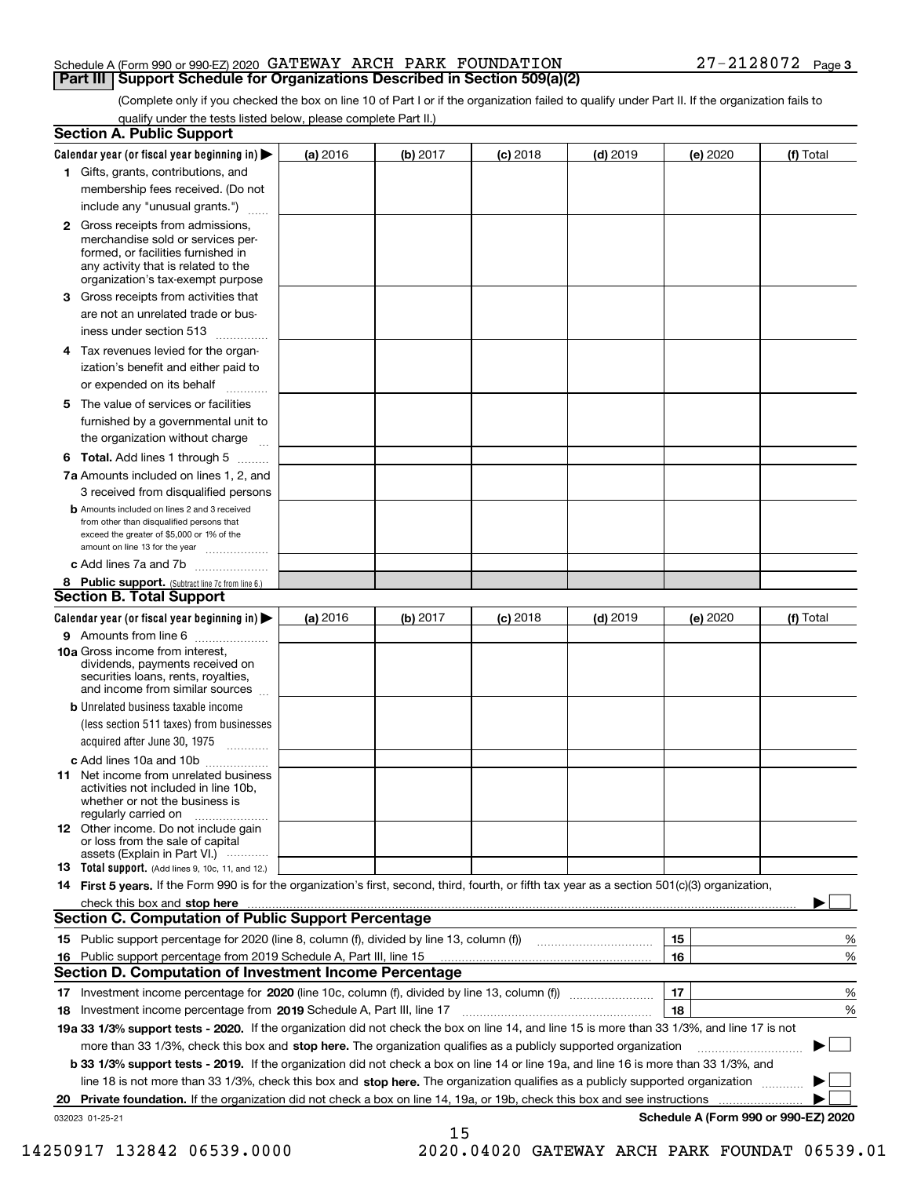Schedule A (Form 990 or 990-EZ) 2020 GATEWAY ARCH PARK FOUNDATION 27-2128072 Page 3

## Part III Support Schedule for Organizations Described in Section 509(a)(2)

(Complete only if you checked the box on line 10 of Part I or if the organization failed to qualify under Part II. If the organization fails to qualify under the tests listed below, please complete Part II.)

### Section A. Public Support

| Calendar year (or fiscal year beginning in) ▶ | (a) 2016 | (b) 2017 | (c) 2018 | (d) 2019 | (e) 2020 | (f) Total |
|---|---|---|---|---|---|---|
| 1 Gifts, grants, contributions, and membership fees received. (Do not include any "unusual grants.") | | | | | | |
| 2 Gross receipts from admissions, merchandise sold or services performed, or facilities furnished in any activity that is related to the organization's tax-exempt purpose | | | | | | |
| 3 Gross receipts from activities that are not an unrelated trade or business under section 513 | | | | | | |
| 4 Tax revenues levied for the organization's benefit and either paid to or expended on its behalf | | | | | | |
| 5 The value of services or facilities furnished by a governmental unit to the organization without charge | | | | | | |
| 6 **Total.** Add lines 1 through 5 | | | | | | |
| 7a Amounts included on lines 1, 2, and 3 received from disqualified persons | | | | | | |
| b Amounts included on lines 2 and 3 received from other than disqualified persons that exceed the greater of $5,000 or 1% of the amount on line 13 for the year | | | | | | |
| c Add lines 7a and 7b | | | | | | |
| 8 **Public support.** (Subtract line 7c from line 6.) | | | | | | |

### Section B. Total Support

| Calendar year (or fiscal year beginning in) ▶ | (a) 2016 | (b) 2017 | (c) 2018 | (d) 2019 | (e) 2020 | (f) Total |
|---|---|---|---|---|---|---|
| 9 Amounts from line 6 | | | | | | |
| 10a Gross income from interest, dividends, payments received on securities loans, rents, royalties, and income from similar sources | | | | | | |
| b Unrelated business taxable income (less section 511 taxes) from businesses acquired after June 30, 1975 | | | | | | |
| c Add lines 10a and 10b | | | | | | |
| 11 Net income from unrelated business activities not included in line 10b, whether or not the business is regularly carried on | | | | | | |
| 12 Other income. Do not include gain or loss from the sale of capital assets (Explain in Part VI.) | | | | | | |
| 13 **Total support.** (Add lines 9, 10c, 11, and 12.) | | | | | | |

14 **First 5 years.** If the Form 990 is for the organization's first, second, third, fourth, or fifth tax year as a section 501(c)(3) organization, check this box and **stop here** ▶ ☐

### Section C. Computation of Public Support Percentage

| | | | |
|---|---|---|---|
| 15 | Public support percentage for 2020 (line 8, column (f), divided by line 13, column (f)) | 15 | % |
| 16 | Public support percentage from 2019 Schedule A, Part III, line 15 | 16 | % |

### Section D. Computation of Investment Income Percentage

| | | | |
|---|---|---|---|
| 17 | Investment income percentage for **2020** (line 10c, column (f), divided by line 13, column (f)) | 17 | % |
| 18 | Investment income percentage from **2019** Schedule A, Part III, line 17 | 18 | % |

**19a 33 1/3% support tests - 2020.** If the organization did not check the box on line 14, and line 15 is more than 33 1/3%, and line 17 is not more than 33 1/3%, check this box and **stop here.** The organization qualifies as a publicly supported organization ▶ ☐

**b 33 1/3% support tests - 2019.** If the organization did not check a box on line 14 or line 19a, and line 16 is more than 33 1/3%, and line 18 is not more than 33 1/3%, check this box and **stop here.** The organization qualifies as a publicly supported organization ▶ ☐

**20 Private foundation.** If the organization did not check a box on line 14, 19a, or 19b, check this box and see instructions ▶ ☐

032023 01-25-21 **Schedule A (Form 990 or 990-EZ) 2020**

14250917 132842 06539.0000 2020.04020 GATEWAY ARCH PARK FOUNDAT 06539.01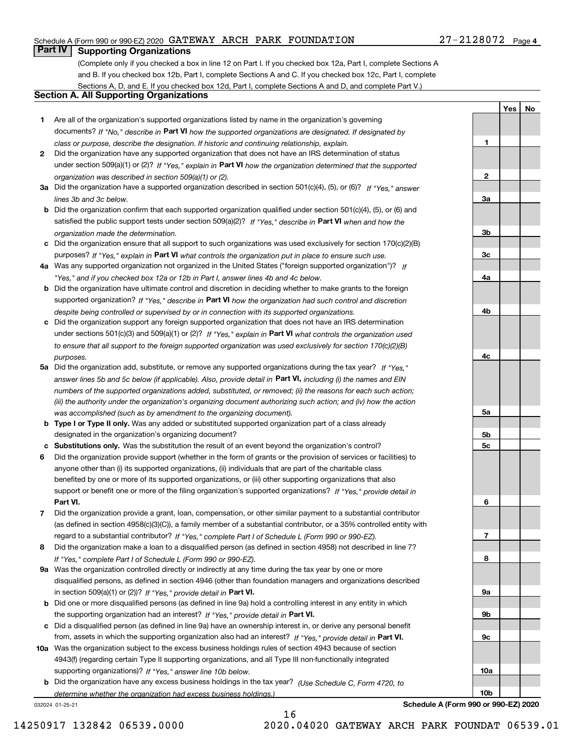Schedule A (Form 990 or 990-EZ) 2020 GATEWAY ARCH PARK FOUNDATION 27-2128072 Page 4

## Part IV Supporting Organizations

(Complete only if you checked a box in line 12 on Part I. If you checked box 12a, Part I, complete Sections A and B. If you checked box 12b, Part I, complete Sections A and C. If you checked box 12c, Part I, complete Sections A, D, and E. If you checked box 12d, Part I, complete Sections A and D, and complete Part V.)

### Section A. All Supporting Organizations

| | | | Yes | No |
|---|---|---|---|---|
| **1** | Are all of the organization's supported organizations listed by name in the organization's governing documents? *If "No," describe in* **Part VI** *how the supported organizations are designated. If designated by class or purpose, describe the designation. If historic and continuing relationship, explain.* | **1** | | |
| **2** | Did the organization have any supported organization that does not have an IRS determination of status under section 509(a)(1) or (2)? *If "Yes," explain in* **Part VI** *how the organization determined that the supported organization was described in section 509(a)(1) or (2).* | **2** | | |
| **3a** | Did the organization have a supported organization described in section 501(c)(4), (5), or (6)? *If "Yes," answer lines 3b and 3c below.* | **3a** | | |
| **b** | Did the organization confirm that each supported organization qualified under section 501(c)(4), (5), or (6) and satisfied the public support tests under section 509(a)(2)? *If "Yes," describe in* **Part VI** *when and how the organization made the determination.* | **3b** | | |
| **c** | Did the organization ensure that all support to such organizations was used exclusively for section 170(c)(2)(B) purposes? *If "Yes," explain in* **Part VI** *what controls the organization put in place to ensure such use.* | **3c** | | |
| **4a** | Was any supported organization not organized in the United States ("foreign supported organization")? *If "Yes," and if you checked box 12a or 12b in Part I, answer lines 4b and 4c below.* | **4a** | | |
| **b** | Did the organization have ultimate control and discretion in deciding whether to make grants to the foreign supported organization? *If "Yes," describe in* **Part VI** *how the organization had such control and discretion despite being controlled or supervised by or in connection with its supported organizations.* | **4b** | | |
| **c** | Did the organization support any foreign supported organization that does not have an IRS determination under sections 501(c)(3) and 509(a)(1) or (2)? *If "Yes," explain in* **Part VI** *what controls the organization used to ensure that all support to the foreign supported organization was used exclusively for section 170(c)(2)(B) purposes.* | **4c** | | |
| **5a** | Did the organization add, substitute, or remove any supported organizations during the tax year? *If "Yes," answer lines 5b and 5c below (if applicable). Also, provide detail in* **Part VI,** *including (i) the names and EIN numbers of the supported organizations added, substituted, or removed; (ii) the reasons for each such action; (iii) the authority under the organization's organizing document authorizing such action; and (iv) how the action was accomplished (such as by amendment to the organizing document).* | **5a** | | |
| **b** | **Type I or Type II only.** Was any added or substituted supported organization part of a class already designated in the organization's organizing document? | **5b** | | |
| **c** | **Substitutions only.** Was the substitution the result of an event beyond the organization's control? | **5c** | | |
| **6** | Did the organization provide support (whether in the form of grants or the provision of services or facilities) to anyone other than (i) its supported organizations, (ii) individuals that are part of the charitable class benefited by one or more of its supported organizations, or (iii) other supporting organizations that also support or benefit one or more of the filing organization's supported organizations? *If "Yes," provide detail in* **Part VI.** | **6** | | |
| **7** | Did the organization provide a grant, loan, compensation, or other similar payment to a substantial contributor (as defined in section 4958(c)(3)(C)), a family member of a substantial contributor, or a 35% controlled entity with regard to a substantial contributor? *If "Yes," complete Part I of Schedule L (Form 990 or 990-EZ).* | **7** | | |
| **8** | Did the organization make a loan to a disqualified person (as defined in section 4958) not described in line 7? *If "Yes," complete Part I of Schedule L (Form 990 or 990-EZ).* | **8** | | |
| **9a** | Was the organization controlled directly or indirectly at any time during the tax year by one or more disqualified persons, as defined in section 4946 (other than foundation managers and organizations described in section 509(a)(1) or (2))? *If "Yes," provide detail in* **Part VI.** | **9a** | | |
| **b** | Did one or more disqualified persons (as defined in line 9a) hold a controlling interest in any entity in which the supporting organization had an interest? *If "Yes," provide detail in* **Part VI.** | **9b** | | |
| **c** | Did a disqualified person (as defined in line 9a) have an ownership interest in, or derive any personal benefit from, assets in which the supporting organization also had an interest? *If "Yes," provide detail in* **Part VI.** | **9c** | | |
| **10a** | Was the organization subject to the excess business holdings rules of section 4943 because of section 4943(f) (regarding certain Type II supporting organizations, and all Type III non-functionally integrated supporting organizations)? *If "Yes," answer line 10b below.* | **10a** | | |
| **b** | Did the organization have any excess business holdings in the tax year? *(Use Schedule C, Form 4720, to determine whether the organization had excess business holdings.)* | **10b** | | |

032024 01-25-21 **Schedule A (Form 990 or 990-EZ) 2020**

14250917 132842 06539.0000 2020.04020 GATEWAY ARCH PARK FOUNDAT 06539.01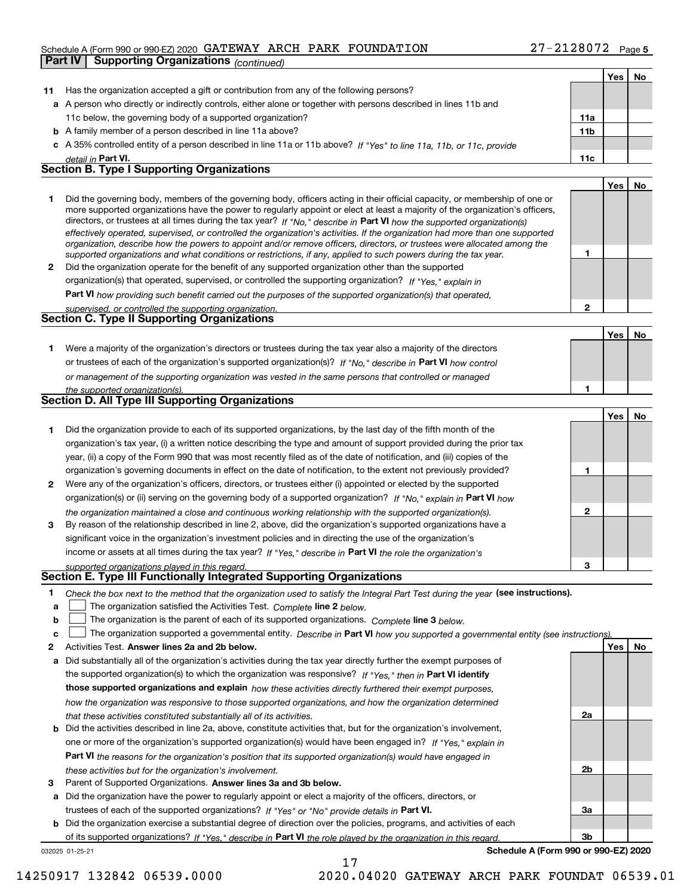Schedule A (Form 990 or 990-EZ) 2020 GATEWAY ARCH PARK FOUNDATION 27-2128072 Page **5**

**Part IV | Supporting Organizations** *(continued)*

| | | | Yes | No |
|---|---|---|---|---|
| **11** | Has the organization accepted a gift or contribution from any of the following persons? | | | |
| **a** | A person who directly or indirectly controls, either alone or together with persons described in lines 11b and 11c below, the governing body of a supported organization? | **11a** | | |
| **b** | A family member of a person described in line 11a above? | **11b** | | |
| **c** | A 35% controlled entity of a person described in line 11a or 11b above? *If "Yes" to line 11a, 11b, or 11c, provide detail in* **Part VI.** | **11c** | | |

## Section B. Type I Supporting Organizations

| | | | Yes | No |
|---|---|---|---|---|
| **1** | Did the governing body, members of the governing body, officers acting in their official capacity, or membership of one or more supported organizations have the power to regularly appoint or elect at least a majority of the organization's officers, directors, or trustees at all times during the tax year? *If "No," describe in* **Part VI** *how the supported organization(s) effectively operated, supervised, or controlled the organization's activities. If the organization had more than one supported organization, describe how the powers to appoint and/or remove officers, directors, or trustees were allocated among the supported organizations and what conditions or restrictions, if any, applied to such powers during the tax year.* | **1** | | |
| **2** | Did the organization operate for the benefit of any supported organization other than the supported organization(s) that operated, supervised, or controlled the supporting organization? *If "Yes," explain in* **Part VI** *how providing such benefit carried out the purposes of the supported organization(s) that operated, supervised, or controlled the supporting organization.* | **2** | | |

## Section C. Type II Supporting Organizations

| | | | Yes | No |
|---|---|---|---|---|
| **1** | Were a majority of the organization's directors or trustees during the tax year also a majority of the directors or trustees of each of the organization's supported organization(s)? *If "No," describe in* **Part VI** *how control or management of the supporting organization was vested in the same persons that controlled or managed the supported organization(s).* | **1** | | |

## Section D. All Type III Supporting Organizations

| | | | Yes | No |
|---|---|---|---|---|
| **1** | Did the organization provide to each of its supported organizations, by the last day of the fifth month of the organization's tax year, (i) a written notice describing the type and amount of support provided during the prior tax year, (ii) a copy of the Form 990 that was most recently filed as of the date of notification, and (iii) copies of the organization's governing documents in effect on the date of notification, to the extent not previously provided? | **1** | | |
| **2** | Were any of the organization's officers, directors, or trustees either (i) appointed or elected by the supported organization(s) or (ii) serving on the governing body of a supported organization? *If "No," explain in* **Part VI** *how the organization maintained a close and continuous working relationship with the supported organization(s).* | **2** | | |
| **3** | By reason of the relationship described in line 2, above, did the organization's supported organizations have a significant voice in the organization's investment policies and in directing the use of the organization's income or assets at all times during the tax year? *If "Yes," describe in* **Part VI** *the role the organization's supported organizations played in this regard.* | **3** | | |

## Section E. Type III Functionally Integrated Supporting Organizations

**1** *Check the box next to the method that the organization used to satisfy the Integral Part Test during the year* **(see instructions).**

- **a** ☐ The organization satisfied the Activities Test. *Complete* **line 2** *below.*
- **b** ☐ The organization is the parent of each of its supported organizations. *Complete* **line 3** *below.*
- **c** ☐ The organization supported a governmental entity. *Describe in* **Part VI** *how you supported a governmental entity (see instructions).*

| | | | Yes | No |
|---|---|---|---|---|
| **2** | Activities Test. **Answer lines 2a and 2b below.** | | | |
| **a** | Did substantially all of the organization's activities during the tax year directly further the exempt purposes of the supported organization(s) to which the organization was responsive? *If "Yes," then in* **Part VI identify those supported organizations and explain** *how these activities directly furthered their exempt purposes, how the organization was responsive to those supported organizations, and how the organization determined that these activities constituted substantially all of its activities.* | **2a** | | |
| **b** | Did the activities described in line 2a, above, constitute activities that, but for the organization's involvement, one or more of the organization's supported organization(s) would have been engaged in? *If "Yes," explain in* **Part VI** *the reasons for the organization's position that its supported organization(s) would have engaged in these activities but for the organization's involvement.* | **2b** | | |
| **3** | Parent of Supported Organizations. **Answer lines 3a and 3b below.** | | | |
| **a** | Did the organization have the power to regularly appoint or elect a majority of the officers, directors, or trustees of each of the supported organizations? *If "Yes" or "No" provide details in* **Part VI.** | **3a** | | |
| **b** | Did the organization exercise a substantial degree of direction over the policies, programs, and activities of each of its supported organizations? *If "Yes," describe in* **Part VI** *the role played by the organization in this regard.* | **3b** | | |

032025 01-25-21 **Schedule A (Form 990 or 990-EZ) 2020**

14250917 132842 06539.0000 2020.04020 GATEWAY ARCH PARK FOUNDAT 06539.01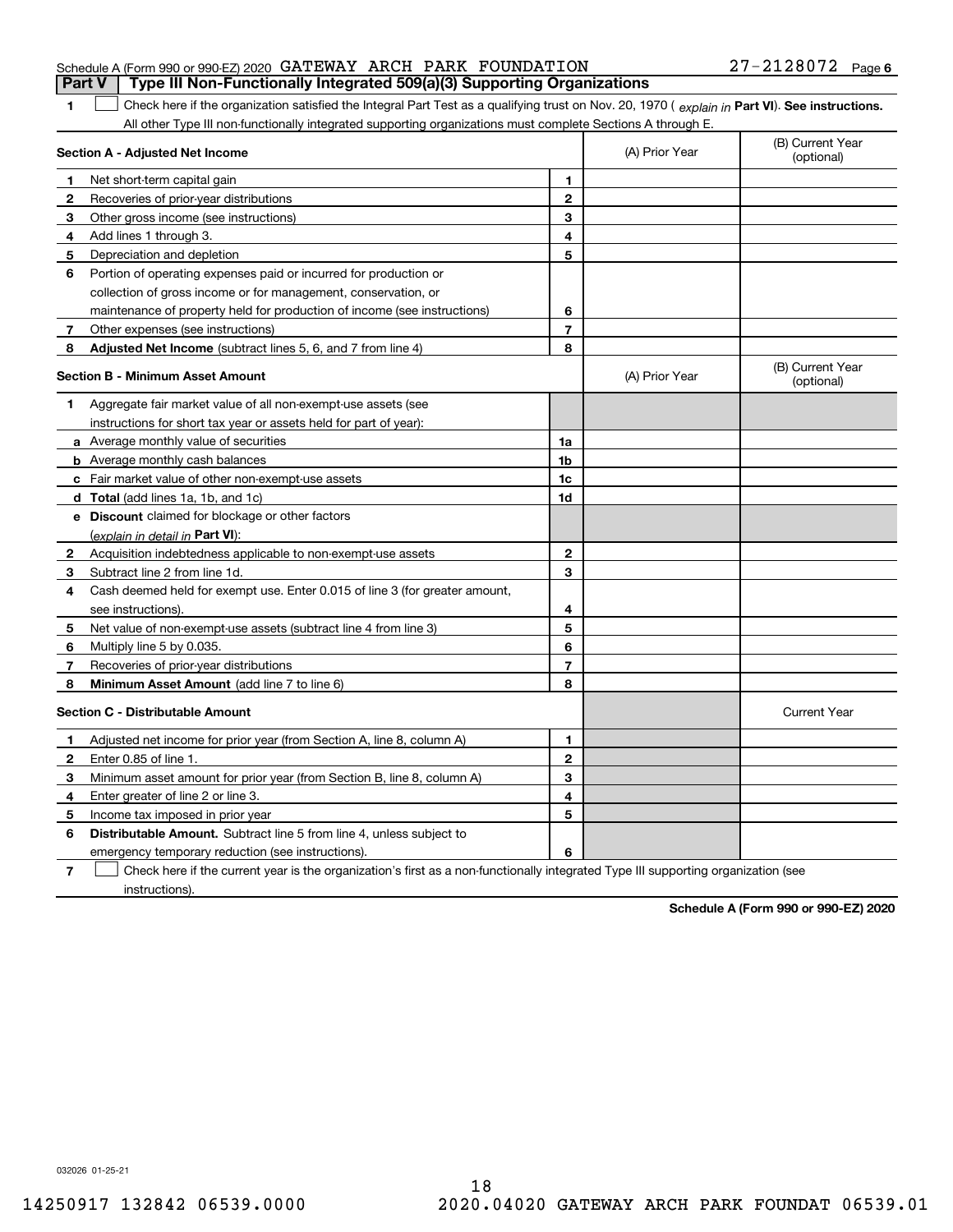Schedule A (Form 990 or 990-EZ) 2020 GATEWAY ARCH PARK FOUNDATION 27-2128072 Page 6

## Part V | Type III Non-Functionally Integrated 509(a)(3) Supporting Organizations

**1** ☐ Check here if the organization satisfied the Integral Part Test as a qualifying trust on Nov. 20, 1970 ( *explain in* **Part VI**). **See instructions.** All other Type III non-functionally integrated supporting organizations must complete Sections A through E.

| **Section A - Adjusted Net Income** | | | (A) Prior Year | (B) Current Year (optional) |
|---|---|---|---|---|
| **1** | Net short-term capital gain | **1** | | |
| **2** | Recoveries of prior-year distributions | **2** | | |
| **3** | Other gross income (see instructions) | **3** | | |
| **4** | Add lines 1 through 3. | **4** | | |
| **5** | Depreciation and depletion | **5** | | |
| **6** | Portion of operating expenses paid or incurred for production or collection of gross income or for management, conservation, or maintenance of property held for production of income (see instructions) | **6** | | |
| **7** | Other expenses (see instructions) | **7** | | |
| **8** | **Adjusted Net Income** (subtract lines 5, 6, and 7 from line 4) | **8** | | |

| **Section B - Minimum Asset Amount** | | | (A) Prior Year | (B) Current Year (optional) |
|---|---|---|---|---|
| **1** | Aggregate fair market value of all non-exempt-use assets (see instructions for short tax year or assets held for part of year): | | | |
| **a** | Average monthly value of securities | **1a** | | |
| **b** | Average monthly cash balances | **1b** | | |
| **c** | Fair market value of other non-exempt-use assets | **1c** | | |
| **d** | **Total** (add lines 1a, 1b, and 1c) | **1d** | | |
| **e** | **Discount** claimed for blockage or other factors (*explain in detail in* **Part VI**): | | | |
| **2** | Acquisition indebtedness applicable to non-exempt-use assets | **2** | | |
| **3** | Subtract line 2 from line 1d. | **3** | | |
| **4** | Cash deemed held for exempt use. Enter 0.015 of line 3 (for greater amount, see instructions). | **4** | | |
| **5** | Net value of non-exempt-use assets (subtract line 4 from line 3) | **5** | | |
| **6** | Multiply line 5 by 0.035. | **6** | | |
| **7** | Recoveries of prior-year distributions | **7** | | |
| **8** | **Minimum Asset Amount** (add line 7 to line 6) | **8** | | |

| **Section C - Distributable Amount** | | | | Current Year |
|---|---|---|---|---|
| **1** | Adjusted net income for prior year (from Section A, line 8, column A) | **1** | | |
| **2** | Enter 0.85 of line 1. | **2** | | |
| **3** | Minimum asset amount for prior year (from Section B, line 8, column A) | **3** | | |
| **4** | Enter greater of line 2 or line 3. | **4** | | |
| **5** | Income tax imposed in prior year | **5** | | |
| **6** | **Distributable Amount.** Subtract line 5 from line 4, unless subject to emergency temporary reduction (see instructions). | **6** | | |

**7** ☐ Check here if the current year is the organization's first as a non-functionally integrated Type III supporting organization (see instructions).

**Schedule A (Form 990 or 990-EZ) 2020**

032026 01-25-21

14250917 132842 06539.0000 2020.04020 GATEWAY ARCH PARK FOUNDAT 06539.01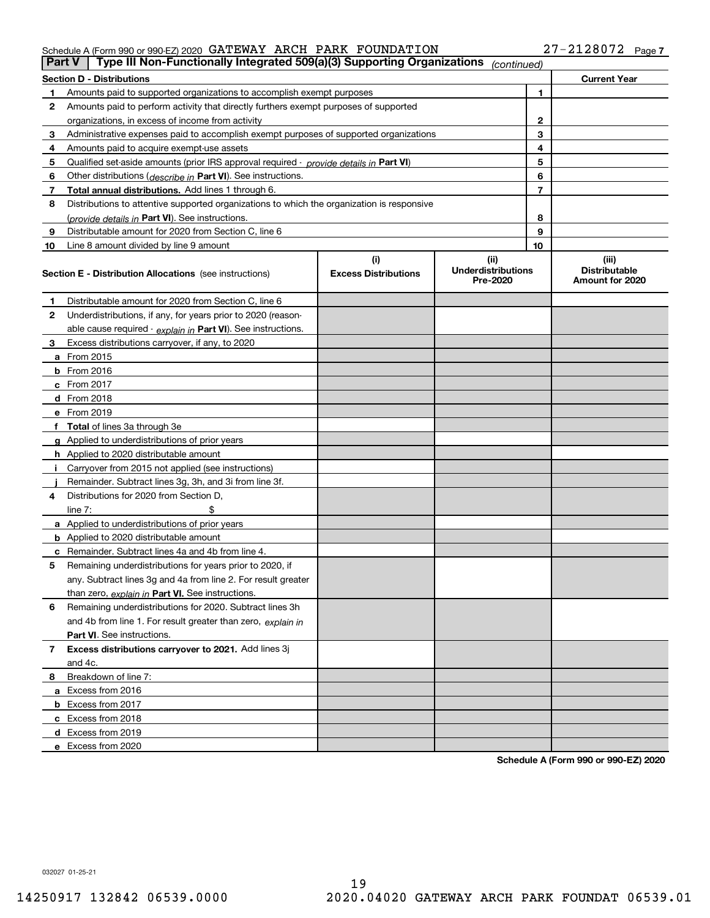Schedule A (Form 990 or 990-EZ) 2020 GATEWAY ARCH PARK FOUNDATION 27-2128072 Page 7

**Part V | Type III Non-Functionally Integrated 509(a)(3) Supporting Organizations** *(continued)*

| **Section D - Distributions** | | | **Current Year** |
|---|---|---|---|
| 1 | Amounts paid to supported organizations to accomplish exempt purposes | 1 | |
| 2 | Amounts paid to perform activity that directly furthers exempt purposes of supported organizations, in excess of income from activity | 2 | |
| 3 | Administrative expenses paid to accomplish exempt purposes of supported organizations | 3 | |
| 4 | Amounts paid to acquire exempt-use assets | 4 | |
| 5 | Qualified set-aside amounts (prior IRS approval required - *provide details in* **Part VI**) | 5 | |
| 6 | Other distributions (*describe in* **Part VI**). See instructions. | 6 | |
| 7 | **Total annual distributions.** Add lines 1 through 6. | 7 | |
| 8 | Distributions to attentive supported organizations to which the organization is responsive (*provide details in* **Part VI**). See instructions. | 8 | |
| 9 | Distributable amount for 2020 from Section C, line 6 | 9 | |
| 10 | Line 8 amount divided by line 9 amount | 10 | |

| **Section E - Distribution Allocations** (see instructions) | (i) **Excess Distributions** | (ii) **Underdistributions Pre-2020** | (iii) **Distributable Amount for 2020** |
|---|---|---|---|
| **1** Distributable amount for 2020 from Section C, line 6 | | | |
| **2** Underdistributions, if any, for years prior to 2020 (reasonable cause required - *explain in* **Part VI**). See instructions. | | | |
| **3** Excess distributions carryover, if any, to 2020 | | | |
| **a** From 2015 | | | |
| **b** From 2016 | | | |
| **c** From 2017 | | | |
| **d** From 2018 | | | |
| **e** From 2019 | | | |
| **f** **Total** of lines 3a through 3e | | | |
| **g** Applied to underdistributions of prior years | | | |
| **h** Applied to 2020 distributable amount | | | |
| **i** Carryover from 2015 not applied (see instructions) | | | |
| **j** Remainder. Subtract lines 3g, 3h, and 3i from line 3f. | | | |
| **4** Distributions for 2020 from Section D, line 7: $ | | | |
| **a** Applied to underdistributions of prior years | | | |
| **b** Applied to 2020 distributable amount | | | |
| **c** Remainder. Subtract lines 4a and 4b from line 4. | | | |
| **5** Remaining underdistributions for years prior to 2020, if any. Subtract lines 3g and 4a from line 2. For result greater than zero, *explain in* **Part VI.** See instructions. | | | |
| **6** Remaining underdistributions for 2020. Subtract lines 3h and 4b from line 1. For result greater than zero, *explain in* **Part VI**. See instructions. | | | |
| **7** **Excess distributions carryover to 2021.** Add lines 3j and 4c. | | | |
| **8** Breakdown of line 7: | | | |
| **a** Excess from 2016 | | | |
| **b** Excess from 2017 | | | |
| **c** Excess from 2018 | | | |
| **d** Excess from 2019 | | | |
| **e** Excess from 2020 | | | |

**Schedule A (Form 990 or 990-EZ) 2020**

032027 01-25-21

14250917 132842 06539.0000 2020.04020 GATEWAY ARCH PARK FOUNDAT 06539.01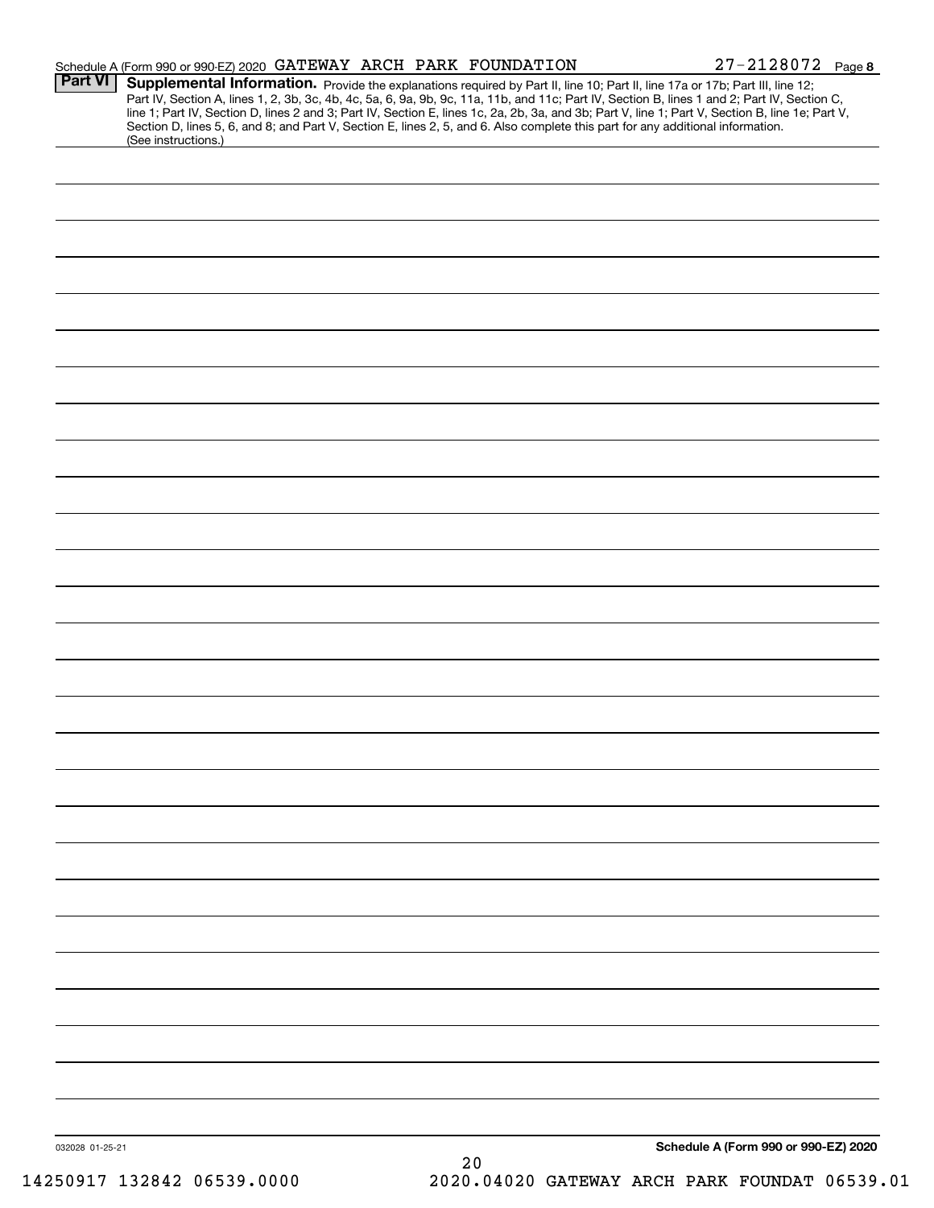Schedule A (Form 990 or 990-EZ) 2020 GATEWAY ARCH PARK FOUNDATION 27-2128072 Page 8

## Part VI Supplemental Information.

Provide the explanations required by Part II, line 10; Part II, line 17a or 17b; Part III, line 12; Part IV, Section A, lines 1, 2, 3b, 3c, 4b, 4c, 5a, 6, 9a, 9b, 9c, 11a, 11b, and 11c; Part IV, Section B, lines 1 and 2; Part IV, Section C, line 1; Part IV, Section D, lines 2 and 3; Part IV, Section E, lines 1c, 2a, 2b, 3a, and 3b; Part V, line 1; Part V, Section B, line 1e; Part V, Section D, lines 5, 6, and 8; and Part V, Section E, lines 2, 5, and 6. Also complete this part for any additional information. (See instructions.)

032028 01-25-21

**Schedule A (Form 990 or 990-EZ) 2020**

14250917 132842 06539.0000 2020.04020 GATEWAY ARCH PARK FOUNDAT 06539.01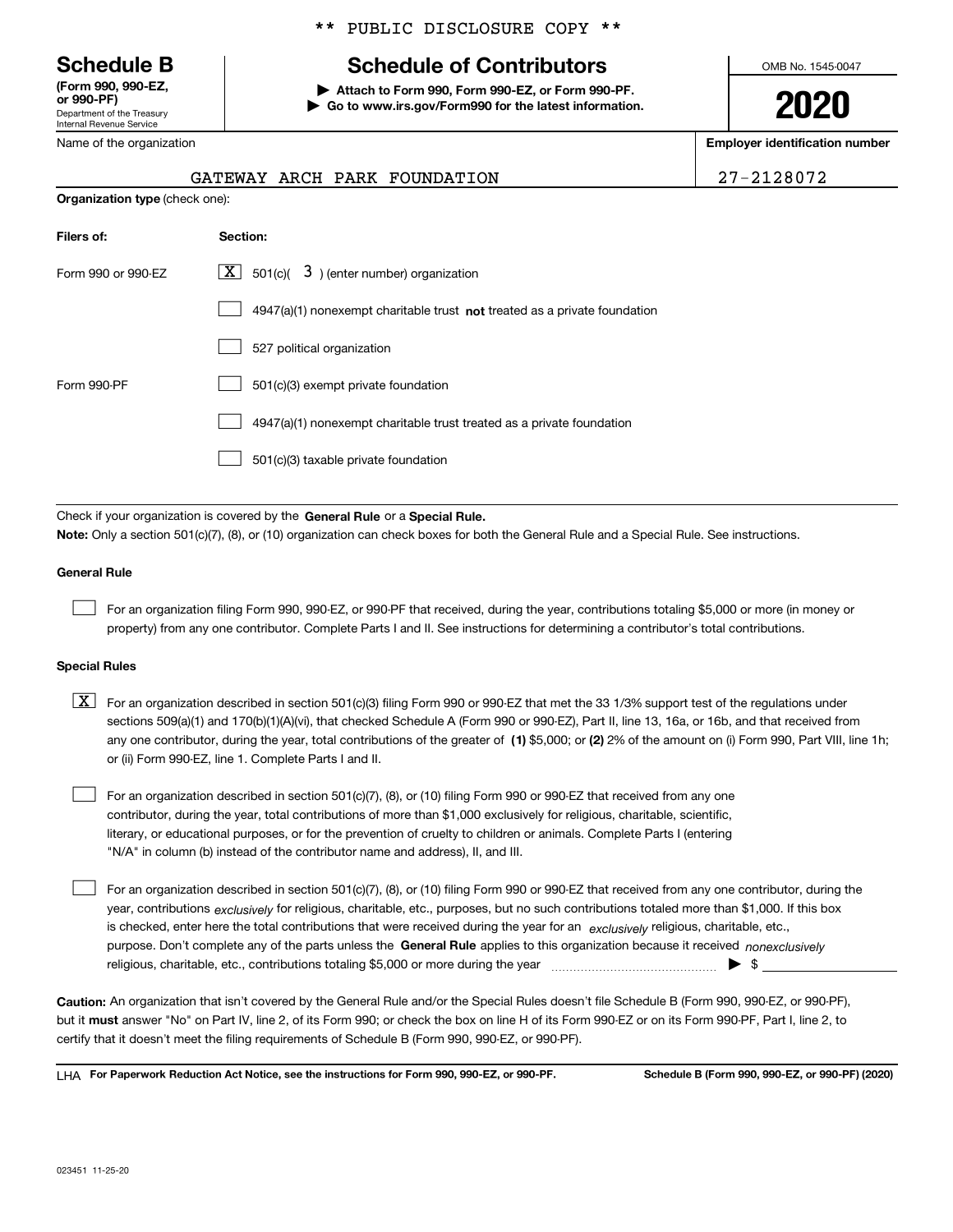** PUBLIC DISCLOSURE COPY **

# Schedule B

**(Form 990, 990-EZ, or 990-PF)**
Department of the Treasury
Internal Revenue Service

## Schedule of Contributors

▶ **Attach to Form 990, Form 990-EZ, or Form 990-PF.**
▶ **Go to www.irs.gov/Form990 for the latest information.**

OMB No. 1545-0047

**2020**

Name of the organization: GATEWAY ARCH PARK FOUNDATION

**Employer identification number:** 27-2128072

**Organization type** (check one):

| Filers of: | Section: |
|---|---|
| Form 990 or 990-EZ | [X] 501(c)( 3 ) (enter number) organization |
| | [ ] 4947(a)(1) nonexempt charitable trust **not** treated as a private foundation |
| | [ ] 527 political organization |
| Form 990-PF | [ ] 501(c)(3) exempt private foundation |
| | [ ] 4947(a)(1) nonexempt charitable trust treated as a private foundation |
| | [ ] 501(c)(3) taxable private foundation |

Check if your organization is covered by the **General Rule** or a **Special Rule.**

**Note:** Only a section 501(c)(7), (8), or (10) organization can check boxes for both the General Rule and a Special Rule. See instructions.

### General Rule

[ ] For an organization filing Form 990, 990-EZ, or 990-PF that received, during the year, contributions totaling $5,000 or more (in money or property) from any one contributor. Complete Parts I and II. See instructions for determining a contributor's total contributions.

### Special Rules

[X] For an organization described in section 501(c)(3) filing Form 990 or 990-EZ that met the 33 1/3% support test of the regulations under sections 509(a)(1) and 170(b)(1)(A)(vi), that checked Schedule A (Form 990 or 990-EZ), Part II, line 13, 16a, or 16b, and that received from any one contributor, during the year, total contributions of the greater of **(1)** $5,000; or **(2)** 2% of the amount on (i) Form 990, Part VIII, line 1h; or (ii) Form 990-EZ, line 1. Complete Parts I and II.

[ ] For an organization described in section 501(c)(7), (8), or (10) filing Form 990 or 990-EZ that received from any one contributor, during the year, total contributions of more than $1,000 exclusively for religious, charitable, scientific, literary, or educational purposes, or for the prevention of cruelty to children or animals. Complete Parts I (entering "N/A" in column (b) instead of the contributor name and address), II, and III.

[ ] For an organization described in section 501(c)(7), (8), or (10) filing Form 990 or 990-EZ that received from any one contributor, during the year, contributions *exclusively* for religious, charitable, etc., purposes, but no such contributions totaled more than $1,000. If this box is checked, enter here the total contributions that were received during the year for an *exclusively* religious, charitable, etc., purpose. Don't complete any of the parts unless the **General Rule** applies to this organization because it received *nonexclusively* religious, charitable, etc., contributions totaling $5,000 or more during the year ▶ $ ____________

**Caution:** An organization that isn't covered by the General Rule and/or the Special Rules doesn't file Schedule B (Form 990, 990-EZ, or 990-PF), but it **must** answer "No" on Part IV, line 2, of its Form 990; or check the box on line H of its Form 990-EZ or on its Form 990-PF, Part I, line 2, to certify that it doesn't meet the filing requirements of Schedule B (Form 990, 990-EZ, or 990-PF).

LHA **For Paperwork Reduction Act Notice, see the instructions for Form 990, 990-EZ, or 990-PF.** **Schedule B (Form 990, 990-EZ, or 990-PF) (2020)**

023451 11-25-20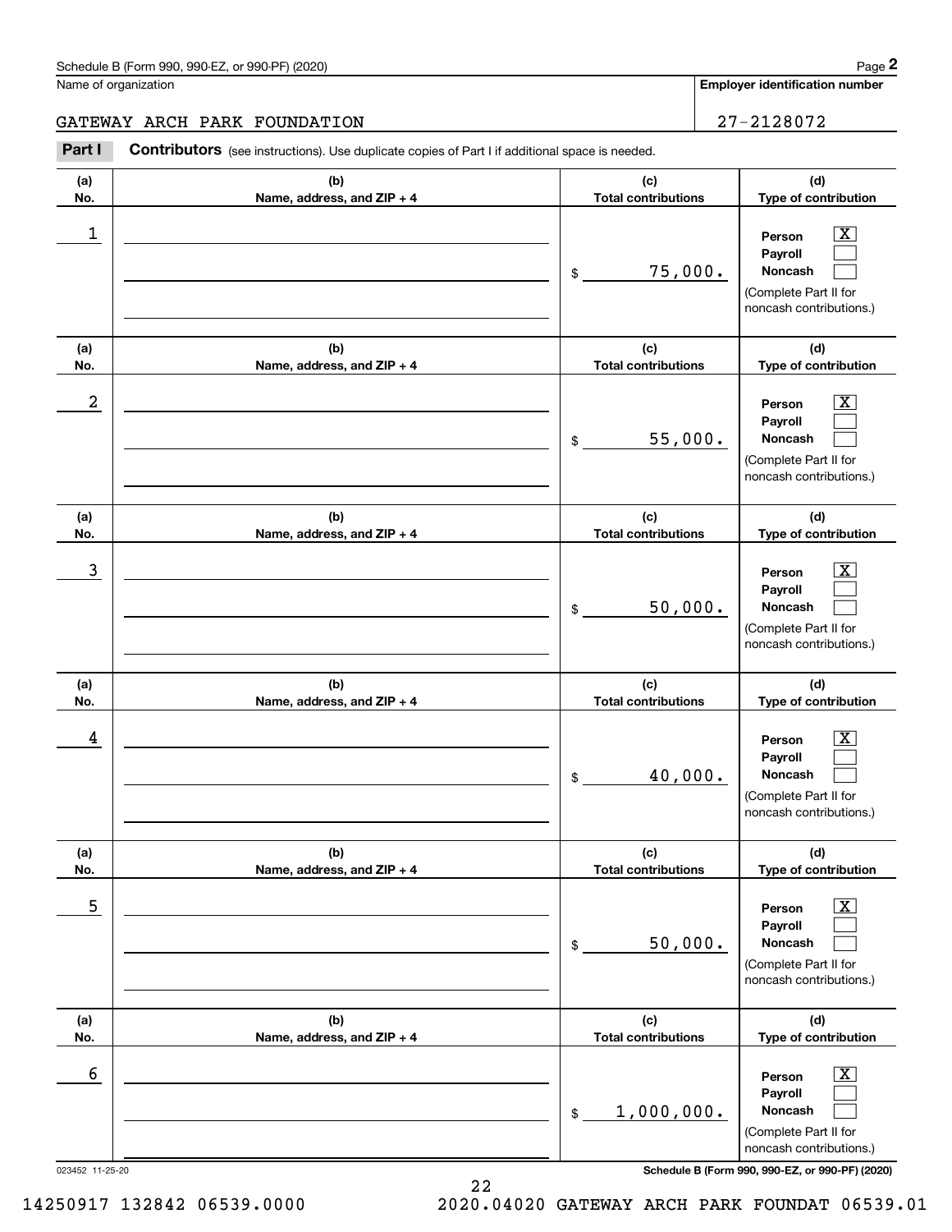Schedule B (Form 990, 990-EZ, or 990-PF) (2020)

Name of organization: GATEWAY ARCH PARK FOUNDATION

Employer identification number: 27-2128072

**Part I** **Contributors** (see instructions). Use duplicate copies of Part I if additional space is needed.

| (a) No. | (b) Name, address, and ZIP + 4 | (c) Total contributions | (d) Type of contribution |
|---|---|---|---|
| 1 | | $ 75,000. | Person [X] Payroll [ ] Noncash [ ] (Complete Part II for noncash contributions.) |
| 2 | | $ 55,000. | Person [X] Payroll [ ] Noncash [ ] (Complete Part II for noncash contributions.) |
| 3 | | $ 50,000. | Person [X] Payroll [ ] Noncash [ ] (Complete Part II for noncash contributions.) |
| 4 | | $ 40,000. | Person [X] Payroll [ ] Noncash [ ] (Complete Part II for noncash contributions.) |
| 5 | | $ 50,000. | Person [X] Payroll [ ] Noncash [ ] (Complete Part II for noncash contributions.) |
| 6 | | $ 1,000,000. | Person [X] Payroll [ ] Noncash [ ] (Complete Part II for noncash contributions.) |

023452 11-25-20

Schedule B (Form 990, 990-EZ, or 990-PF) (2020)

14250917 132842 06539.0000 2020.04020 GATEWAY ARCH PARK FOUNDAT 06539.01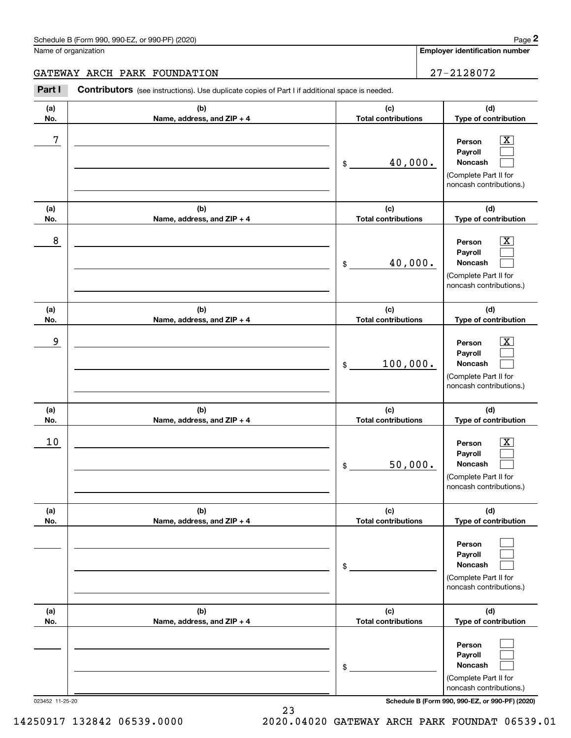Schedule B (Form 990, 990-EZ, or 990-PF) (2020)

Name of organization: GATEWAY ARCH PARK FOUNDATION

Employer identification number: 27-2128072

**Part I** **Contributors** (see instructions). Use duplicate copies of Part I if additional space is needed.

| (a) No. | (b) Name, address, and ZIP + 4 | (c) Total contributions | (d) Type of contribution |
|---|---|---|---|
| 7 | | $ 40,000. | Person [X] Payroll [ ] Noncash [ ] (Complete Part II for noncash contributions.) |
| 8 | | $ 40,000. | Person [X] Payroll [ ] Noncash [ ] (Complete Part II for noncash contributions.) |
| 9 | | $ 100,000. | Person [X] Payroll [ ] Noncash [ ] (Complete Part II for noncash contributions.) |
| 10 | | $ 50,000. | Person [X] Payroll [ ] Noncash [ ] (Complete Part II for noncash contributions.) |
| | | $ | Person [ ] Payroll [ ] Noncash [ ] (Complete Part II for noncash contributions.) |
| | | $ | Person [ ] Payroll [ ] Noncash [ ] (Complete Part II for noncash contributions.) |

023452 11-25-20

Schedule B (Form 990, 990-EZ, or 990-PF) (2020)

14250917 132842 06539.0000 2020.04020 GATEWAY ARCH PARK FOUNDAT 06539.01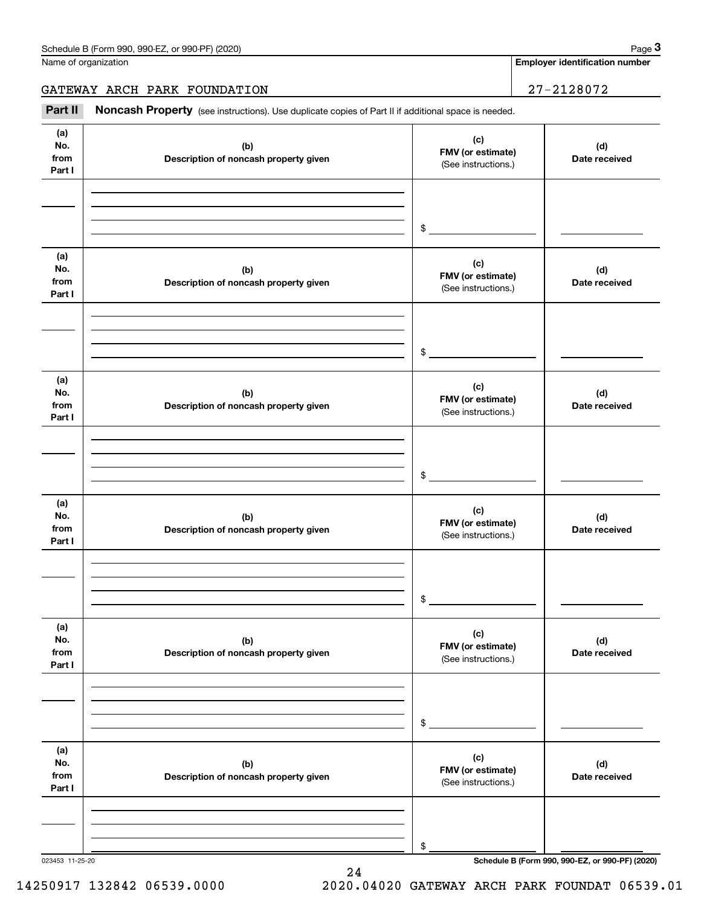Name of organization

GATEWAY ARCH PARK FOUNDATION

**Employer identification number**

27-2128072

**Part II** **Noncash Property** (see instructions). Use duplicate copies of Part II if additional space is needed.

| (a) No. from Part I | (b) Description of noncash property given | (c) FMV (or estimate) (See instructions.) | (d) Date received |
|---|---|---|---|
| | | $ | |

| (a) No. from Part I | (b) Description of noncash property given | (c) FMV (or estimate) (See instructions.) | (d) Date received |
|---|---|---|---|
| | | $ | |

| (a) No. from Part I | (b) Description of noncash property given | (c) FMV (or estimate) (See instructions.) | (d) Date received |
|---|---|---|---|
| | | $ | |

| (a) No. from Part I | (b) Description of noncash property given | (c) FMV (or estimate) (See instructions.) | (d) Date received |
|---|---|---|---|
| | | $ | |

| (a) No. from Part I | (b) Description of noncash property given | (c) FMV (or estimate) (See instructions.) | (d) Date received |
|---|---|---|---|
| | | $ | |

| (a) No. from Part I | (b) Description of noncash property given | (c) FMV (or estimate) (See instructions.) | (d) Date received |
|---|---|---|---|
| | | $ | |

023453 11-25-20

14250917 132842 06539.0000 2020.04020 GATEWAY ARCH PARK FOUNDAT 06539.01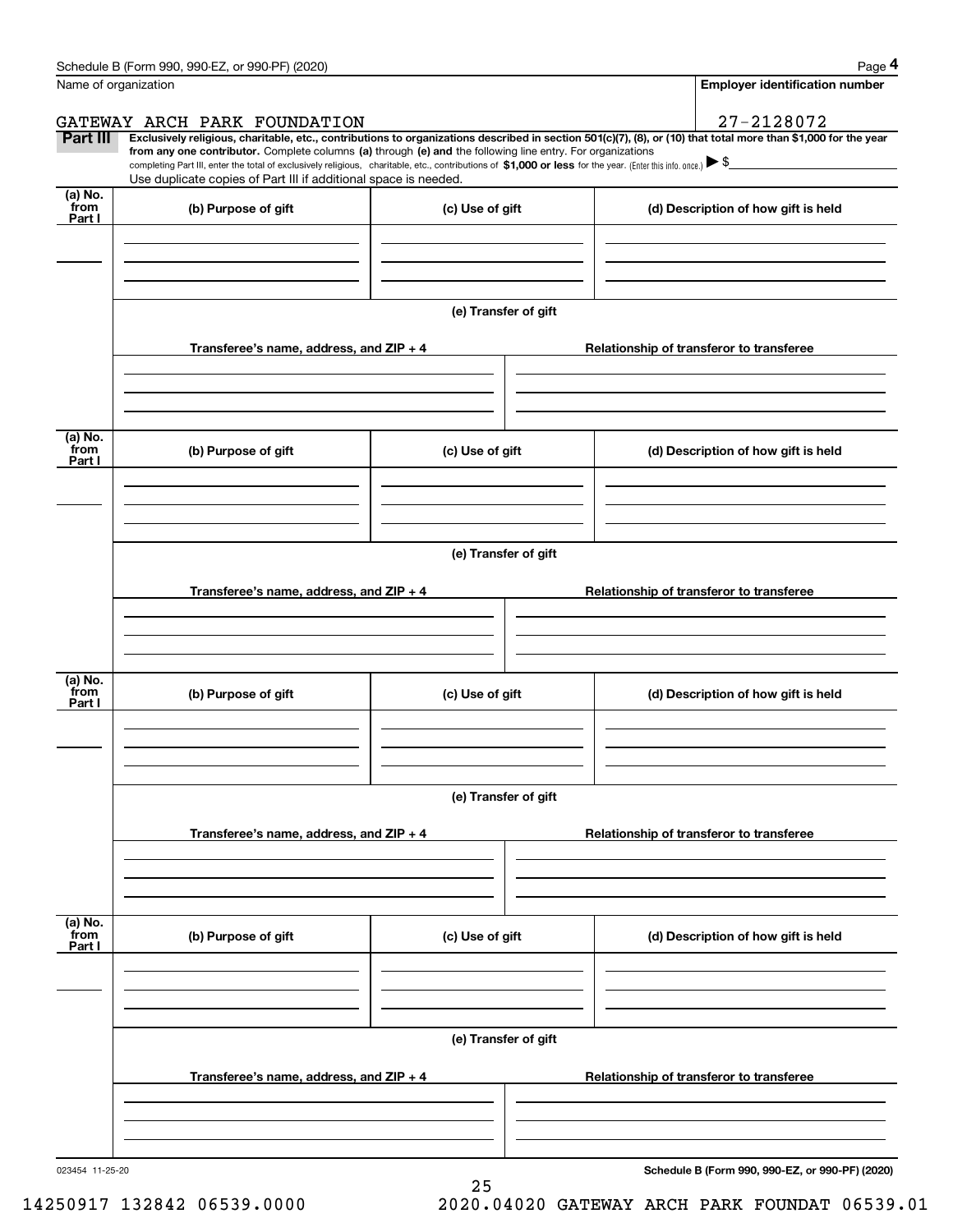Name of organization

GATEWAY ARCH PARK FOUNDATION

**Employer identification number**

27-2128072

**Part III** **Exclusively religious, charitable, etc., contributions to organizations described in section 501(c)(7), (8), or (10) that total more than $1,000 for the year from any one contributor.** Complete columns **(a)** through **(e) and** the following line entry. For organizations completing Part III, enter the total of exclusively religious, charitable, etc., contributions of **$1,000 or less** for the year. (Enter this info. once.) ▶ $

Use duplicate copies of Part III if additional space is needed.

| (a) No. from Part I | (b) Purpose of gift | (c) Use of gift | (d) Description of how gift is held |
|---|---|---|---|
| | | | |

**(e) Transfer of gift**

| Transferee's name, address, and ZIP + 4 | Relationship of transferor to transferee |
|---|---|
| | |

| (a) No. from Part I | (b) Purpose of gift | (c) Use of gift | (d) Description of how gift is held |
|---|---|---|---|
| | | | |

**(e) Transfer of gift**

| Transferee's name, address, and ZIP + 4 | Relationship of transferor to transferee |
|---|---|
| | |

| (a) No. from Part I | (b) Purpose of gift | (c) Use of gift | (d) Description of how gift is held |
|---|---|---|---|
| | | | |

**(e) Transfer of gift**

| Transferee's name, address, and ZIP + 4 | Relationship of transferor to transferee |
|---|---|
| | |

| (a) No. from Part I | (b) Purpose of gift | (c) Use of gift | (d) Description of how gift is held |
|---|---|---|---|
| | | | |

**(e) Transfer of gift**

| Transferee's name, address, and ZIP + 4 | Relationship of transferor to transferee |
|---|---|
| | |

023454 11-25-20

**Schedule B (Form 990, 990-EZ, or 990-PF) (2020)**

14250917 132842 06539.0000 2020.04020 GATEWAY ARCH PARK FOUNDAT 06539.01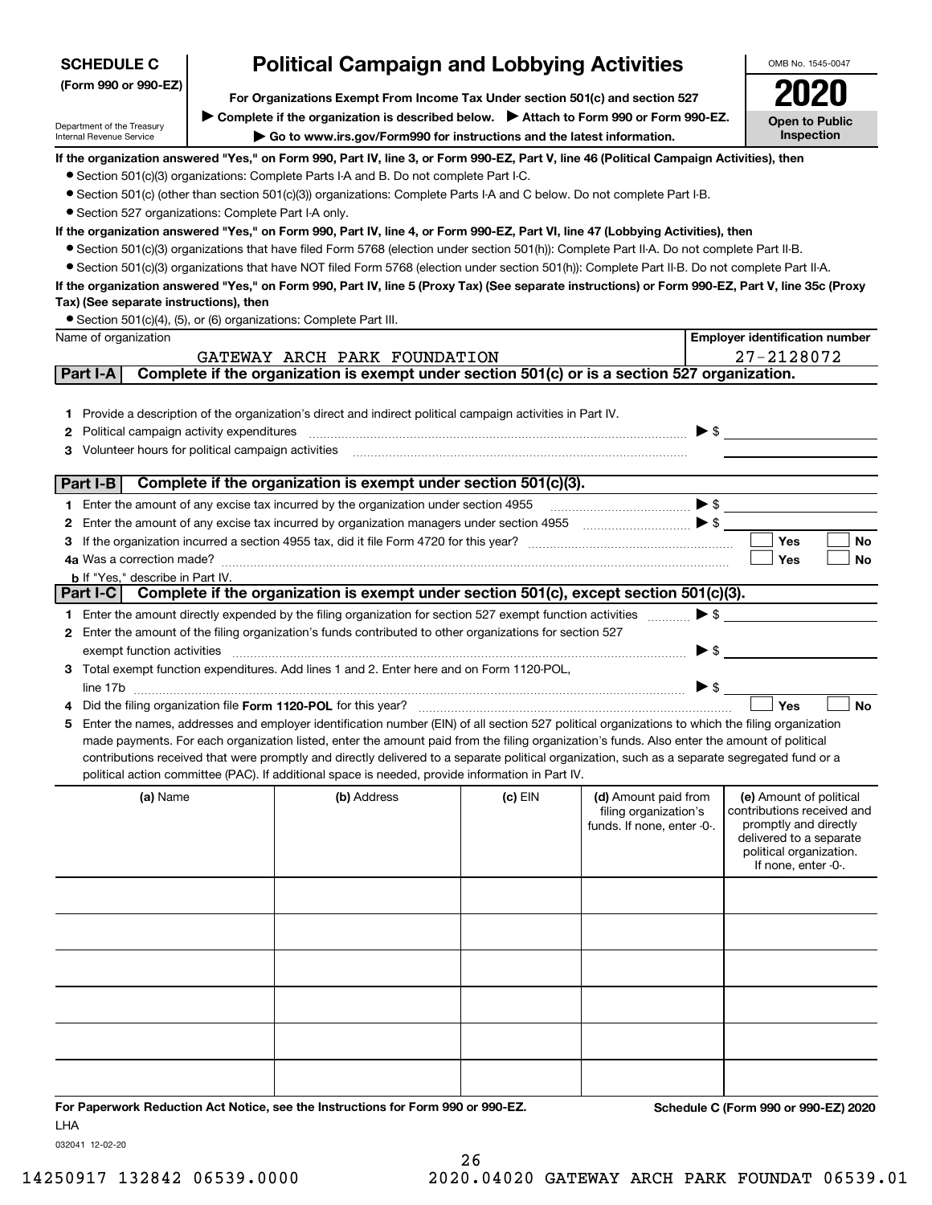**SCHEDULE C (Form 990 or 990-EZ)**

Department of the Treasury
Internal Revenue Service

# Political Campaign and Lobbying Activities

**For Organizations Exempt From Income Tax Under section 501(c) and section 527**

▶ **Complete if the organization is described below.** ▶ **Attach to Form 990 or Form 990-EZ.**

▶ **Go to www.irs.gov/Form990 for instructions and the latest information.**

OMB No. 1545-0047

**2020**

**Open to Public Inspection**

**If the organization answered "Yes," on Form 990, Part IV, line 3, or Form 990-EZ, Part V, line 46 (Political Campaign Activities), then**

- Section 501(c)(3) organizations: Complete Parts I-A and B. Do not complete Part I-C.
- Section 501(c) (other than section 501(c)(3)) organizations: Complete Parts I-A and C below. Do not complete Part I-B.
- Section 527 organizations: Complete Part I-A only.

**If the organization answered "Yes," on Form 990, Part IV, line 4, or Form 990-EZ, Part VI, line 47 (Lobbying Activities), then**

- Section 501(c)(3) organizations that have filed Form 5768 (election under section 501(h)): Complete Part II-A. Do not complete Part II-B.
- Section 501(c)(3) organizations that have NOT filed Form 5768 (election under section 501(h)): Complete Part II-B. Do not complete Part II-A.

**If the organization answered "Yes," on Form 990, Part IV, line 5 (Proxy Tax) (See separate instructions) or Form 990-EZ, Part V, line 35c (Proxy Tax) (See separate instructions), then**

- Section 501(c)(4), (5), or (6) organizations: Complete Part III.

| Name of organization | Employer identification number |
|---|---|
| GATEWAY ARCH PARK FOUNDATION | 27-2128072 |

**Part I-A Complete if the organization is exempt under section 501(c) or is a section 527 organization.**

1. Provide a description of the organization's direct and indirect political campaign activities in Part IV.
2. Political campaign activity expenditures ▶ $
3. Volunteer hours for political campaign activities

**Part I-B Complete if the organization is exempt under section 501(c)(3).**

1. Enter the amount of any excise tax incurred by the organization under section 4955 ▶ $
2. Enter the amount of any excise tax incurred by organization managers under section 4955 ▶ $
3. If the organization incurred a section 4955 tax, did it file Form 4720 for this year? ☐ Yes ☐ No
4a. Was a correction made? ☐ Yes ☐ No
   b. If "Yes," describe in Part IV.

**Part I-C Complete if the organization is exempt under section 501(c), except section 501(c)(3).**

1. Enter the amount directly expended by the filing organization for section 527 exempt function activities ▶ $
2. Enter the amount of the filing organization's funds contributed to other organizations for section 527 exempt function activities ▶ $
3. Total exempt function expenditures. Add lines 1 and 2. Enter here and on Form 1120-POL, line 17b ▶ $
4. Did the filing organization file **Form 1120-POL** for this year? ☐ Yes ☐ No
5. Enter the names, addresses and employer identification number (EIN) of all section 527 political organizations to which the filing organization made payments. For each organization listed, enter the amount paid from the filing organization's funds. Also enter the amount of political contributions received that were promptly and directly delivered to a separate political organization, such as a separate segregated fund or a political action committee (PAC). If additional space is needed, provide information in Part IV.

| (a) Name | (b) Address | (c) EIN | (d) Amount paid from filing organization's funds. If none, enter -0-. | (e) Amount of political contributions received and promptly and directly delivered to a separate political organization. If none, enter -0-. |
|---|---|---|---|---|
| | | | | |
| | | | | |
| | | | | |
| | | | | |
| | | | | |
| | | | | |

**For Paperwork Reduction Act Notice, see the Instructions for Form 990 or 990-EZ.** **Schedule C (Form 990 or 990-EZ) 2020**

LHA
032041 12-02-20

14250917 132842 06539.0000 2020.04020 GATEWAY ARCH PARK FOUNDAT 06539.01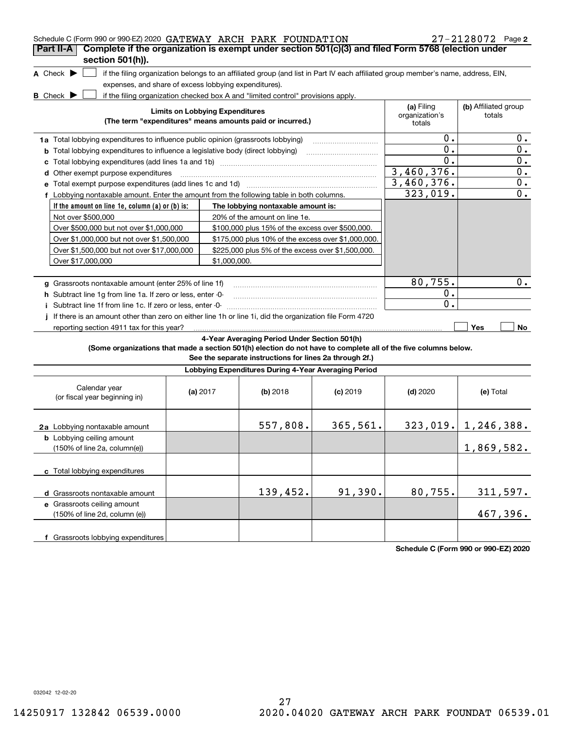Schedule C (Form 990 or 990-EZ) 2020 GATEWAY ARCH PARK FOUNDATION 27-2128072 Page 2

## Part II-A Complete if the organization is exempt under section 501(c)(3) and filed Form 5768 (election under section 501(h)).

**A** Check ▶ ☐ if the filing organization belongs to an affiliated group (and list in Part IV each affiliated group member's name, address, EIN, expenses, and share of excess lobbying expenditures).

**B** Check ▶ ☐ if the filing organization checked box A and "limited control" provisions apply.

| Limits on Lobbying Expenditures (The term "expenditures" means amounts paid or incurred.) | (a) Filing organization's totals | (b) Affiliated group totals |
|---|---|---|
| **1a** Total lobbying expenditures to influence public opinion (grassroots lobbying) | 0. | 0. |
| **b** Total lobbying expenditures to influence a legislative body (direct lobbying) | 0. | 0. |
| **c** Total lobbying expenditures (add lines 1a and 1b) | 0. | 0. |
| **d** Other exempt purpose expenditures | 3,460,376. | 0. |
| **e** Total exempt purpose expenditures (add lines 1c and 1d) | 3,460,376. | 0. |
| **f** Lobbying nontaxable amount. Enter the amount from the following table in both columns. | 323,019. | 0. |

| If the amount on line 1e, column (a) or (b) is: | The lobbying nontaxable amount is: |
|---|---|
| Not over $500,000 | 20% of the amount on line 1e. |
| Over $500,000 but not over $1,000,000 | $100,000 plus 15% of the excess over $500,000. |
| Over $1,000,000 but not over $1,500,000 | $175,000 plus 10% of the excess over $1,000,000. |
| Over $1,500,000 but not over $17,000,000 | $225,000 plus 5% of the excess over $1,500,000. |
| Over $17,000,000 | $1,000,000. |

| | (a) Filing organization's totals | (b) Affiliated group totals |
|---|---|---|
| **g** Grassroots nontaxable amount (enter 25% of line 1f) | 80,755. | 0. |
| **h** Subtract line 1g from line 1a. If zero or less, enter -0- | 0. | |
| **i** Subtract line 1f from line 1c. If zero or less, enter -0- | 0. | |

**j** If there is an amount other than zero on either line 1h or line 1i, did the organization file Form 4720 reporting section 4911 tax for this year? ☐ Yes ☐ No

### 4-Year Averaging Period Under Section 501(h)

**(Some organizations that made a section 501(h) election do not have to complete all of the five columns below. See the separate instructions for lines 2a through 2f.)**

**Lobbying Expenditures During 4-Year Averaging Period**

| Calendar year (or fiscal year beginning in) | (a) 2017 | (b) 2018 | (c) 2019 | (d) 2020 | (e) Total |
|---|---|---|---|---|---|
| **2a** Lobbying nontaxable amount | | 557,808. | 365,561. | 323,019. | 1,246,388. |
| **b** Lobbying ceiling amount (150% of line 2a, column(e)) | | | | | 1,869,582. |
| **c** Total lobbying expenditures | | | | | |
| **d** Grassroots nontaxable amount | | 139,452. | 91,390. | 80,755. | 311,597. |
| **e** Grassroots ceiling amount (150% of line 2d, column (e)) | | | | | 467,396. |
| **f** Grassroots lobbying expenditures | | | | | |

Schedule C (Form 990 or 990-EZ) 2020

032042 12-02-20

14250917 132842 06539.0000 2020.04020 GATEWAY ARCH PARK FOUNDAT 06539.01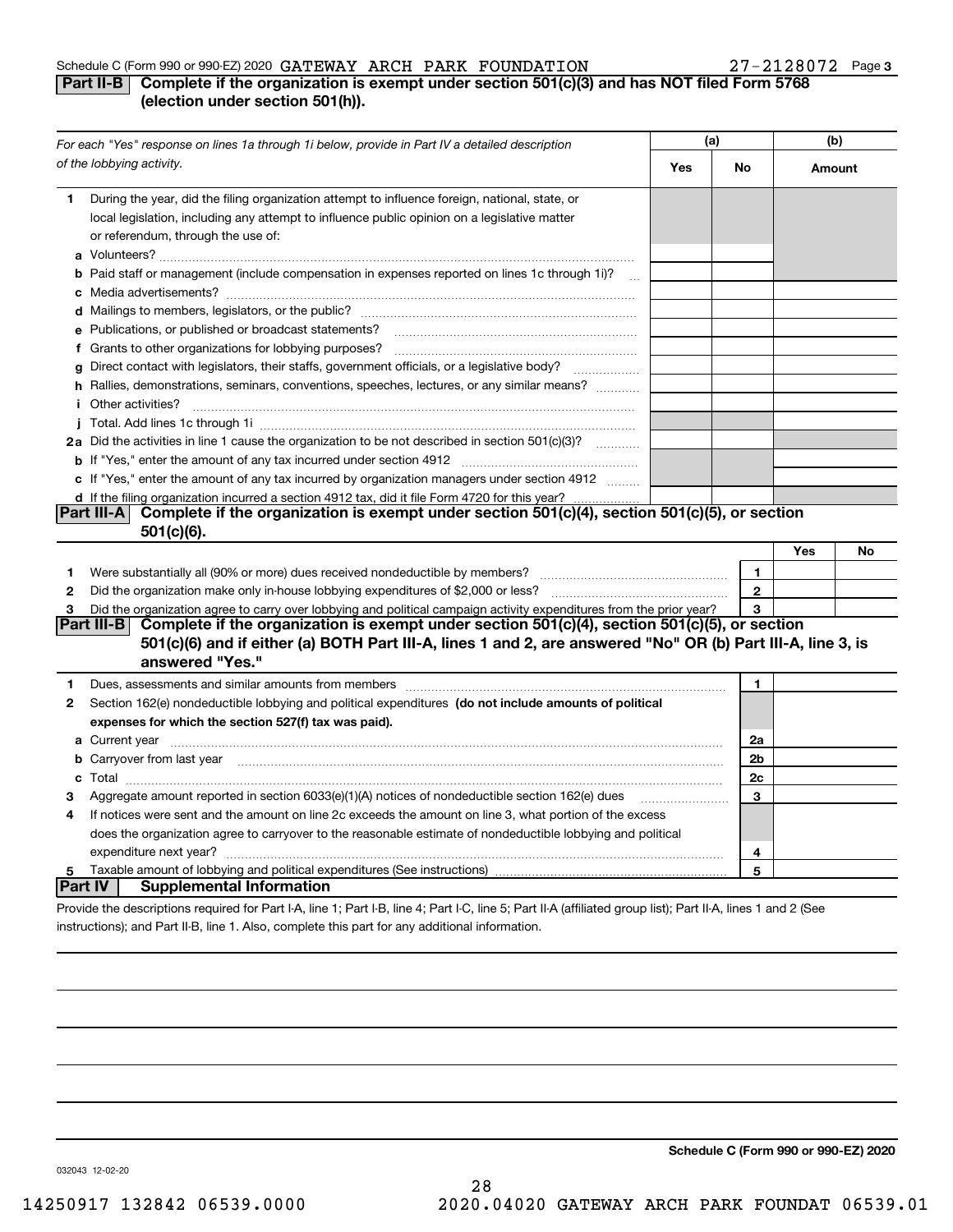Schedule C (Form 990 or 990-EZ) 2020 GATEWAY ARCH PARK FOUNDATION 27-2128072 Page 3

## Part II-B Complete if the organization is exempt under section 501(c)(3) and has NOT filed Form 5768 (election under section 501(h)).

| For each "Yes" response on lines 1a through 1i below, provide in Part IV a detailed description of the lobbying activity. | (a) Yes | (a) No | (b) Amount |
|---|---|---|---|
| **1** During the year, did the filing organization attempt to influence foreign, national, state, or local legislation, including any attempt to influence public opinion on a legislative matter or referendum, through the use of: | | | |
| **a** Volunteers? | | | |
| **b** Paid staff or management (include compensation in expenses reported on lines 1c through 1i)? | | | |
| **c** Media advertisements? | | | |
| **d** Mailings to members, legislators, or the public? | | | |
| **e** Publications, or published or broadcast statements? | | | |
| **f** Grants to other organizations for lobbying purposes? | | | |
| **g** Direct contact with legislators, their staffs, government officials, or a legislative body? | | | |
| **h** Rallies, demonstrations, seminars, conventions, speeches, lectures, or any similar means? | | | |
| **i** Other activities? | | | |
| **j** Total. Add lines 1c through 1i | | | |
| **2a** Did the activities in line 1 cause the organization to be not described in section 501(c)(3)? | | | |
| **b** If "Yes," enter the amount of any tax incurred under section 4912 | | | |
| **c** If "Yes," enter the amount of any tax incurred by organization managers under section 4912 | | | |
| **d** If the filing organization incurred a section 4912 tax, did it file Form 4720 for this year? | | | |

## Part III-A Complete if the organization is exempt under section 501(c)(4), section 501(c)(5), or section 501(c)(6).

| | | | Yes | No |
|---|---|---|---|---|
| **1** | Were substantially all (90% or more) dues received nondeductible by members? | 1 | | |
| **2** | Did the organization make only in-house lobbying expenditures of $2,000 or less? | 2 | | |
| **3** | Did the organization agree to carry over lobbying and political campaign activity expenditures from the prior year? | 3 | | |

## Part III-B Complete if the organization is exempt under section 501(c)(4), section 501(c)(5), or section 501(c)(6) and if either (a) BOTH Part III-A, lines 1 and 2, are answered "No" OR (b) Part III-A, line 3, is answered "Yes."

| | | | |
|---|---|---|---|
| **1** | Dues, assessments and similar amounts from members | 1 | |
| **2** | Section 162(e) nondeductible lobbying and political expenditures **(do not include amounts of political expenses for which the section 527(f) tax was paid).** | | |
| **a** | Current year | 2a | |
| **b** | Carryover from last year | 2b | |
| **c** | Total | 2c | |
| **3** | Aggregate amount reported in section 6033(e)(1)(A) notices of nondeductible section 162(e) dues | 3 | |
| **4** | If notices were sent and the amount on line 2c exceeds the amount on line 3, what portion of the excess does the organization agree to carryover to the reasonable estimate of nondeductible lobbying and political expenditure next year? | 4 | |
| **5** | Taxable amount of lobbying and political expenditures (See instructions) | 5 | |

## Part IV Supplemental Information

Provide the descriptions required for Part I-A, line 1; Part I-B, line 4; Part I-C, line 5; Part II-A (affiliated group list); Part II-A, lines 1 and 2 (See instructions); and Part II-B, line 1. Also, complete this part for any additional information.

Schedule C (Form 990 or 990-EZ) 2020

032043 12-02-20

14250917 132842 06539.0000 2020.04020 GATEWAY ARCH PARK FOUNDAT 06539.01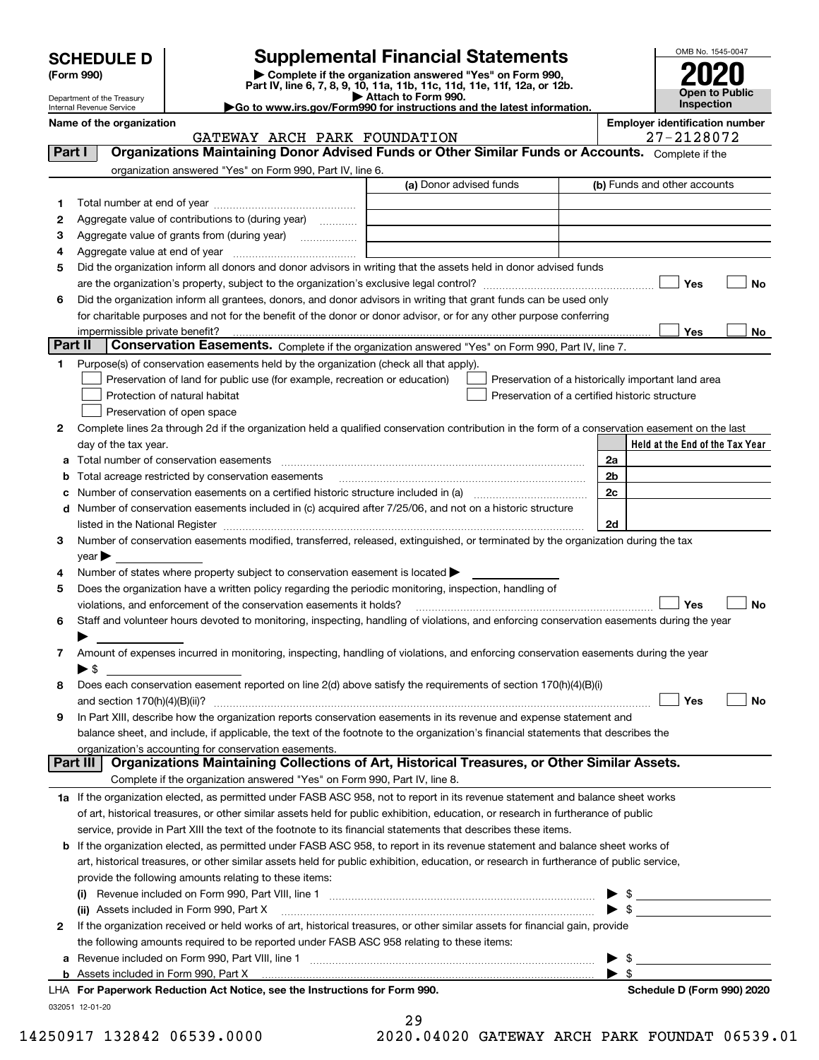# SCHEDULE D (Form 990)

Department of the Treasury
Internal Revenue Service

## Supplemental Financial Statements

▶ Complete if the organization answered "Yes" on Form 990, Part IV, line 6, 7, 8, 9, 10, 11a, 11b, 11c, 11d, 11e, 11f, 12a, or 12b.
▶ Attach to Form 990.
▶ Go to www.irs.gov/Form990 for instructions and the latest information.

OMB No. 1545-0047

**2020**

**Open to Public Inspection**

**Name of the organization:** GATEWAY ARCH PARK FOUNDATION

**Employer identification number:** 27-2128072

## Part I Organizations Maintaining Donor Advised Funds or Other Similar Funds or Accounts.

Complete if the organization answered "Yes" on Form 990, Part IV, line 6.

| | | (a) Donor advised funds | (b) Funds and other accounts |
|---|---|---|---|
| 1 | Total number at end of year | | |
| 2 | Aggregate value of contributions to (during year) | | |
| 3 | Aggregate value of grants from (during year) | | |
| 4 | Aggregate value at end of year | | |

5. Did the organization inform all donors and donor advisors in writing that the assets held in donor advised funds are the organization's property, subject to the organization's exclusive legal control? ☐ Yes ☐ No

6. Did the organization inform all grantees, donors, and donor advisors in writing that grant funds can be used only for charitable purposes and not for the benefit of the donor or donor advisor, or for any other purpose conferring impermissible private benefit? ☐ Yes ☐ No

## Part II Conservation Easements.

Complete if the organization answered "Yes" on Form 990, Part IV, line 7.

1. Purpose(s) of conservation easements held by the organization (check all that apply).
   - ☐ Preservation of land for public use (for example, recreation or education)
   - ☐ Preservation of a historically important land area
   - ☐ Protection of natural habitat
   - ☐ Preservation of a certified historic structure
   - ☐ Preservation of open space

2. Complete lines 2a through 2d if the organization held a qualified conservation contribution in the form of a conservation easement on the last day of the tax year.

| | | | Held at the End of the Tax Year |
|---|---|---|---|
| a | Total number of conservation easements | 2a | |
| b | Total acreage restricted by conservation easements | 2b | |
| c | Number of conservation easements on a certified historic structure included in (a) | 2c | |
| d | Number of conservation easements included in (c) acquired after 7/25/06, and not on a historic structure listed in the National Register | 2d | |

3. Number of conservation easements modified, transferred, released, extinguished, or terminated by the organization during the tax year ▶

4. Number of states where property subject to conservation easement is located ▶

5. Does the organization have a written policy regarding the periodic monitoring, inspection, handling of violations, and enforcement of the conservation easements it holds? ☐ Yes ☐ No

6. Staff and volunteer hours devoted to monitoring, inspecting, handling of violations, and enforcing conservation easements during the year ▶

7. Amount of expenses incurred in monitoring, inspecting, handling of violations, and enforcing conservation easements during the year ▶ $

8. Does each conservation easement reported on line 2(d) above satisfy the requirements of section 170(h)(4)(B)(i) and section 170(h)(4)(B)(ii)? ☐ Yes ☐ No

9. In Part XIII, describe how the organization reports conservation easements in its revenue and expense statement and balance sheet, and include, if applicable, the text of the footnote to the organization's financial statements that describes the organization's accounting for conservation easements.

## Part III Organizations Maintaining Collections of Art, Historical Treasures, or Other Similar Assets.

Complete if the organization answered "Yes" on Form 990, Part IV, line 8.

1a. If the organization elected, as permitted under FASB ASC 958, not to report in its revenue statement and balance sheet works of art, historical treasures, or other similar assets held for public exhibition, education, or research in furtherance of public service, provide in Part XIII the text of the footnote to its financial statements that describes these items.

b. If the organization elected, as permitted under FASB ASC 958, to report in its revenue statement and balance sheet works of art, historical treasures, or other similar assets held for public exhibition, education, or research in furtherance of public service, provide the following amounts relating to these items:
   - (i) Revenue included on Form 990, Part VIII, line 1 ▶ $
   - (ii) Assets included in Form 990, Part X ▶ $

2. If the organization received or held works of art, historical treasures, or other similar assets for financial gain, provide the following amounts required to be reported under FASB ASC 958 relating to these items:
   - a. Revenue included on Form 990, Part VIII, line 1 ▶ $
   - b. Assets included in Form 990, Part X ▶ $

LHA For Paperwork Reduction Act Notice, see the Instructions for Form 990. Schedule D (Form 990) 2020

032051 12-01-20

14250917 132842 06539.0000 2020.04020 GATEWAY ARCH PARK FOUNDAT 06539.01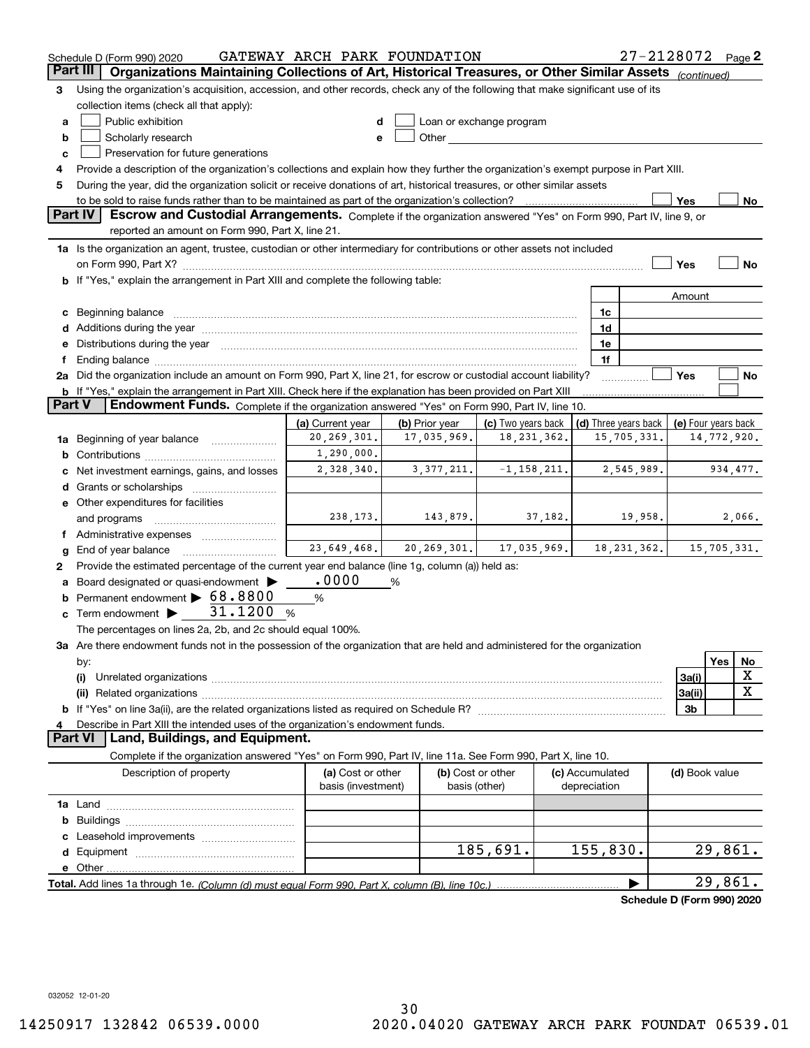Schedule D (Form 990) 2020 GATEWAY ARCH PARK FOUNDATION 27-2128072 Page 2

## Part III Organizations Maintaining Collections of Art, Historical Treasures, or Other Similar Assets *(continued)*

**3** Using the organization's acquisition, accession, and other records, check any of the following that make significant use of its collection items (check all that apply):

- **a** ☐ Public exhibition
- **b** ☐ Scholarly research
- **c** ☐ Preservation for future generations
- **d** ☐ Loan or exchange program
- **e** ☐ Other

**4** Provide a description of the organization's collections and explain how they further the organization's exempt purpose in Part XIII.

**5** During the year, did the organization solicit or receive donations of art, historical treasures, or other similar assets to be sold to raise funds rather than to be maintained as part of the organization's collection? ☐ Yes ☐ No

## Part IV Escrow and Custodial Arrangements.

Complete if the organization answered "Yes" on Form 990, Part IV, line 9, or reported an amount on Form 990, Part X, line 21.

**1a** Is the organization an agent, trustee, custodian or other intermediary for contributions or other assets not included on Form 990, Part X? ☐ Yes ☐ No

**b** If "Yes," explain the arrangement in Part XIII and complete the following table:

| | | Amount |
|---|---|---|
| **c** Beginning balance | 1c | |
| **d** Additions during the year | 1d | |
| **e** Distributions during the year | 1e | |
| **f** Ending balance | 1f | |

**2a** Did the organization include an amount on Form 990, Part X, line 21, for escrow or custodial account liability? ☐ Yes ☐ No

**b** If "Yes," explain the arrangement in Part XIII. Check here if the explanation has been provided on Part XIII ☐

## Part V Endowment Funds.

Complete if the organization answered "Yes" on Form 990, Part IV, line 10.

| | (a) Current year | (b) Prior year | (c) Two years back | (d) Three years back | (e) Four years back |
|---|---|---|---|---|---|
| **1a** Beginning of year balance | 20,269,301. | 17,035,969. | 18,231,362. | 15,705,331. | 14,772,920. |
| **b** Contributions | 1,290,000. | | | | |
| **c** Net investment earnings, gains, and losses | 2,328,340. | 3,377,211. | -1,158,211. | 2,545,989. | 934,477. |
| **d** Grants or scholarships | | | | | |
| **e** Other expenditures for facilities and programs | 238,173. | 143,879. | 37,182. | 19,958. | 2,066. |
| **f** Administrative expenses | | | | | |
| **g** End of year balance | 23,649,468. | 20,269,301. | 17,035,969. | 18,231,362. | 15,705,331. |

**2** Provide the estimated percentage of the current year end balance (line 1g, column (a)) held as:

- **a** Board designated or quasi-endowment ▶ .0000 %
- **b** Permanent endowment ▶ 68.8800 %
- **c** Term endowment ▶ 31.1200 %

The percentages on lines 2a, 2b, and 2c should equal 100%.

**3a** Are there endowment funds not in the possession of the organization that are held and administered for the organization by:

| | | Yes | No |
|---|---|---|---|
| **(i)** Unrelated organizations | 3a(i) | | X |
| **(ii)** Related organizations | 3a(ii) | | X |
| **b** If "Yes" on line 3a(ii), are the related organizations listed as required on Schedule R? | 3b | | |

**4** Describe in Part XIII the intended uses of the organization's endowment funds.

## Part VI Land, Buildings, and Equipment.

Complete if the organization answered "Yes" on Form 990, Part IV, line 11a. See Form 990, Part X, line 10.

| Description of property | (a) Cost or other basis (investment) | (b) Cost or other basis (other) | (c) Accumulated depreciation | (d) Book value |
|---|---|---|---|---|
| **1a** Land | | | | |
| **b** Buildings | | | | |
| **c** Leasehold improvements | | | | |
| **d** Equipment | | 185,691. | 155,830. | 29,861. |
| **e** Other | | | | |
| **Total.** Add lines 1a through 1e. *(Column (d) must equal Form 990, Part X, column (B), line 10c.)* ▶ | | | | 29,861. |

**Schedule D (Form 990) 2020**

032052 12-01-20

14250917 132842 06539.0000 2020.04020 GATEWAY ARCH PARK FOUNDAT 06539.01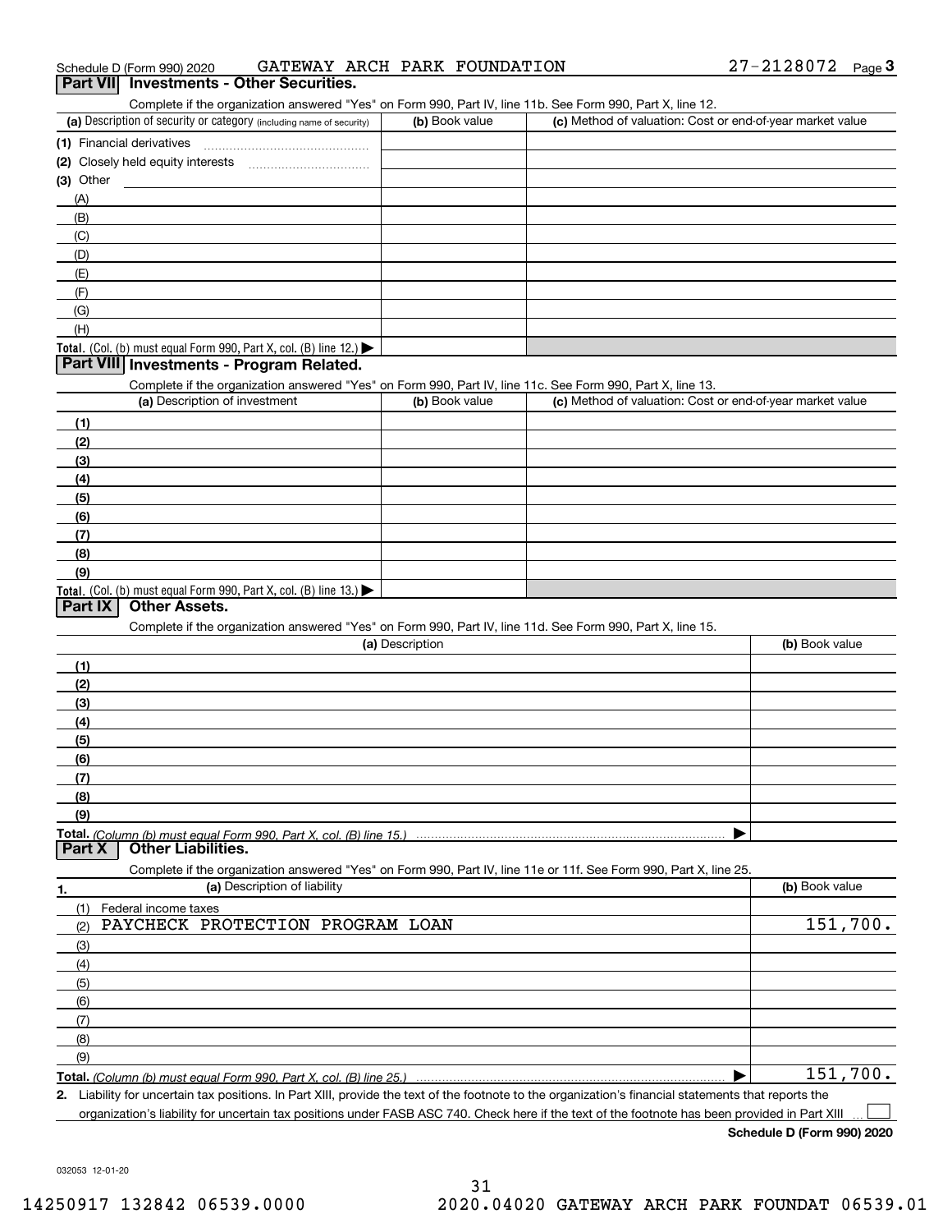Schedule D (Form 990) 2020 GATEWAY ARCH PARK FOUNDATION 27-2128072 Page 3

## Part VII Investments - Other Securities.

Complete if the organization answered "Yes" on Form 990, Part IV, line 11b. See Form 990, Part X, line 12.

| (a) Description of security or category (including name of security) | (b) Book value | (c) Method of valuation: Cost or end-of-year market value |
|---|---|---|
| (1) Financial derivatives | | |
| (2) Closely held equity interests | | |
| (3) Other | | |
| (A) | | |
| (B) | | |
| (C) | | |
| (D) | | |
| (E) | | |
| (F) | | |
| (G) | | |
| (H) | | |
| Total. (Col. (b) must equal Form 990, Part X, col. (B) line 12.) | | |

## Part VIII Investments - Program Related.

Complete if the organization answered "Yes" on Form 990, Part IV, line 11c. See Form 990, Part X, line 13.

| (a) Description of investment | (b) Book value | (c) Method of valuation: Cost or end-of-year market value |
|---|---|---|
| (1) | | |
| (2) | | |
| (3) | | |
| (4) | | |
| (5) | | |
| (6) | | |
| (7) | | |
| (8) | | |
| (9) | | |
| Total. (Col. (b) must equal Form 990, Part X, col. (B) line 13.) | | |

## Part IX Other Assets.

Complete if the organization answered "Yes" on Form 990, Part IV, line 11d. See Form 990, Part X, line 15.

| (a) Description | (b) Book value |
|---|---|
| (1) | |
| (2) | |
| (3) | |
| (4) | |
| (5) | |
| (6) | |
| (7) | |
| (8) | |
| (9) | |
| Total. *(Column (b) must equal Form 990, Part X, col. (B) line 15.)* | |

## Part X Other Liabilities.

Complete if the organization answered "Yes" on Form 990, Part IV, line 11e or 11f. See Form 990, Part X, line 25.

| 1. (a) Description of liability | (b) Book value |
|---|---|
| (1) Federal income taxes | |
| (2) PAYCHECK PROTECTION PROGRAM LOAN | 151,700. |
| (3) | |
| (4) | |
| (5) | |
| (6) | |
| (7) | |
| (8) | |
| (9) | |
| Total. *(Column (b) must equal Form 990, Part X, col. (B) line 25.)* | 151,700. |

2. Liability for uncertain tax positions. In Part XIII, provide the text of the footnote to the organization's financial statements that reports the organization's liability for uncertain tax positions under FASB ASC 740. Check here if the text of the footnote has been provided in Part XIII ☐

**Schedule D (Form 990) 2020**

032053 12-01-20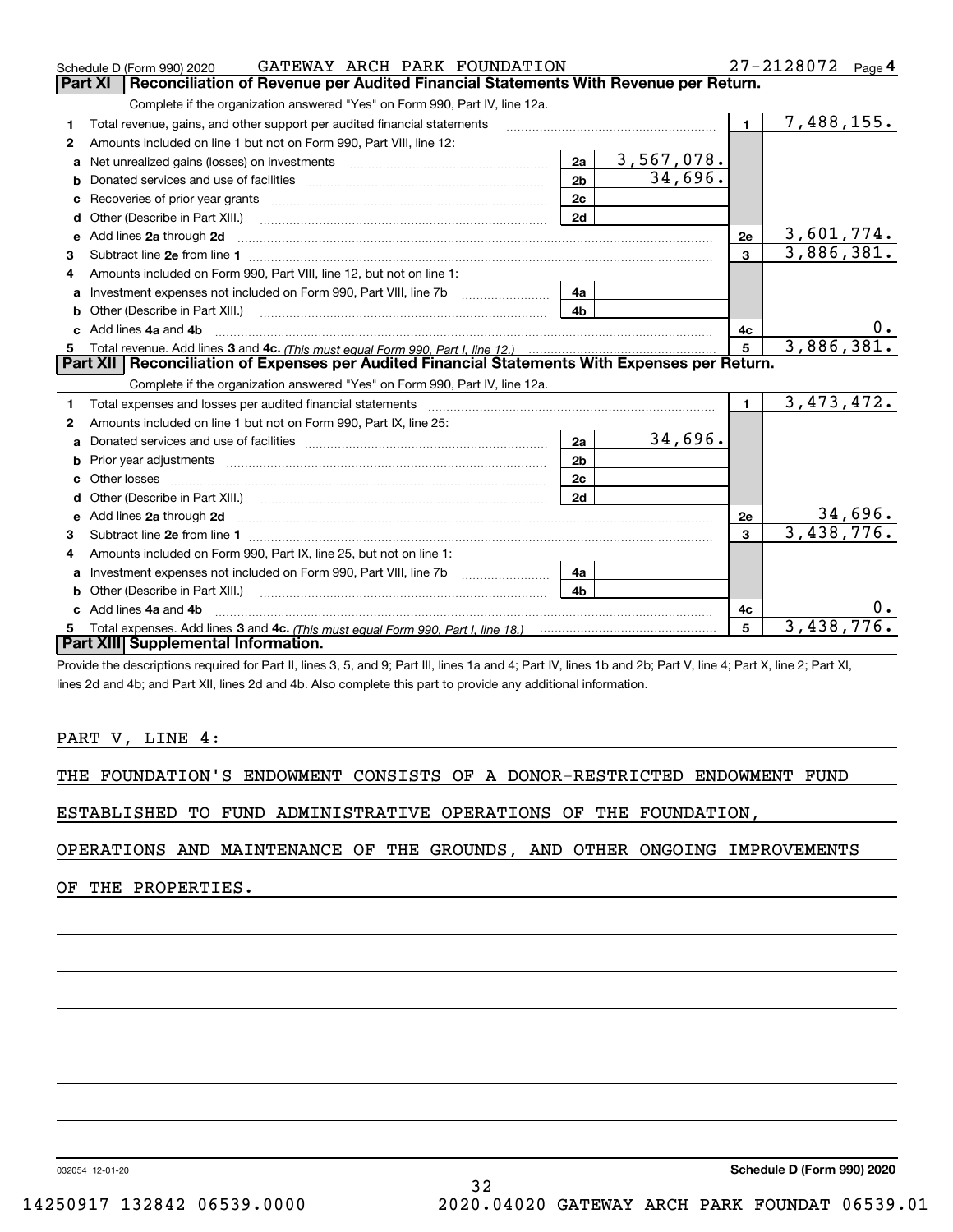Schedule D (Form 990) 2020 GATEWAY ARCH PARK FOUNDATION 27-2128072 Page 4

## Part XI Reconciliation of Revenue per Audited Financial Statements With Revenue per Return.

Complete if the organization answered "Yes" on Form 990, Part IV, line 12a.

| | | | | | |
|---|---|---|---|---|---|
| 1 | Total revenue, gains, and other support per audited financial statements | | | 1 | 7,488,155. |
| 2 | Amounts included on line 1 but not on Form 990, Part VIII, line 12: | | | | |
| a | Net unrealized gains (losses) on investments | 2a | 3,567,078. | | |
| b | Donated services and use of facilities | 2b | 34,696. | | |
| c | Recoveries of prior year grants | 2c | | | |
| d | Other (Describe in Part XIII.) | 2d | | | |
| e | Add lines **2a** through **2d** | | | 2e | 3,601,774. |
| 3 | Subtract line **2e** from line **1** | | | 3 | 3,886,381. |
| 4 | Amounts included on Form 990, Part VIII, line 12, but not on line 1: | | | | |
| a | Investment expenses not included on Form 990, Part VIII, line 7b | 4a | | | |
| b | Other (Describe in Part XIII.) | 4b | | | |
| c | Add lines **4a** and **4b** | | | 4c | 0. |
| 5 | Total revenue. Add lines **3** and **4c.** *(This must equal Form 990, Part I, line 12.)* | | | 5 | 3,886,381. |

## Part XII Reconciliation of Expenses per Audited Financial Statements With Expenses per Return.

Complete if the organization answered "Yes" on Form 990, Part IV, line 12a.

| | | | | | |
|---|---|---|---|---|---|
| 1 | Total expenses and losses per audited financial statements | | | 1 | 3,473,472. |
| 2 | Amounts included on line 1 but not on Form 990, Part IX, line 25: | | | | |
| a | Donated services and use of facilities | 2a | 34,696. | | |
| b | Prior year adjustments | 2b | | | |
| c | Other losses | 2c | | | |
| d | Other (Describe in Part XIII.) | 2d | | | |
| e | Add lines **2a** through **2d** | | | 2e | 34,696. |
| 3 | Subtract line **2e** from line **1** | | | 3 | 3,438,776. |
| 4 | Amounts included on Form 990, Part IX, line 25, but not on line 1: | | | | |
| a | Investment expenses not included on Form 990, Part VIII, line 7b | 4a | | | |
| b | Other (Describe in Part XIII.) | 4b | | | |
| c | Add lines **4a** and **4b** | | | 4c | 0. |
| 5 | Total expenses. Add lines **3** and **4c.** *(This must equal Form 990, Part I, line 18.)* | | | 5 | 3,438,776. |

## Part XIII Supplemental Information.

Provide the descriptions required for Part II, lines 3, 5, and 9; Part III, lines 1a and 4; Part IV, lines 1b and 2b; Part V, line 4; Part X, line 2; Part XI, lines 2d and 4b; and Part XII, lines 2d and 4b. Also complete this part to provide any additional information.

PART V, LINE 4:

THE FOUNDATION'S ENDOWMENT CONSISTS OF A DONOR-RESTRICTED ENDOWMENT FUND ESTABLISHED TO FUND ADMINISTRATIVE OPERATIONS OF THE FOUNDATION, OPERATIONS AND MAINTENANCE OF THE GROUNDS, AND OTHER ONGOING IMPROVEMENTS OF THE PROPERTIES.

032054 12-01-20 **Schedule D (Form 990) 2020**

14250917 132842 06539.0000 2020.04020 GATEWAY ARCH PARK FOUNDAT 06539.01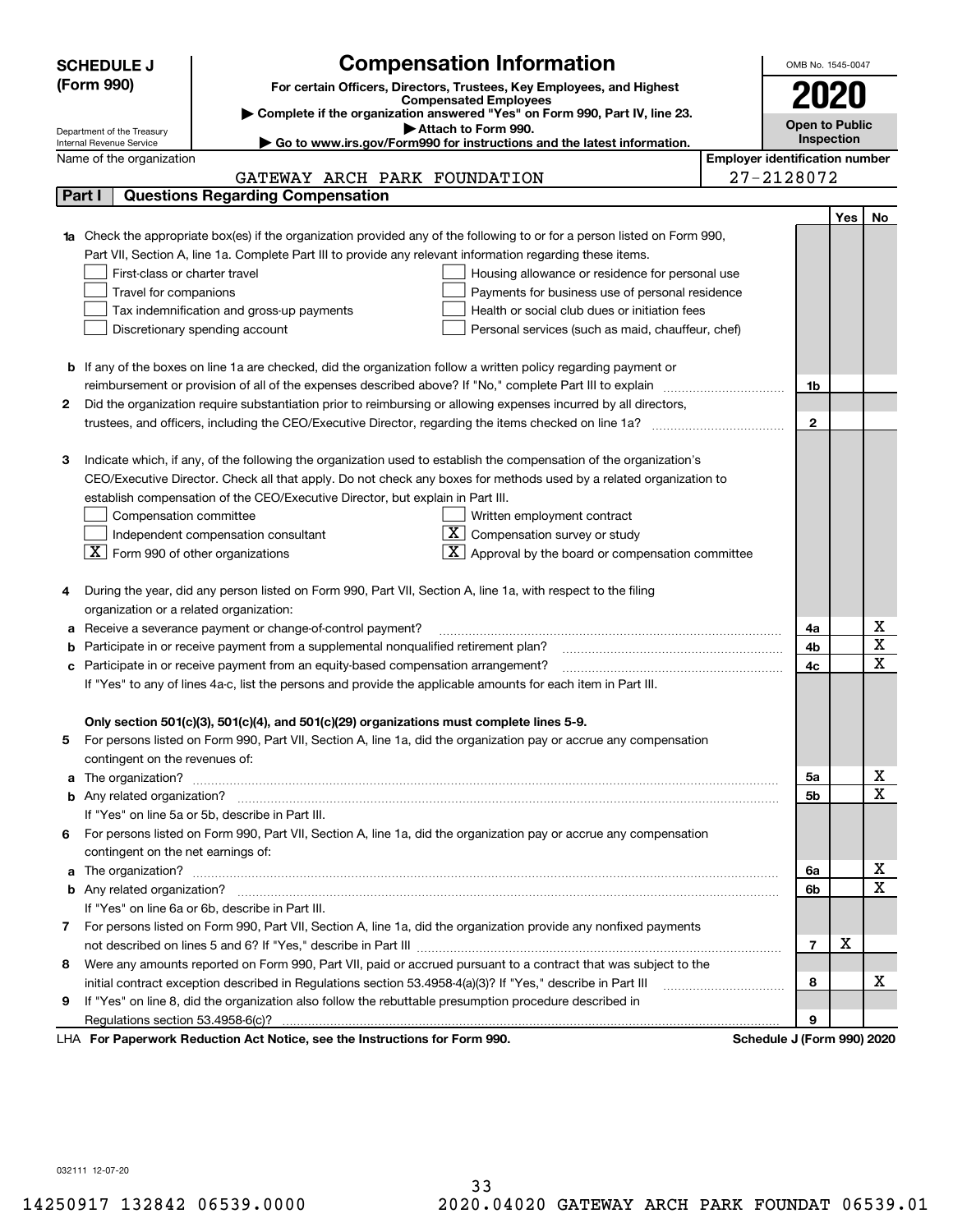**SCHEDULE J (Form 990)**

Department of the Treasury
Internal Revenue Service

# Compensation Information

**For certain Officers, Directors, Trustees, Key Employees, and Highest Compensated Employees**

▶ Complete if the organization answered "Yes" on Form 990, Part IV, line 23.
▶ Attach to Form 990.
▶ Go to www.irs.gov/Form990 for instructions and the latest information.

OMB No. 1545-0047

**2020**

**Open to Public Inspection**

Name of the organization: GATEWAY ARCH PARK FOUNDATION

Employer identification number: 27-2128072

## Part I Questions Regarding Compensation

| | | | Yes | No |
|---|---|---|---|---|
| **1a** | Check the appropriate box(es) if the organization provided any of the following to or for a person listed on Form 990, Part VII, Section A, line 1a. Complete Part III to provide any relevant information regarding these items.<br>☐ First-class or charter travel ☐ Housing allowance or residence for personal use<br>☐ Travel for companions ☐ Payments for business use of personal residence<br>☐ Tax indemnification and gross-up payments ☐ Health or social club dues or initiation fees<br>☐ Discretionary spending account ☐ Personal services (such as maid, chauffeur, chef) | | | |
| **b** | If any of the boxes on line 1a are checked, did the organization follow a written policy regarding payment or reimbursement or provision of all of the expenses described above? If "No," complete Part III to explain | 1b | | |
| **2** | Did the organization require substantiation prior to reimbursing or allowing expenses incurred by all directors, trustees, and officers, including the CEO/Executive Director, regarding the items checked on line 1a? | 2 | | |
| **3** | Indicate which, if any, of the following the organization used to establish the compensation of the organization's CEO/Executive Director. Check all that apply. Do not check any boxes for methods used by a related organization to establish compensation of the CEO/Executive Director, but explain in Part III.<br>☐ Compensation committee ☐ Written employment contract<br>☐ Independent compensation consultant ☒ Compensation survey or study<br>☒ Form 990 of other organizations ☒ Approval by the board or compensation committee | | | |
| **4** | During the year, did any person listed on Form 990, Part VII, Section A, line 1a, with respect to the filing organization or a related organization: | | | |
| **a** | Receive a severance payment or change-of-control payment? | 4a | | X |
| **b** | Participate in or receive payment from a supplemental nonqualified retirement plan? | 4b | | X |
| **c** | Participate in or receive payment from an equity-based compensation arrangement? | 4c | | X |
| | If "Yes" to any of lines 4a-c, list the persons and provide the applicable amounts for each item in Part III. | | | |
| | **Only section 501(c)(3), 501(c)(4), and 501(c)(29) organizations must complete lines 5-9.** | | | |
| **5** | For persons listed on Form 990, Part VII, Section A, line 1a, did the organization pay or accrue any compensation contingent on the revenues of: | | | |
| **a** | The organization? | 5a | | X |
| **b** | Any related organization? | 5b | | X |
| | If "Yes" on line 5a or 5b, describe in Part III. | | | |
| **6** | For persons listed on Form 990, Part VII, Section A, line 1a, did the organization pay or accrue any compensation contingent on the net earnings of: | | | |
| **a** | The organization? | 6a | | X |
| **b** | Any related organization? | 6b | | X |
| | If "Yes" on line 6a or 6b, describe in Part III. | | | |
| **7** | For persons listed on Form 990, Part VII, Section A, line 1a, did the organization provide any nonfixed payments not described on lines 5 and 6? If "Yes," describe in Part III | 7 | X | |
| **8** | Were any amounts reported on Form 990, Part VII, paid or accrued pursuant to a contract that was subject to the initial contract exception described in Regulations section 53.4958-4(a)(3)? If "Yes," describe in Part III | 8 | | X |
| **9** | If "Yes" on line 8, did the organization also follow the rebuttable presumption procedure described in Regulations section 53.4958-6(c)? | 9 | | |

LHA **For Paperwork Reduction Act Notice, see the Instructions for Form 990.** **Schedule J (Form 990) 2020**

032111 12-07-20

14250917 132842 06539.0000 2020.04020 GATEWAY ARCH PARK FOUNDAT 06539.01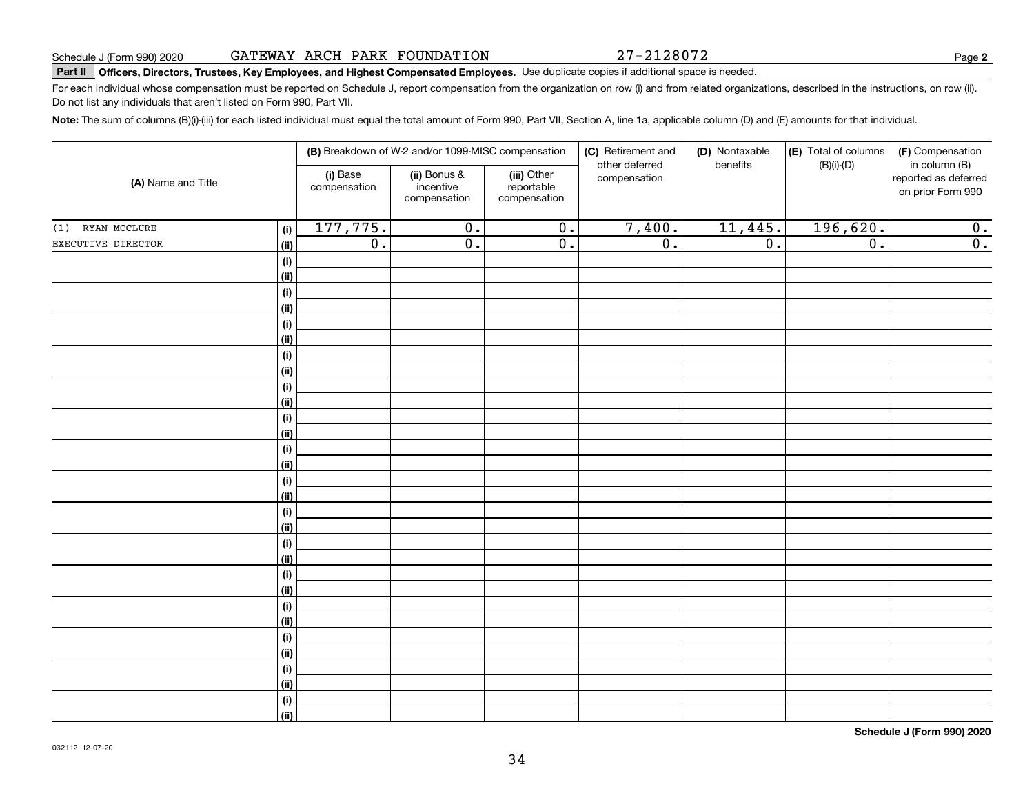Schedule J (Form 990) 2020 GATEWAY ARCH PARK FOUNDATION 27-2128072

**Part II Officers, Directors, Trustees, Key Employees, and Highest Compensated Employees.** Use duplicate copies if additional space is needed.

For each individual whose compensation must be reported on Schedule J, report compensation from the organization on row (i) and from related organizations, described in the instructions, on row (ii). Do not list any individuals that aren't listed on Form 990, Part VII.

**Note:** The sum of columns (B)(i)-(iii) for each listed individual must equal the total amount of Form 990, Part VII, Section A, line 1a, applicable column (D) and (E) amounts for that individual.

| (A) Name and Title | | (B) Breakdown of W-2 and/or 1099-MISC compensation | | | (C) Retirement and other deferred compensation | (D) Nontaxable benefits | (E) Total of columns (B)(i)-(D) | (F) Compensation in column (B) reported as deferred on prior Form 990 |
|---|---|---|---|---|---|---|---|---|
| | | (i) Base compensation | (ii) Bonus & incentive compensation | (iii) Other reportable compensation | | | | |
| (1) RYAN MCCLURE | (i) | 177,775. | 0. | 0. | 7,400. | 11,445. | 196,620. | 0. |
| EXECUTIVE DIRECTOR | (ii) | 0. | 0. | 0. | 0. | 0. | 0. | 0. |
| | (i) | | | | | | | |
| | (ii) | | | | | | | |
| | (i) | | | | | | | |
| | (ii) | | | | | | | |
| | (i) | | | | | | | |
| | (ii) | | | | | | | |
| | (i) | | | | | | | |
| | (ii) | | | | | | | |
| | (i) | | | | | | | |
| | (ii) | | | | | | | |
| | (i) | | | | | | | |
| | (ii) | | | | | | | |
| | (i) | | | | | | | |
| | (ii) | | | | | | | |
| | (i) | | | | | | | |
| | (ii) | | | | | | | |
| | (i) | | | | | | | |
| | (ii) | | | | | | | |
| | (i) | | | | | | | |
| | (ii) | | | | | | | |
| | (i) | | | | | | | |
| | (ii) | | | | | | | |
| | (i) | | | | | | | |
| | (ii) | | | | | | | |
| | (i) | | | | | | | |
| | (ii) | | | | | | | |
| | (i) | | | | | | | |
| | (ii) | | | | | | | |
| | (i) | | | | | | | |
| | (ii) | | | | | | | |

**Schedule J (Form 990) 2020**

032112 12-07-20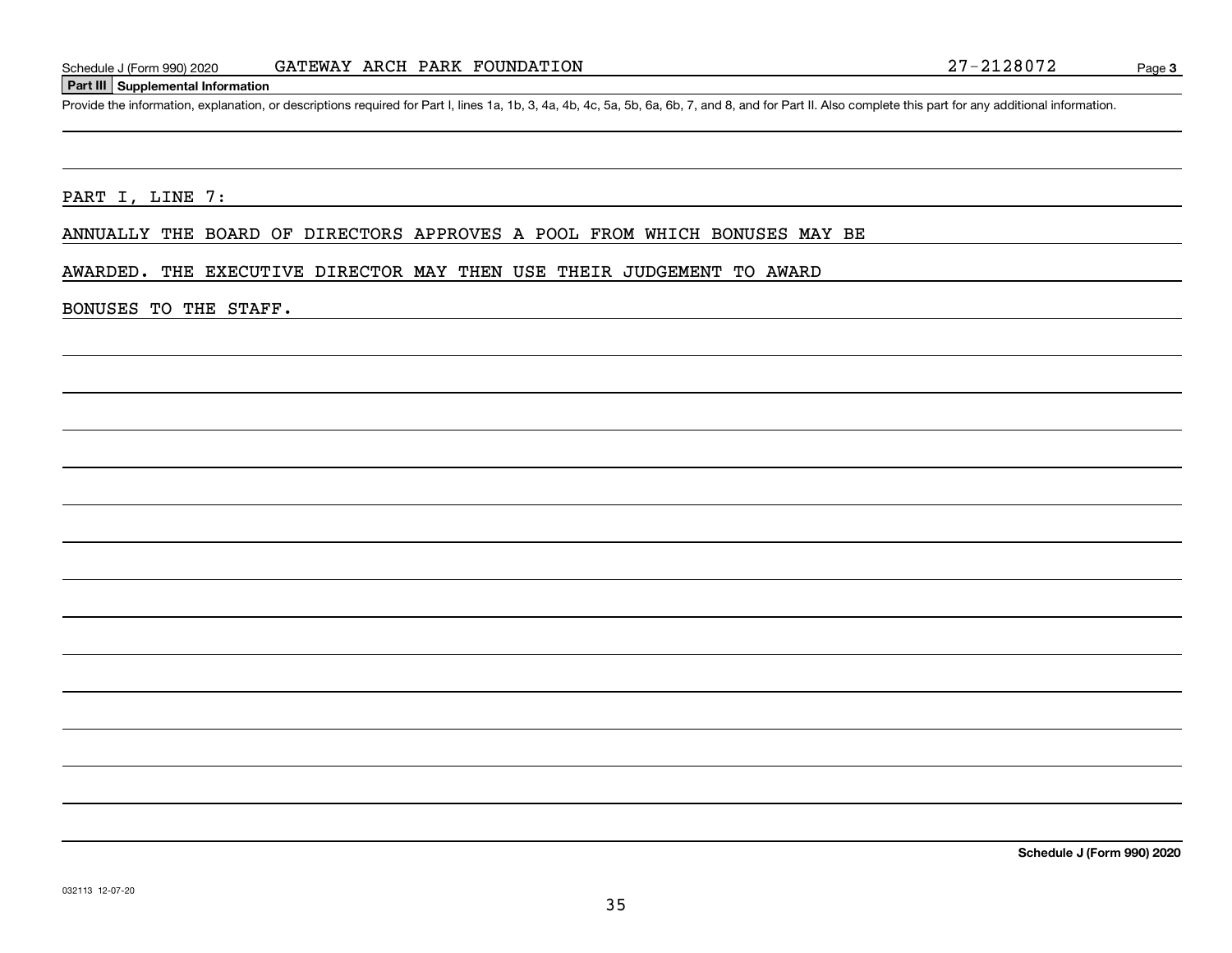Schedule J (Form 990) 2020 GATEWAY ARCH PARK FOUNDATION 27-2128072 Page **3**

**Part III Supplemental Information**

Provide the information, explanation, or descriptions required for Part I, lines 1a, 1b, 3, 4a, 4b, 4c, 5a, 5b, 6a, 6b, 7, and 8, and for Part II. Also complete this part for any additional information.

PART I, LINE 7:

ANNUALLY THE BOARD OF DIRECTORS APPROVES A POOL FROM WHICH BONUSES MAY BE AWARDED. THE EXECUTIVE DIRECTOR MAY THEN USE THEIR JUDGEMENT TO AWARD BONUSES TO THE STAFF.

**Schedule J (Form 990) 2020**

032113 12-07-20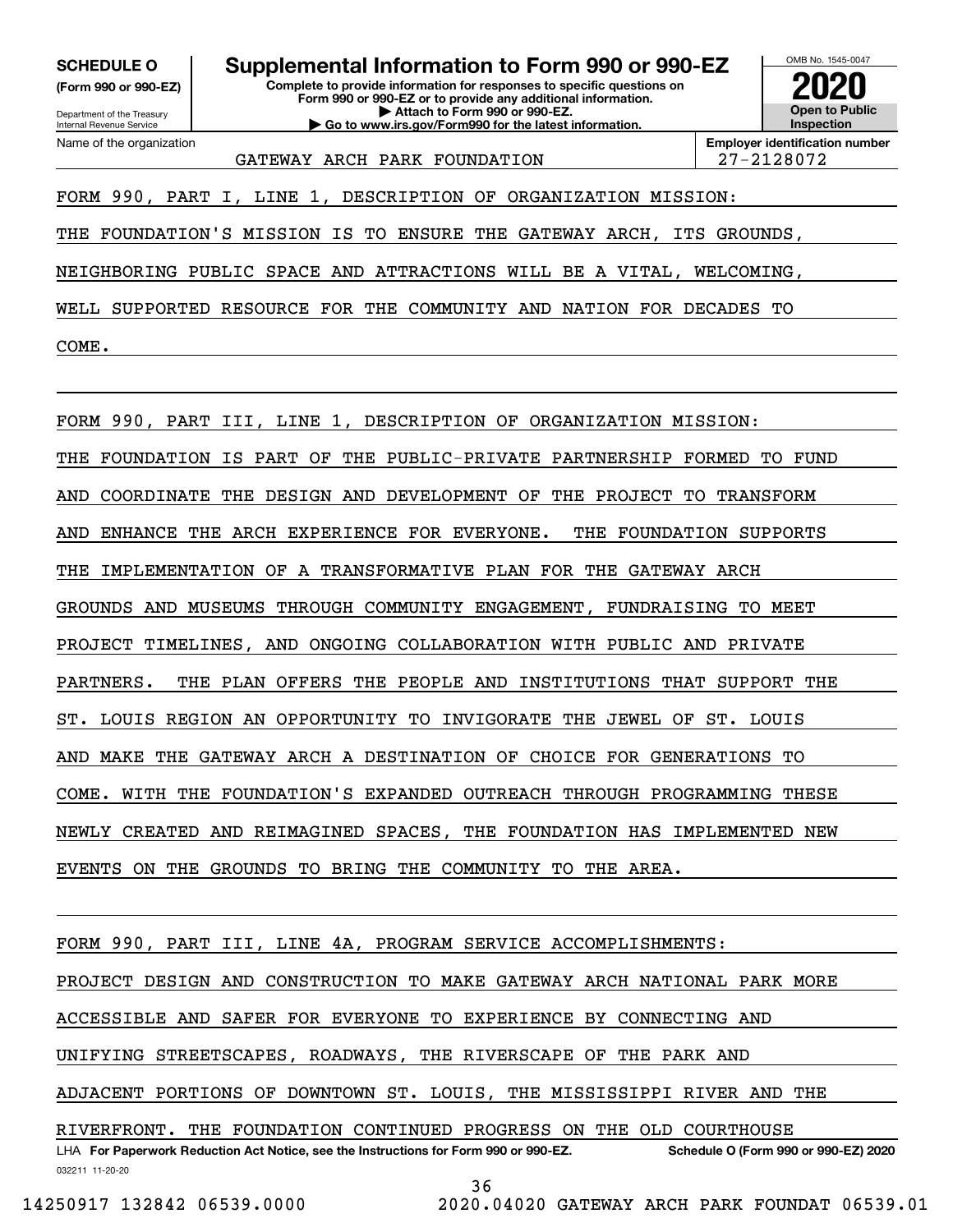**SCHEDULE O**
**(Form 990 or 990-EZ)**

Department of the Treasury
Internal Revenue Service

# Supplemental Information to Form 990 or 990-EZ

**Complete to provide information for responses to specific questions on Form 990 or 990-EZ or to provide any additional information.**
**▶ Attach to Form 990 or 990-EZ.**
**▶ Go to www.irs.gov/Form990 for the latest information.**

OMB No. 1545-0047
**2020**
**Open to Public Inspection**

Name of the organization: GATEWAY ARCH PARK FOUNDATION

**Employer identification number:** 27-2128072

FORM 990, PART I, LINE 1, DESCRIPTION OF ORGANIZATION MISSION:

THE FOUNDATION'S MISSION IS TO ENSURE THE GATEWAY ARCH, ITS GROUNDS, NEIGHBORING PUBLIC SPACE AND ATTRACTIONS WILL BE A VITAL, WELCOMING, WELL SUPPORTED RESOURCE FOR THE COMMUNITY AND NATION FOR DECADES TO COME.

FORM 990, PART III, LINE 1, DESCRIPTION OF ORGANIZATION MISSION:

THE FOUNDATION IS PART OF THE PUBLIC-PRIVATE PARTNERSHIP FORMED TO FUND AND COORDINATE THE DESIGN AND DEVELOPMENT OF THE PROJECT TO TRANSFORM AND ENHANCE THE ARCH EXPERIENCE FOR EVERYONE. THE FOUNDATION SUPPORTS THE IMPLEMENTATION OF A TRANSFORMATIVE PLAN FOR THE GATEWAY ARCH GROUNDS AND MUSEUMS THROUGH COMMUNITY ENGAGEMENT, FUNDRAISING TO MEET PROJECT TIMELINES, AND ONGOING COLLABORATION WITH PUBLIC AND PRIVATE PARTNERS. THE PLAN OFFERS THE PEOPLE AND INSTITUTIONS THAT SUPPORT THE ST. LOUIS REGION AN OPPORTUNITY TO INVIGORATE THE JEWEL OF ST. LOUIS AND MAKE THE GATEWAY ARCH A DESTINATION OF CHOICE FOR GENERATIONS TO COME. WITH THE FOUNDATION'S EXPANDED OUTREACH THROUGH PROGRAMMING THESE NEWLY CREATED AND REIMAGINED SPACES, THE FOUNDATION HAS IMPLEMENTED NEW EVENTS ON THE GROUNDS TO BRING THE COMMUNITY TO THE AREA.

FORM 990, PART III, LINE 4A, PROGRAM SERVICE ACCOMPLISHMENTS:

PROJECT DESIGN AND CONSTRUCTION TO MAKE GATEWAY ARCH NATIONAL PARK MORE ACCESSIBLE AND SAFER FOR EVERYONE TO EXPERIENCE BY CONNECTING AND UNIFYING STREETSCAPES, ROADWAYS, THE RIVERSCAPE OF THE PARK AND ADJACENT PORTIONS OF DOWNTOWN ST. LOUIS, THE MISSISSIPPI RIVER AND THE RIVERFRONT. THE FOUNDATION CONTINUED PROGRESS ON THE OLD COURTHOUSE

LHA **For Paperwork Reduction Act Notice, see the Instructions for Form 990 or 990-EZ.** **Schedule O (Form 990 or 990-EZ) 2020**

032211 11-20-20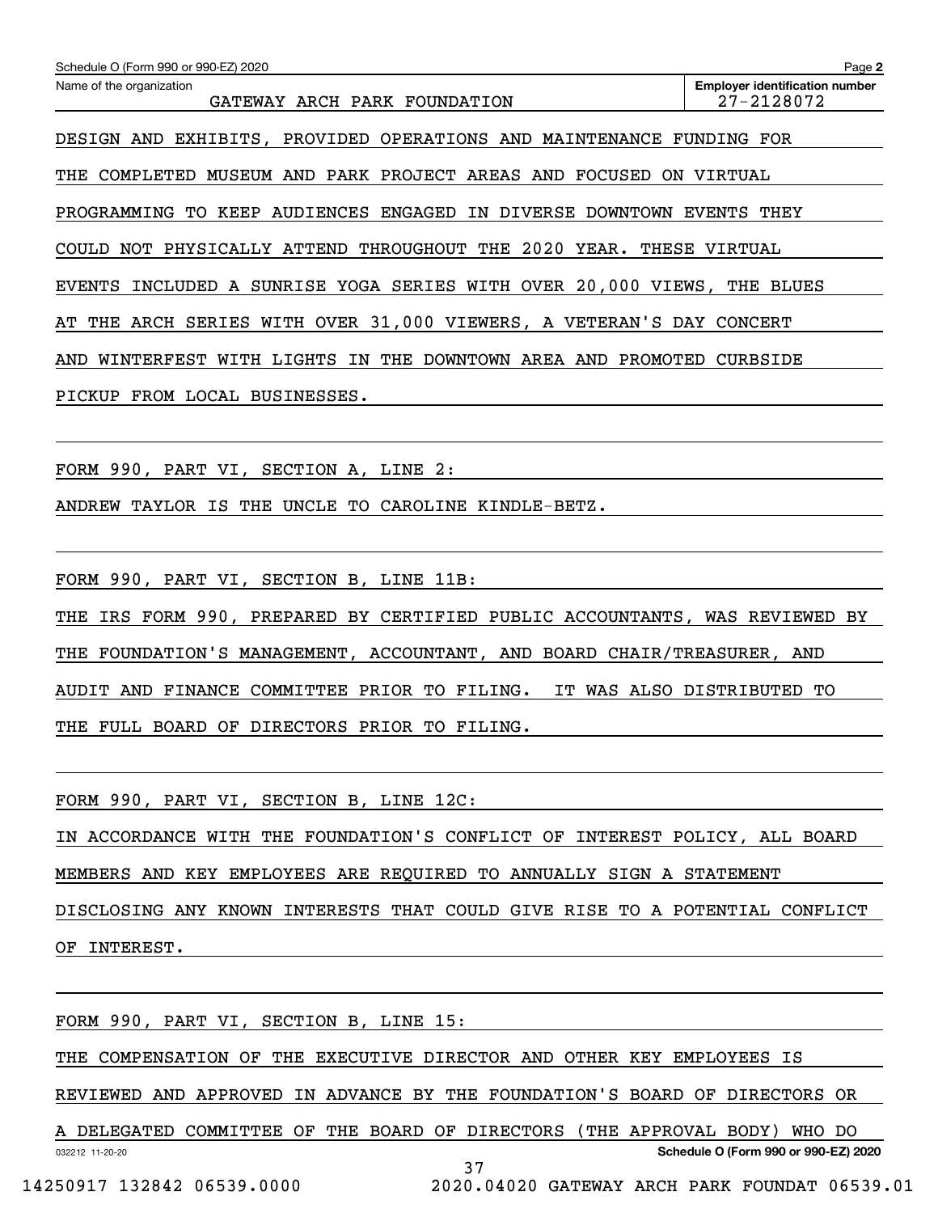Schedule O (Form 990 or 990-EZ) 2020

Name of the organization: GATEWAY ARCH PARK FOUNDATION

Employer identification number: 27-2128072

DESIGN AND EXHIBITS, PROVIDED OPERATIONS AND MAINTENANCE FUNDING FOR THE COMPLETED MUSEUM AND PARK PROJECT AREAS AND FOCUSED ON VIRTUAL PROGRAMMING TO KEEP AUDIENCES ENGAGED IN DIVERSE DOWNTOWN EVENTS THEY COULD NOT PHYSICALLY ATTEND THROUGHOUT THE 2020 YEAR. THESE VIRTUAL EVENTS INCLUDED A SUNRISE YOGA SERIES WITH OVER 20,000 VIEWS, THE BLUES AT THE ARCH SERIES WITH OVER 31,000 VIEWERS, A VETERAN'S DAY CONCERT AND WINTERFEST WITH LIGHTS IN THE DOWNTOWN AREA AND PROMOTED CURBSIDE PICKUP FROM LOCAL BUSINESSES.

FORM 990, PART VI, SECTION A, LINE 2:

ANDREW TAYLOR IS THE UNCLE TO CAROLINE KINDLE-BETZ.

FORM 990, PART VI, SECTION B, LINE 11B:

THE IRS FORM 990, PREPARED BY CERTIFIED PUBLIC ACCOUNTANTS, WAS REVIEWED BY THE FOUNDATION'S MANAGEMENT, ACCOUNTANT, AND BOARD CHAIR/TREASURER, AND AUDIT AND FINANCE COMMITTEE PRIOR TO FILING. IT WAS ALSO DISTRIBUTED TO THE FULL BOARD OF DIRECTORS PRIOR TO FILING.

FORM 990, PART VI, SECTION B, LINE 12C:

IN ACCORDANCE WITH THE FOUNDATION'S CONFLICT OF INTEREST POLICY, ALL BOARD MEMBERS AND KEY EMPLOYEES ARE REQUIRED TO ANNUALLY SIGN A STATEMENT DISCLOSING ANY KNOWN INTERESTS THAT COULD GIVE RISE TO A POTENTIAL CONFLICT OF INTEREST.

FORM 990, PART VI, SECTION B, LINE 15:

THE COMPENSATION OF THE EXECUTIVE DIRECTOR AND OTHER KEY EMPLOYEES IS REVIEWED AND APPROVED IN ADVANCE BY THE FOUNDATION'S BOARD OF DIRECTORS OR A DELEGATED COMMITTEE OF THE BOARD OF DIRECTORS (THE APPROVAL BODY) WHO DO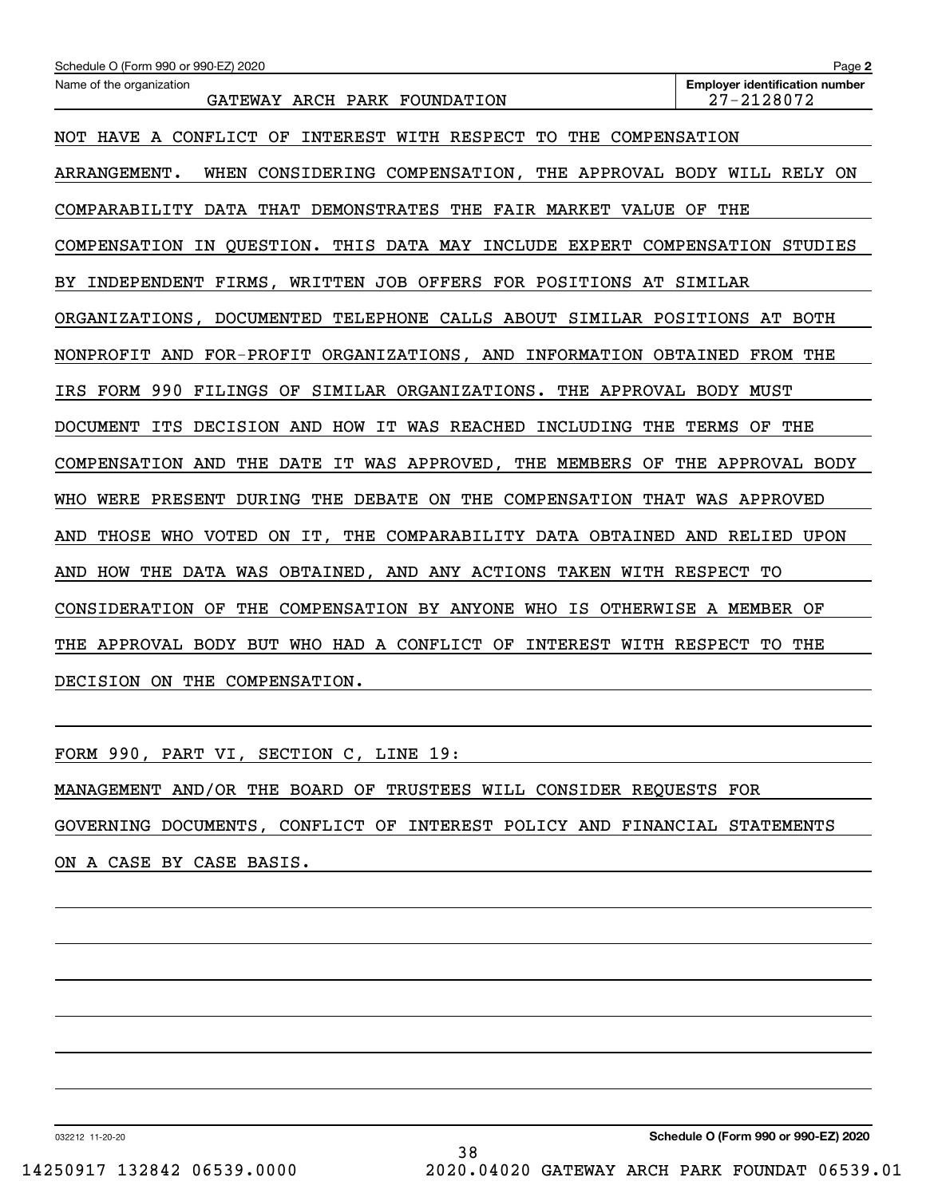| Name of the organization | Employer identification number |
| --- | --- |
| GATEWAY ARCH PARK FOUNDATION | 27-2128072 |

NOT HAVE A CONFLICT OF INTEREST WITH RESPECT TO THE COMPENSATION ARRANGEMENT. WHEN CONSIDERING COMPENSATION, THE APPROVAL BODY WILL RELY ON COMPARABILITY DATA THAT DEMONSTRATES THE FAIR MARKET VALUE OF THE COMPENSATION IN QUESTION. THIS DATA MAY INCLUDE EXPERT COMPENSATION STUDIES BY INDEPENDENT FIRMS, WRITTEN JOB OFFERS FOR POSITIONS AT SIMILAR ORGANIZATIONS, DOCUMENTED TELEPHONE CALLS ABOUT SIMILAR POSITIONS AT BOTH NONPROFIT AND FOR-PROFIT ORGANIZATIONS, AND INFORMATION OBTAINED FROM THE IRS FORM 990 FILINGS OF SIMILAR ORGANIZATIONS. THE APPROVAL BODY MUST DOCUMENT ITS DECISION AND HOW IT WAS REACHED INCLUDING THE TERMS OF THE COMPENSATION AND THE DATE IT WAS APPROVED, THE MEMBERS OF THE APPROVAL BODY WHO WERE PRESENT DURING THE DEBATE ON THE COMPENSATION THAT WAS APPROVED AND THOSE WHO VOTED ON IT, THE COMPARABILITY DATA OBTAINED AND RELIED UPON AND HOW THE DATA WAS OBTAINED, AND ANY ACTIONS TAKEN WITH RESPECT TO CONSIDERATION OF THE COMPENSATION BY ANYONE WHO IS OTHERWISE A MEMBER OF THE APPROVAL BODY BUT WHO HAD A CONFLICT OF INTEREST WITH RESPECT TO THE DECISION ON THE COMPENSATION.

FORM 990, PART VI, SECTION C, LINE 19:

MANAGEMENT AND/OR THE BOARD OF TRUSTEES WILL CONSIDER REQUESTS FOR GOVERNING DOCUMENTS, CONFLICT OF INTEREST POLICY AND FINANCIAL STATEMENTS ON A CASE BY CASE BASIS.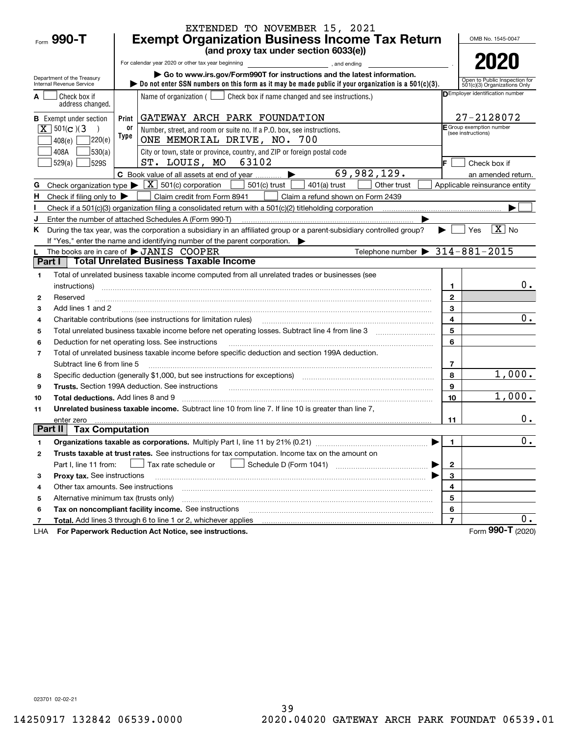EXTENDED TO NOVEMBER 15, 2021

Form **990-T**

# Exempt Organization Business Income Tax Return

**(and proxy tax under section 6033(e))**

For calendar year 2020 or other tax year beginning , and ending .

▶ Go to www.irs.gov/Form990T for instructions and the latest information.

▶ Do not enter SSN numbers on this form as it may be made public if your organization is a 501(c)(3).

Department of the Treasury Internal Revenue Service

OMB No. 1545-0047

**2020**

Open to Public Inspection for 501(c)(3) Organizations Only

**A** ☐ Check box if address changed.

**B** Exempt under section
[X] 501(c)(3)
☐ 408(e) ☐ 220(e)
☐ 408A ☐ 530(a)
☐ 529(a) ☐ 529S

Print or Type

Name of organization ( ☐ Check box if name changed and see instructions.)
GATEWAY ARCH PARK FOUNDATION

Number, street, and room or suite no. If a P.O. box, see instructions.
ONE MEMORIAL DRIVE, NO. 700

City or town, state or province, country, and ZIP or foreign postal code
ST. LOUIS, MO 63102

**D** Employer identification number: 27-2128072

**E** Group exemption number (see instructions)

**F** ☐ Check box if an amended return.

**C** Book value of all assets at end of year ▶ 69,982,129.

**G** Check organization type ▶ [X] 501(c) corporation ☐ 501(c) trust ☐ 401(a) trust ☐ Other trust ☐ Applicable reinsurance entity

**H** Check if filing only to ▶ ☐ Claim credit from Form 8941 ☐ Claim a refund shown on Form 2439

**I** Check if a 501(c)(3) organization filing a consolidated return with a 501(c)(2) titleholding corporation ▶ ☐

**J** Enter the number of attached Schedules A (Form 990-T) ▶

**K** During the tax year, was the corporation a subsidiary in an affiliated group or a parent-subsidiary controlled group? ▶ ☐ Yes [X] No

If "Yes," enter the name and identifying number of the parent corporation. ▶

**L** The books are in care of ▶ JANIS COOPER Telephone number ▶ 314-881-2015

## Part I Total Unrelated Business Taxable Income

| | | Line | Amount |
|---|---|---|---|
| 1 | Total of unrelated business taxable income computed from all unrelated trades or businesses (see instructions) | 1 | 0. |
| 2 | Reserved | 2 | |
| 3 | Add lines 1 and 2 | 3 | |
| 4 | Charitable contributions (see instructions for limitation rules) | 4 | 0. |
| 5 | Total unrelated business taxable income before net operating losses. Subtract line 4 from line 3 | 5 | |
| 6 | Deduction for net operating loss. See instructions | 6 | |
| 7 | Total of unrelated business taxable income before specific deduction and section 199A deduction. Subtract line 6 from line 5 | 7 | |
| 8 | Specific deduction (generally $1,000, but see instructions for exceptions) | 8 | 1,000. |
| 9 | **Trusts.** Section 199A deduction. See instructions | 9 | |
| 10 | **Total deductions.** Add lines 8 and 9 | 10 | 1,000. |
| 11 | **Unrelated business taxable income.** Subtract line 10 from line 7. If line 10 is greater than line 7, enter zero | 11 | 0. |

## Part II Tax Computation

| | | Line | Amount |
|---|---|---|---|
| 1 | **Organizations taxable as corporations.** Multiply Part I, line 11 by 21% (0.21) ▶ | 1 | 0. |
| 2 | **Trusts taxable at trust rates.** See instructions for tax computation. Income tax on the amount on Part I, line 11 from: ☐ Tax rate schedule or ☐ Schedule D (Form 1041) ▶ | 2 | |
| 3 | **Proxy tax.** See instructions ▶ | 3 | |
| 4 | Other tax amounts. See instructions | 4 | |
| 5 | Alternative minimum tax (trusts only) | 5 | |
| 6 | **Tax on noncompliant facility income.** See instructions | 6 | |
| 7 | **Total.** Add lines 3 through 6 to line 1 or 2, whichever applies | 7 | 0. |

LHA **For Paperwork Reduction Act Notice, see instructions.** Form **990-T** (2020)

023701 02-02-21

14250917 132842 06539.0000 2020.04020 GATEWAY ARCH PARK FOUNDAT 06539.01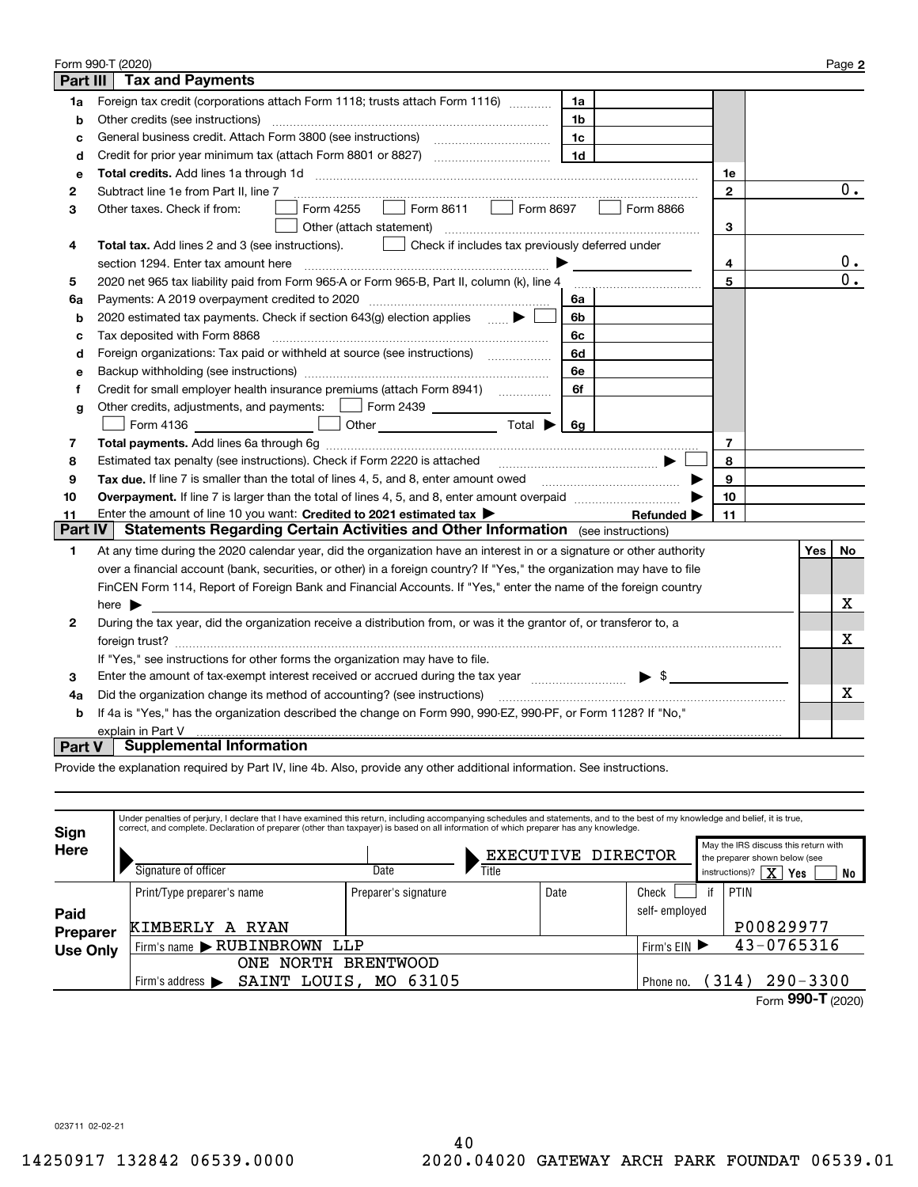Form 990-T (2020) Page **2**

## Part III Tax and Payments

| Line | Description | | | | |
|---|---|---|---|---|---|
| **1a** | Foreign tax credit (corporations attach Form 1118; trusts attach Form 1116) | 1a | | | |
| **b** | Other credits (see instructions) | 1b | | | |
| **c** | General business credit. Attach Form 3800 (see instructions) | 1c | | | |
| **d** | Credit for prior year minimum tax (attach Form 8801 or 8827) | 1d | | | |
| **e** | **Total credits.** Add lines 1a through 1d | | | 1e | |
| **2** | Subtract line 1e from Part II, line 7 | | | 2 | 0. |
| **3** | Other taxes. Check if from: ☐ Form 4255 ☐ Form 8611 ☐ Form 8697 ☐ Form 8866 ☐ Other (attach statement) | | | 3 | |
| **4** | **Total tax.** Add lines 2 and 3 (see instructions). ☐ Check if includes tax previously deferred under section 1294. Enter tax amount here ▶ | | | 4 | 0. |
| **5** | 2020 net 965 tax liability paid from Form 965-A or Form 965-B, Part II, column (k), line 4 | | | 5 | 0. |
| **6a** | Payments: A 2019 overpayment credited to 2020 | 6a | | | |
| **b** | 2020 estimated tax payments. Check if section 643(g) election applies ▶ ☐ | 6b | | | |
| **c** | Tax deposited with Form 8868 | 6c | | | |
| **d** | Foreign organizations: Tax paid or withheld at source (see instructions) | 6d | | | |
| **e** | Backup withholding (see instructions) | 6e | | | |
| **f** | Credit for small employer health insurance premiums (attach Form 8941) | 6f | | | |
| **g** | Other credits, adjustments, and payments: ☐ Form 2439 ________ ☐ Form 4136 ________ ☐ Other ________ Total ▶ | 6g | | | |
| **7** | **Total payments.** Add lines 6a through 6g | | | 7 | |
| **8** | Estimated tax penalty (see instructions). Check if Form 2220 is attached ▶ ☐ | | | 8 | |
| **9** | **Tax due.** If line 7 is smaller than the total of lines 4, 5, and 8, enter amount owed ▶ | | | 9 | |
| **10** | **Overpayment.** If line 7 is larger than the total of lines 4, 5, and 8, enter amount overpaid ▶ | | | 10 | |
| **11** | Enter the amount of line 10 you want: **Credited to 2021 estimated tax** ▶ **Refunded** ▶ | | | 11 | |

## Part IV Statements Regarding Certain Activities and Other Information (see instructions)

| Line | Question | Yes | No |
|---|---|---|---|
| **1** | At any time during the 2020 calendar year, did the organization have an interest in or a signature or other authority over a financial account (bank, securities, or other) in a foreign country? If "Yes," the organization may have to file FinCEN Form 114, Report of Foreign Bank and Financial Accounts. If "Yes," enter the name of the foreign country here ▶ | | X |
| **2** | During the tax year, did the organization receive a distribution from, or was it the grantor of, or transferor to, a foreign trust? If "Yes," see instructions for other forms the organization may have to file. | | X |
| **3** | Enter the amount of tax-exempt interest received or accrued during the tax year ▶ $ | | |
| **4a** | Did the organization change its method of accounting? (see instructions) | | X |
| **b** | If 4a is "Yes," has the organization described the change on Form 990, 990-EZ, 990-PF, or Form 1128? If "No," explain in Part V | | |

## Part V Supplemental Information

Provide the explanation required by Part IV, line 4b. Also, provide any other additional information. See instructions.

**Sign Here**

Under penalties of perjury, I declare that I have examined this return, including accompanying schedules and statements, and to the best of my knowledge and belief, it is true, correct, and complete. Declaration of preparer (other than taxpayer) is based on all information of which preparer has any knowledge.

| Signature of officer | Date | Title | May the IRS discuss this return with the preparer shown below (see instructions)? |
|---|---|---|---|
| | | EXECUTIVE DIRECTOR | X Yes ☐ No |

**Paid Preparer Use Only**

| Print/Type preparer's name | Preparer's signature | Date | Check ☐ if self-employed | PTIN |
|---|---|---|---|---|
| KIMBERLY A RYAN | | | | P00829977 |
| Firm's name ▶ RUBINBROWN LLP | | | Firm's EIN ▶ | 43-0765316 |
| Firm's address ▶ ONE NORTH BRENTWOOD SAINT LOUIS, MO 63105 | | | Phone no. | (314) 290-3300 |

Form **990-T** (2020)

023711 02-02-21

14250917 132842 06539.0000 2020.04020 GATEWAY ARCH PARK FOUNDAT 06539.01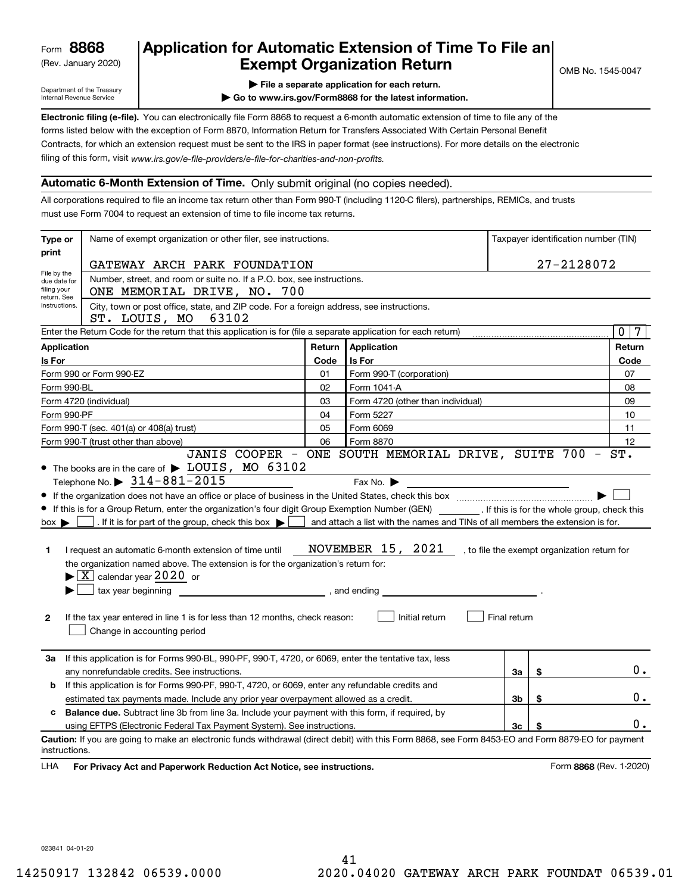Form **8868**
(Rev. January 2020)

Department of the Treasury
Internal Revenue Service

# Application for Automatic Extension of Time To File an Exempt Organization Return

▶ File a separate application for each return.

▶ Go to www.irs.gov/Form8868 for the latest information.

OMB No. 1545-0047

**Electronic filing (e-file).** You can electronically file Form 8868 to request a 6-month automatic extension of time to file any of the forms listed below with the exception of Form 8870, Information Return for Transfers Associated With Certain Personal Benefit Contracts, for which an extension request must be sent to the IRS in paper format (see instructions). For more details on the electronic filing of this form, visit *www.irs.gov/e-file-providers/e-file-for-charities-and-non-profits.*

## Automatic 6-Month Extension of Time. Only submit original (no copies needed).

All corporations required to file an income tax return other than Form 990-T (including 1120-C filers), partnerships, REMICs, and trusts must use Form 7004 to request an extension of time to file income tax returns.

**Type or print**

File by the due date for filing your return. See instructions.

Name of exempt organization or other filer, see instructions.
GATEWAY ARCH PARK FOUNDATION

Taxpayer identification number (TIN)
27-2128072

Number, street, and room or suite no. If a P.O. box, see instructions.
ONE MEMORIAL DRIVE, NO. 700

City, town or post office, state, and ZIP code. For a foreign address, see instructions.
ST. LOUIS, MO 63102

Enter the Return Code for the return that this application is for (file a separate application for each return) .......... 0 7

| Application Is For | Return Code | Application Is For | Return Code |
|---|---|---|---|
| Form 990 or Form 990-EZ | 01 | Form 990-T (corporation) | 07 |
| Form 990-BL | 02 | Form 1041-A | 08 |
| Form 4720 (individual) | 03 | Form 4720 (other than individual) | 09 |
| Form 990-PF | 04 | Form 5227 | 10 |
| Form 990-T (sec. 401(a) or 408(a) trust) | 05 | Form 6069 | 11 |
| Form 990-T (trust other than above) | 06 | Form 8870 | 12 |

- The books are in the care of ▶ JANIS COOPER - ONE SOUTH MEMORIAL DRIVE, SUITE 700 - ST. LOUIS, MO 63102

  Telephone No. ▶ 314-881-2015 Fax No. ▶

- If the organization does not have an office or place of business in the United States, check this box ▶ ☐
- If this is for a Group Return, enter the organization's four digit Group Exemption Number (GEN) ______ . If this is for the whole group, check this box ▶ ☐ . If it is for part of the group, check this box ▶ ☐ and attach a list with the names and TINs of all members the extension is for.

**1** I request an automatic 6-month extension of time until NOVEMBER 15, 2021 , to file the exempt organization return for the organization named above. The extension is for the organization's return for:

▶ ☒ calendar year 2020 or

▶ ☐ tax year beginning ______________ , and ending ______________ .

**2** If the tax year entered in line 1 is for less than 12 months, check reason: ☐ Initial return ☐ Final return ☐ Change in accounting period

| | | | | |
|---|---|---|---|---|
| **3a** | If this application is for Forms 990-BL, 990-PF, 990-T, 4720, or 6069, enter the tentative tax, less any nonrefundable credits. See instructions. | 3a | $ | 0. |
| **b** | If this application is for Forms 990-PF, 990-T, 4720, or 6069, enter any refundable credits and estimated tax payments made. Include any prior year overpayment allowed as a credit. | 3b | $ | 0. |
| **c** | **Balance due.** Subtract line 3b from line 3a. Include your payment with this form, if required, by using EFTPS (Electronic Federal Tax Payment System). See instructions. | 3c | $ | 0. |

**Caution:** If you are going to make an electronic funds withdrawal (direct debit) with this Form 8868, see Form 8453-EO and Form 8879-EO for payment instructions.

LHA **For Privacy Act and Paperwork Reduction Act Notice, see instructions.** Form **8868** (Rev. 1-2020)

023841 04-01-20

14250917 132842 06539.0000 2020.04020 GATEWAY ARCH PARK FOUNDAT 06539.01